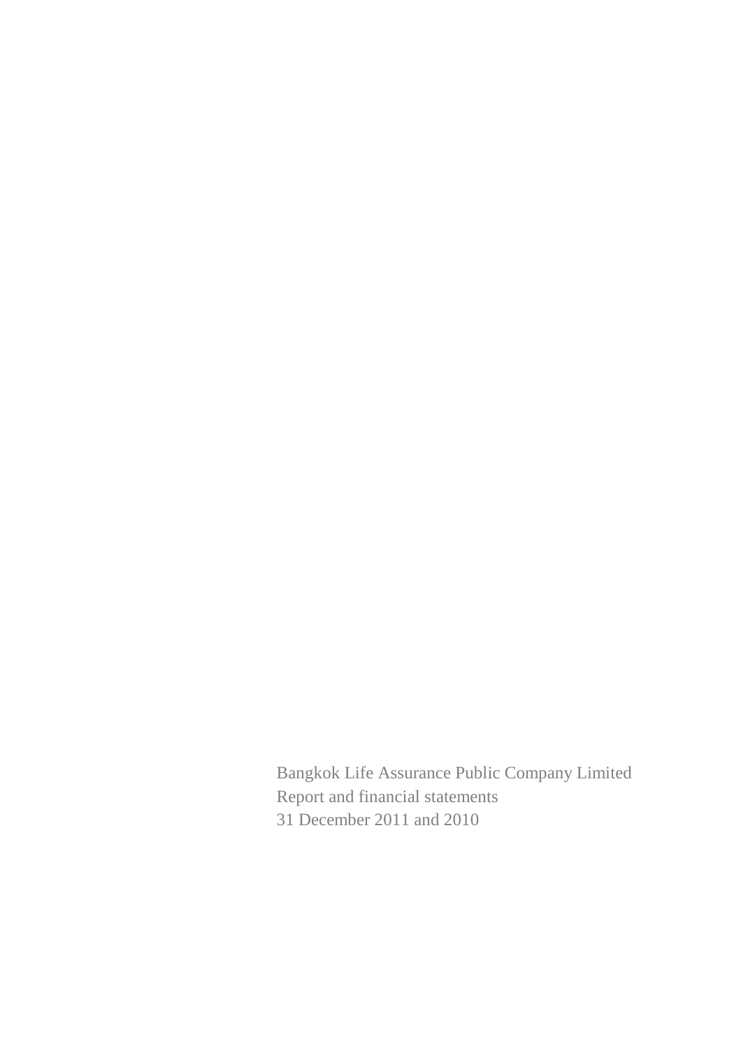Bangkok Life Assurance Public Company Limited

Report and financial statements

31 December 2011 and 2010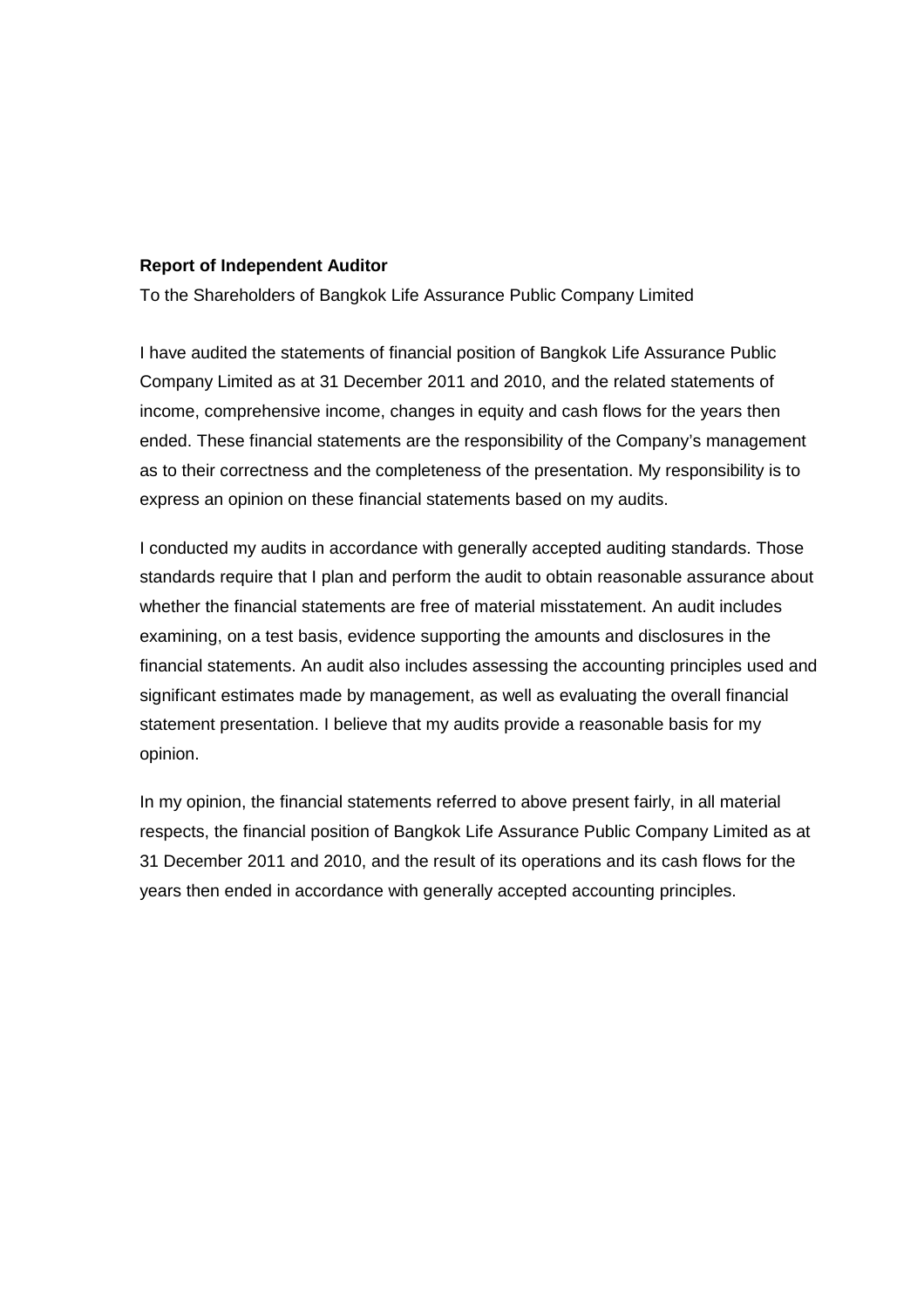**Report of Independent Auditor**

To the Shareholders of Bangkok Life Assurance Public Company Limited

I have audited the statements of financial position of Bangkok Life Assurance Public Company Limited as at 31 December 2011 and 2010, and the related statements of income, comprehensive income, changes in equity and cash flows for the years then ended. These financial statements are the responsibility of the Company's management as to their correctness and the completeness of the presentation. My responsibility is to express an opinion on these financial statements based on my audits.

I conducted my audits in accordance with generally accepted auditing standards. Those standards require that I plan and perform the audit to obtain reasonable assurance about whether the financial statements are free of material misstatement. An audit includes examining, on a test basis, evidence supporting the amounts and disclosures in the financial statements. An audit also includes assessing the accounting principles used and significant estimates made by management, as well as evaluating the overall financial statement presentation. I believe that my audits provide a reasonable basis for my opinion.

In my opinion, the financial statements referred to above present fairly, in all material respects, the financial position of Bangkok Life Assurance Public Company Limited as at 31 December 2011 and 2010, and the result of its operations and its cash flows for the years then ended in accordance with generally accepted accounting principles.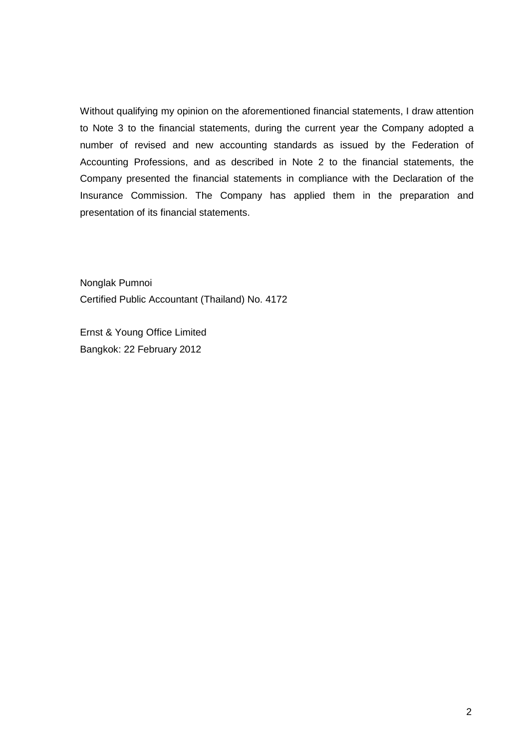Without qualifying my opinion on the aforementioned financial statements, I draw attention to Note 3 to the financial statements, during the current year the Company adopted a number of revised and new accounting standards as issued by the Federation of Accounting Professions, and as described in Note 2 to the financial statements, the Company presented the financial statements in compliance with the Declaration of the Insurance Commission. The Company has applied them in the preparation and presentation of its financial statements.

Nonglak Pumnoi
Certified Public Accountant (Thailand) No. 4172

Ernst & Young Office Limited
Bangkok: 22 February 2012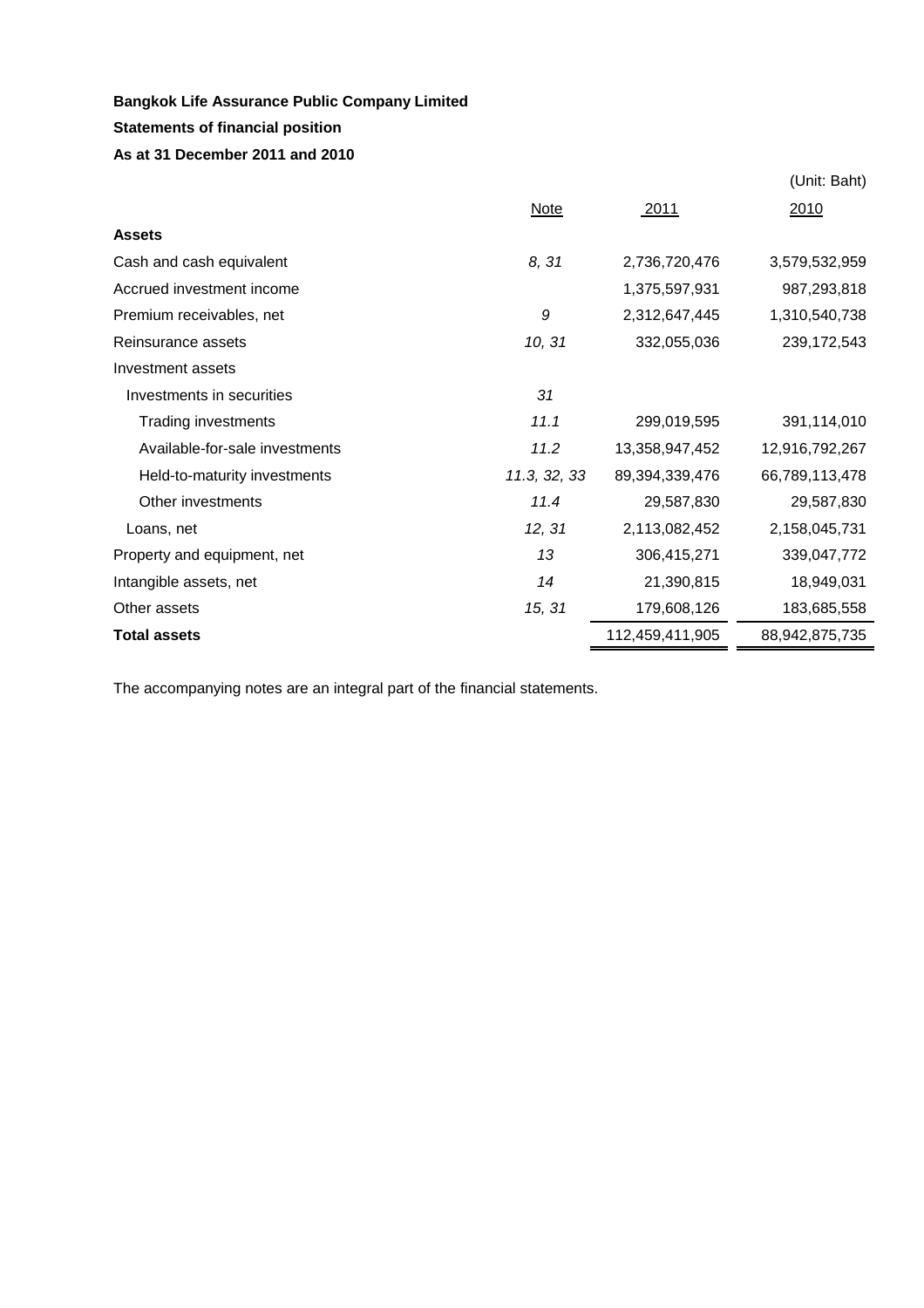**Bangkok Life Assurance Public Company Limited**

**Statements of financial position**

**As at 31 December 2011 and 2010**

(Unit: Baht)

| | Note | 2011 | 2010 |
|---|---|---|---|
| **Assets** | | | |
| Cash and cash equivalent | *8, 31* | 2,736,720,476 | 3,579,532,959 |
| Accrued investment income | | 1,375,597,931 | 987,293,818 |
| Premium receivables, net | *9* | 2,312,647,445 | 1,310,540,738 |
| Reinsurance assets | *10, 31* | 332,055,036 | 239,172,543 |
| Investment assets | | | |
| Investments in securities | *31* | | |
| Trading investments | *11.1* | 299,019,595 | 391,114,010 |
| Available-for-sale investments | *11.2* | 13,358,947,452 | 12,916,792,267 |
| Held-to-maturity investments | *11.3, 32, 33* | 89,394,339,476 | 66,789,113,478 |
| Other investments | *11.4* | 29,587,830 | 29,587,830 |
| Loans, net | *12, 31* | 2,113,082,452 | 2,158,045,731 |
| Property and equipment, net | *13* | 306,415,271 | 339,047,772 |
| Intangible assets, net | *14* | 21,390,815 | 18,949,031 |
| Other assets | *15, 31* | 179,608,126 | 183,685,558 |
| **Total assets** | | 112,459,411,905 | 88,942,875,735 |

The accompanying notes are an integral part of the financial statements.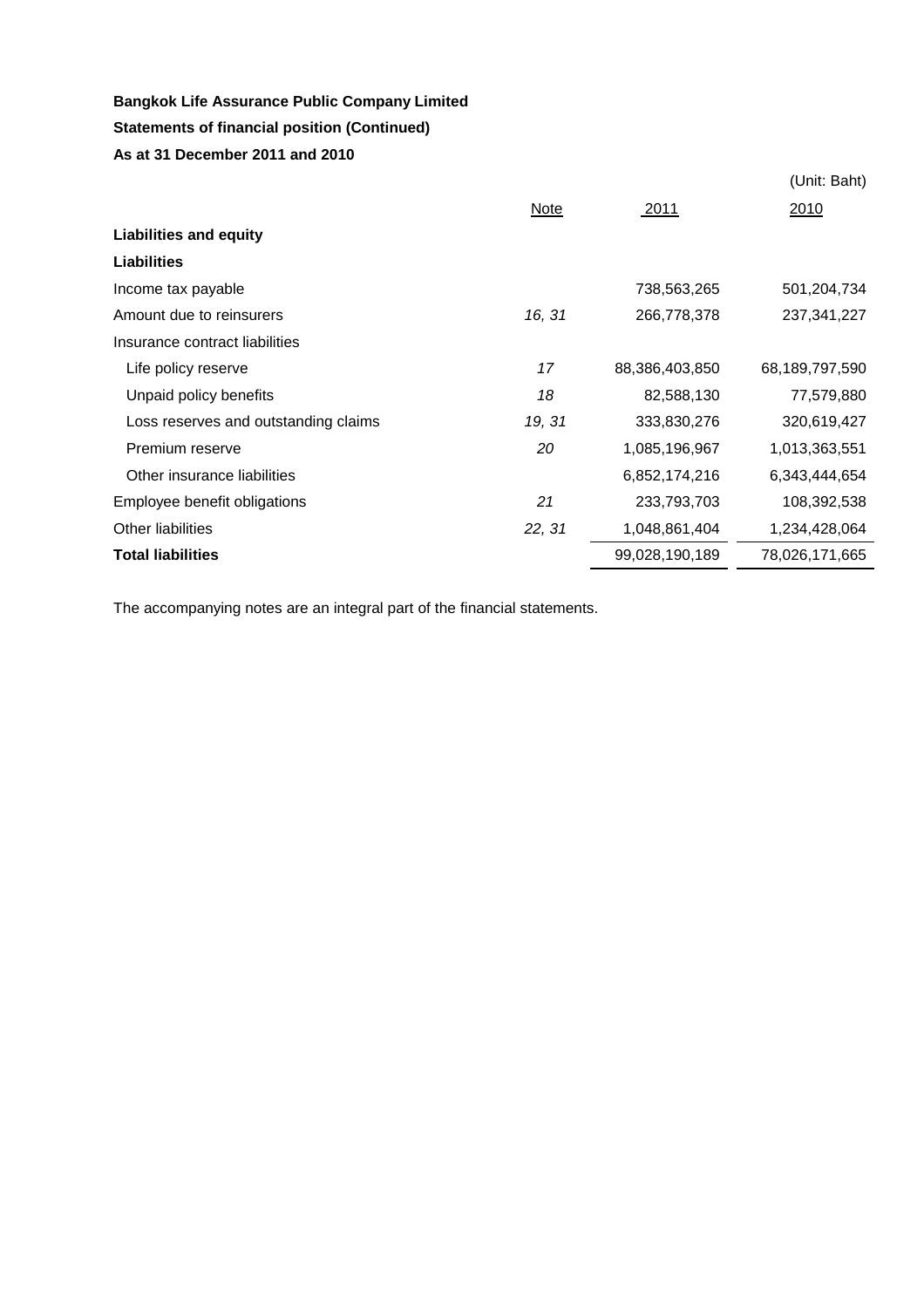**Bangkok Life Assurance Public Company Limited**

**Statements of financial position (Continued)**

**As at 31 December 2011 and 2010**

(Unit: Baht)

| | Note | 2011 | 2010 |
|---|---|---|---|
| **Liabilities and equity** | | | |
| **Liabilities** | | | |
| Income tax payable | | 738,563,265 | 501,204,734 |
| Amount due to reinsurers | *16, 31* | 266,778,378 | 237,341,227 |
| Insurance contract liabilities | | | |
| Life policy reserve | *17* | 88,386,403,850 | 68,189,797,590 |
| Unpaid policy benefits | *18* | 82,588,130 | 77,579,880 |
| Loss reserves and outstanding claims | *19, 31* | 333,830,276 | 320,619,427 |
| Premium reserve | *20* | 1,085,196,967 | 1,013,363,551 |
| Other insurance liabilities | | 6,852,174,216 | 6,343,444,654 |
| Employee benefit obligations | *21* | 233,793,703 | 108,392,538 |
| Other liabilities | *22, 31* | 1,048,861,404 | 1,234,428,064 |
| **Total liabilities** | | 99,028,190,189 | 78,026,171,665 |

The accompanying notes are an integral part of the financial statements.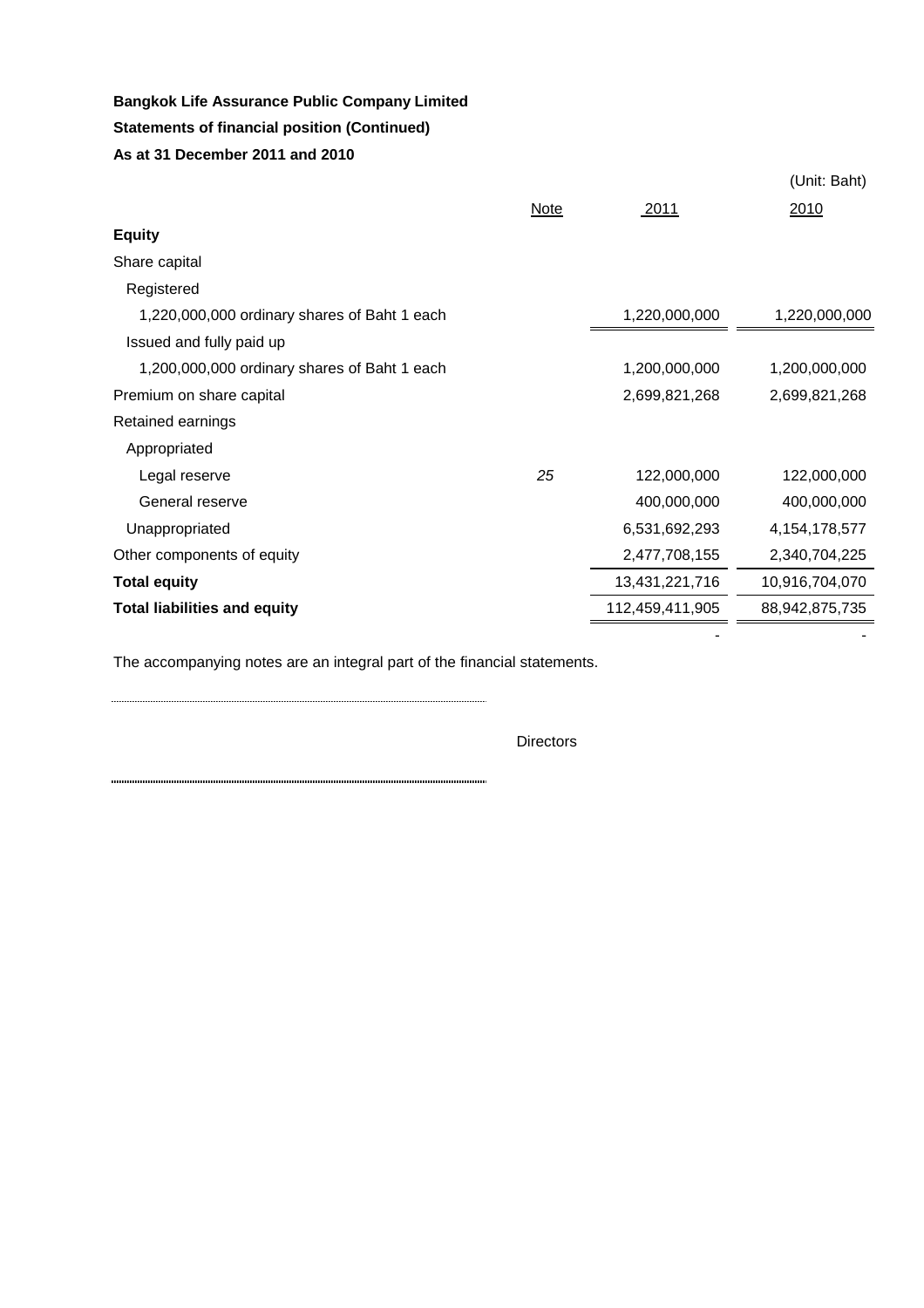**Bangkok Life Assurance Public Company Limited**

**Statements of financial position (Continued)**

**As at 31 December 2011 and 2010**

(Unit: Baht)

| | Note | 2011 | 2010 |
|---|---|---|---|
| **Equity** | | | |
| Share capital | | | |
| Registered | | | |
| 1,220,000,000 ordinary shares of Baht 1 each | | 1,220,000,000 | 1,220,000,000 |
| Issued and fully paid up | | | |
| 1,200,000,000 ordinary shares of Baht 1 each | | 1,200,000,000 | 1,200,000,000 |
| Premium on share capital | | 2,699,821,268 | 2,699,821,268 |
| Retained earnings | | | |
| Appropriated | | | |
| Legal reserve | *25* | 122,000,000 | 122,000,000 |
| General reserve | | 400,000,000 | 400,000,000 |
| Unappropriated | | 6,531,692,293 | 4,154,178,577 |
| Other components of equity | | 2,477,708,155 | 2,340,704,225 |
| **Total equity** | | 13,431,221,716 | 10,916,704,070 |
| **Total liabilities and equity** | | 112,459,411,905 | 88,942,875,735 |
| | | - | - |

The accompanying notes are an integral part of the financial statements.

Directors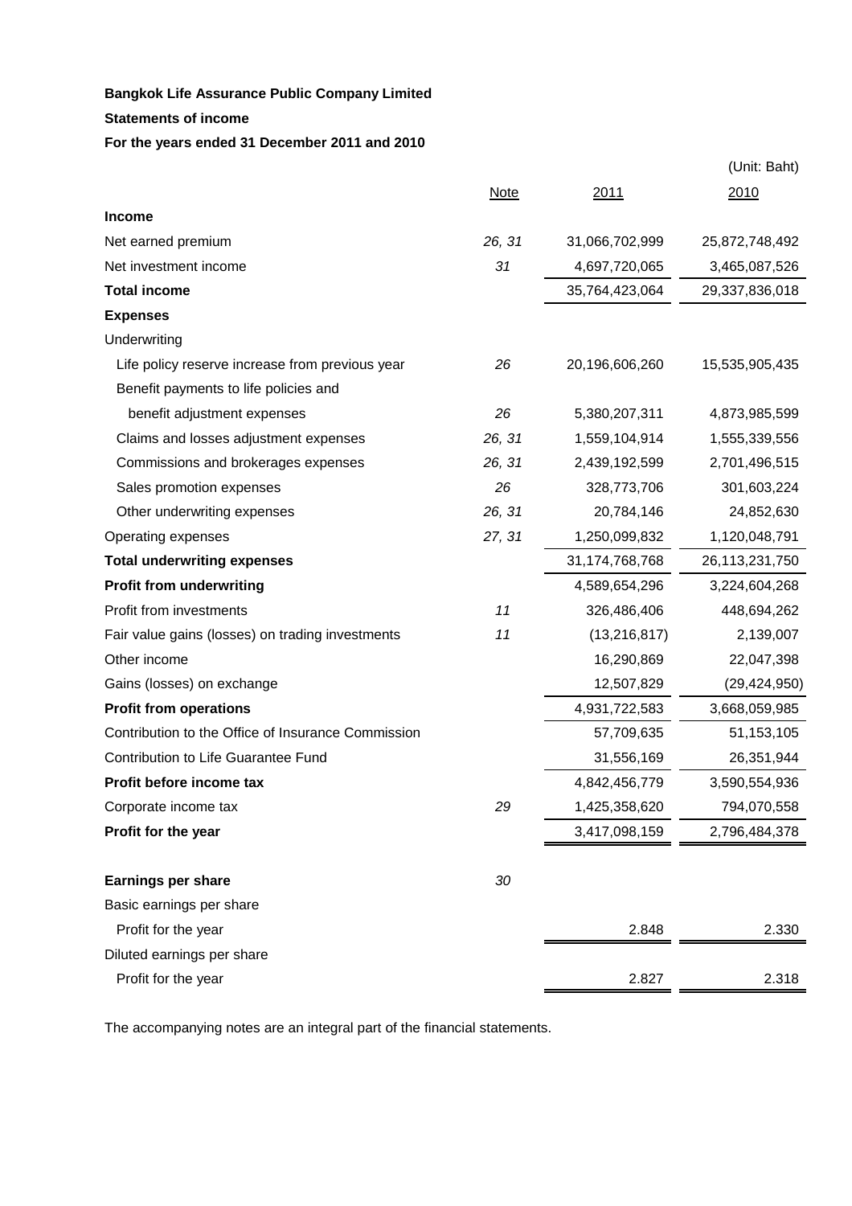**Bangkok Life Assurance Public Company Limited**

**Statements of income**

**For the years ended 31 December 2011 and 2010**

(Unit: Baht)

| | Note | 2011 | 2010 |
|---|---|---|---|
| **Income** | | | |
| Net earned premium | 26, 31 | 31,066,702,999 | 25,872,748,492 |
| Net investment income | 31 | 4,697,720,065 | 3,465,087,526 |
| **Total income** | | 35,764,423,064 | 29,337,836,018 |
| **Expenses** | | | |
| Underwriting | | | |
| Life policy reserve increase from previous year | 26 | 20,196,606,260 | 15,535,905,435 |
| Benefit payments to life policies and benefit adjustment expenses | 26 | 5,380,207,311 | 4,873,985,599 |
| Claims and losses adjustment expenses | 26, 31 | 1,559,104,914 | 1,555,339,556 |
| Commissions and brokerages expenses | 26, 31 | 2,439,192,599 | 2,701,496,515 |
| Sales promotion expenses | 26 | 328,773,706 | 301,603,224 |
| Other underwriting expenses | 26, 31 | 20,784,146 | 24,852,630 |
| Operating expenses | 27, 31 | 1,250,099,832 | 1,120,048,791 |
| **Total underwriting expenses** | | 31,174,768,768 | 26,113,231,750 |
| **Profit from underwriting** | | 4,589,654,296 | 3,224,604,268 |
| Profit from investments | 11 | 326,486,406 | 448,694,262 |
| Fair value gains (losses) on trading investments | 11 | (13,216,817) | 2,139,007 |
| Other income | | 16,290,869 | 22,047,398 |
| Gains (losses) on exchange | | 12,507,829 | (29,424,950) |
| **Profit from operations** | | 4,931,722,583 | 3,668,059,985 |
| Contribution to the Office of Insurance Commission | | 57,709,635 | 51,153,105 |
| Contribution to Life Guarantee Fund | | 31,556,169 | 26,351,944 |
| **Profit before income tax** | | 4,842,456,779 | 3,590,554,936 |
| Corporate income tax | 29 | 1,425,358,620 | 794,070,558 |
| **Profit for the year** | | 3,417,098,159 | 2,796,484,378 |
| | | | |
| **Earnings per share** | 30 | | |
| Basic earnings per share | | | |
| Profit for the year | | 2.848 | 2.330 |
| Diluted earnings per share | | | |
| Profit for the year | | 2.827 | 2.318 |

The accompanying notes are an integral part of the financial statements.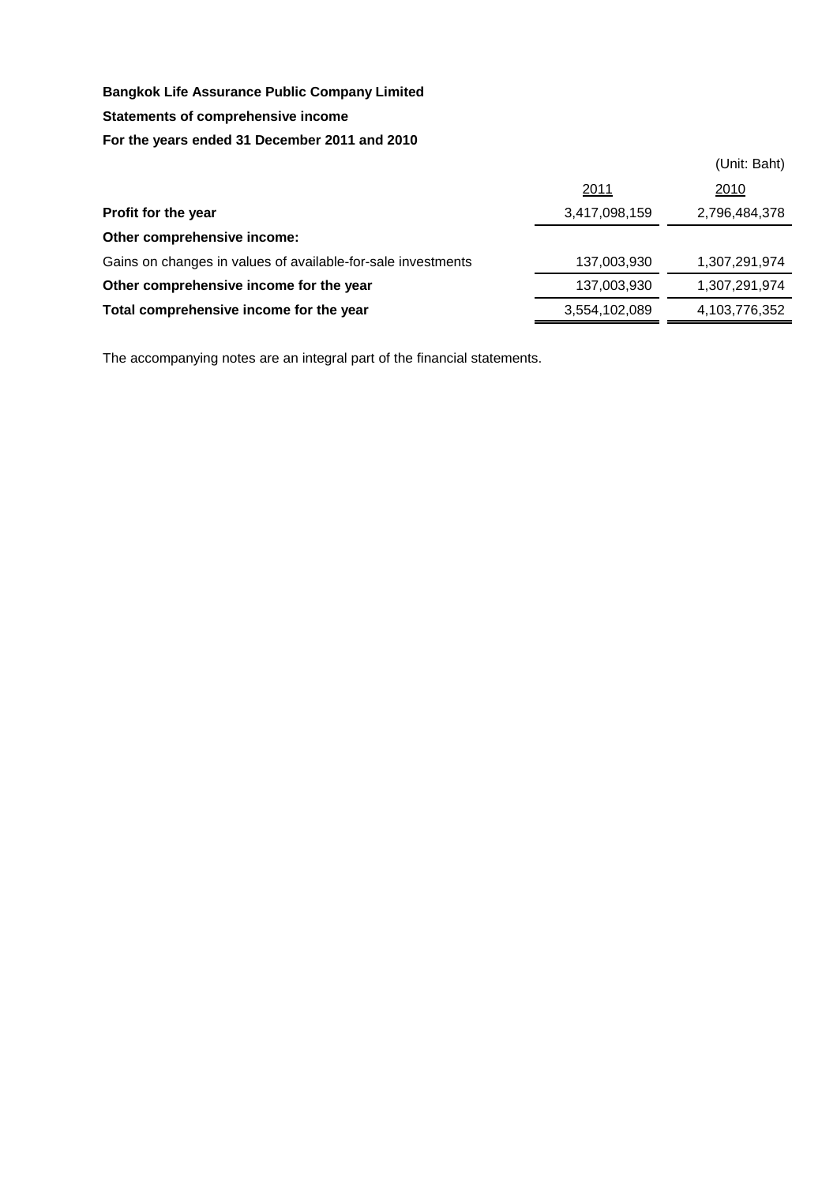**Bangkok Life Assurance Public Company Limited**

**Statements of comprehensive income**

**For the years ended 31 December 2011 and 2010**

(Unit: Baht)

| | 2011 | 2010 |
|---|---|---|
| **Profit for the year** | 3,417,098,159 | 2,796,484,378 |
| **Other comprehensive income:** | | |
| Gains on changes in values of available-for-sale investments | 137,003,930 | 1,307,291,974 |
| **Other comprehensive income for the year** | 137,003,930 | 1,307,291,974 |
| **Total comprehensive income for the year** | 3,554,102,089 | 4,103,776,352 |

The accompanying notes are an integral part of the financial statements.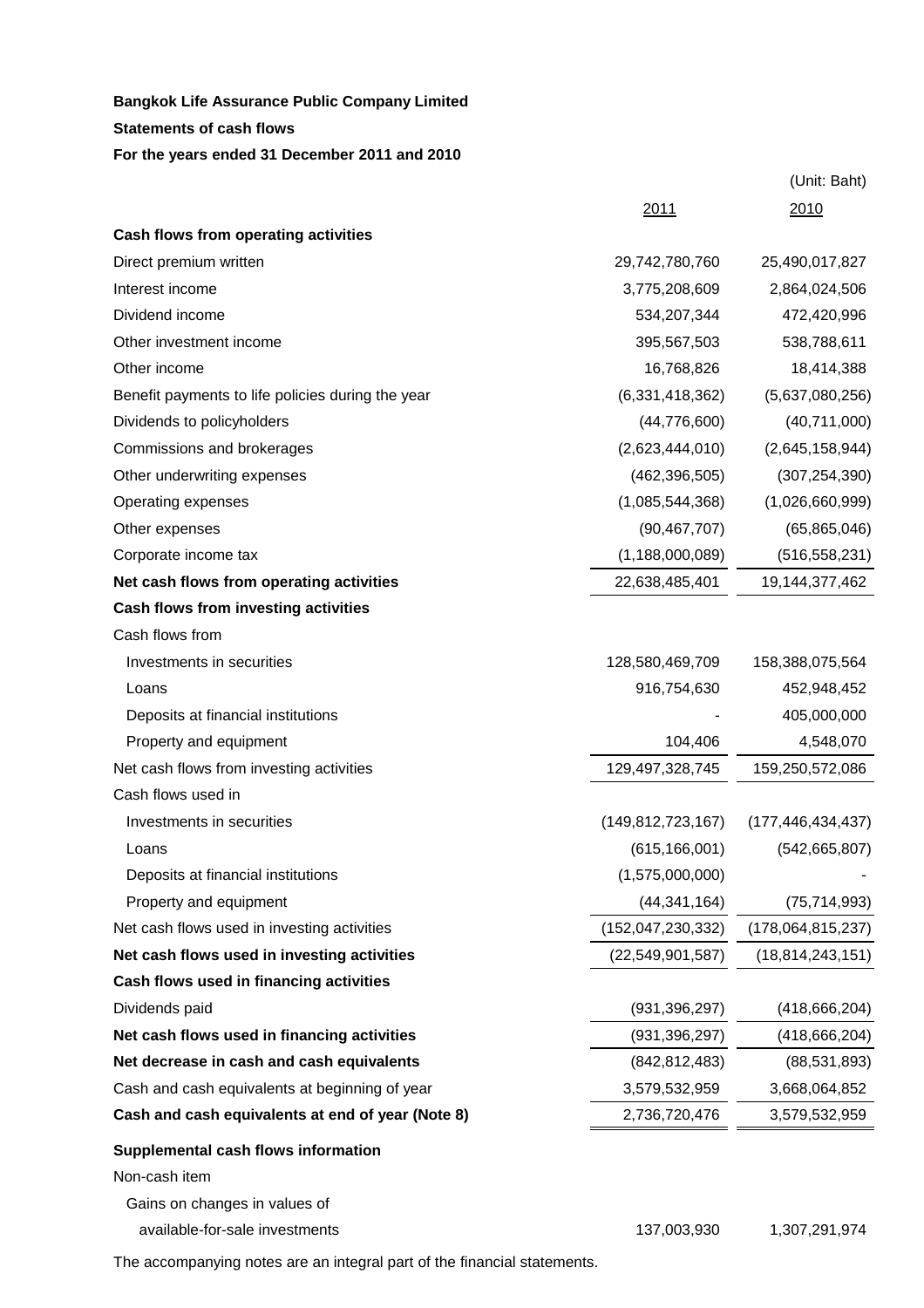**Bangkok Life Assurance Public Company Limited**

**Statements of cash flows**

**For the years ended 31 December 2011 and 2010**

(Unit: Baht)

| | 2011 | 2010 |
|---|---|---|
| **Cash flows from operating activities** | | |
| Direct premium written | 29,742,780,760 | 25,490,017,827 |
| Interest income | 3,775,208,609 | 2,864,024,506 |
| Dividend income | 534,207,344 | 472,420,996 |
| Other investment income | 395,567,503 | 538,788,611 |
| Other income | 16,768,826 | 18,414,388 |
| Benefit payments to life policies during the year | (6,331,418,362) | (5,637,080,256) |
| Dividends to policyholders | (44,776,600) | (40,711,000) |
| Commissions and brokerages | (2,623,444,010) | (2,645,158,944) |
| Other underwriting expenses | (462,396,505) | (307,254,390) |
| Operating expenses | (1,085,544,368) | (1,026,660,999) |
| Other expenses | (90,467,707) | (65,865,046) |
| Corporate income tax | (1,188,000,089) | (516,558,231) |
| **Net cash flows from operating activities** | 22,638,485,401 | 19,144,377,462 |
| **Cash flows from investing activities** | | |
| Cash flows from | | |
| Investments in securities | 128,580,469,709 | 158,388,075,564 |
| Loans | 916,754,630 | 452,948,452 |
| Deposits at financial institutions | - | 405,000,000 |
| Property and equipment | 104,406 | 4,548,070 |
| Net cash flows from investing activities | 129,497,328,745 | 159,250,572,086 |
| Cash flows used in | | |
| Investments in securities | (149,812,723,167) | (177,446,434,437) |
| Loans | (615,166,001) | (542,665,807) |
| Deposits at financial institutions | (1,575,000,000) | - |
| Property and equipment | (44,341,164) | (75,714,993) |
| Net cash flows used in investing activities | (152,047,230,332) | (178,064,815,237) |
| **Net cash flows used in investing activities** | (22,549,901,587) | (18,814,243,151) |
| **Cash flows used in financing activities** | | |
| Dividends paid | (931,396,297) | (418,666,204) |
| **Net cash flows used in financing activities** | (931,396,297) | (418,666,204) |
| **Net decrease in cash and cash equivalents** | (842,812,483) | (88,531,893) |
| Cash and cash equivalents at beginning of year | 3,579,532,959 | 3,668,064,852 |
| **Cash and cash equivalents at end of year (Note 8)** | 2,736,720,476 | 3,579,532,959 |
| **Supplemental cash flows information** | | |
| Non-cash item | | |
| Gains on changes in values of available-for-sale investments | 137,003,930 | 1,307,291,974 |

The accompanying notes are an integral part of the financial statements.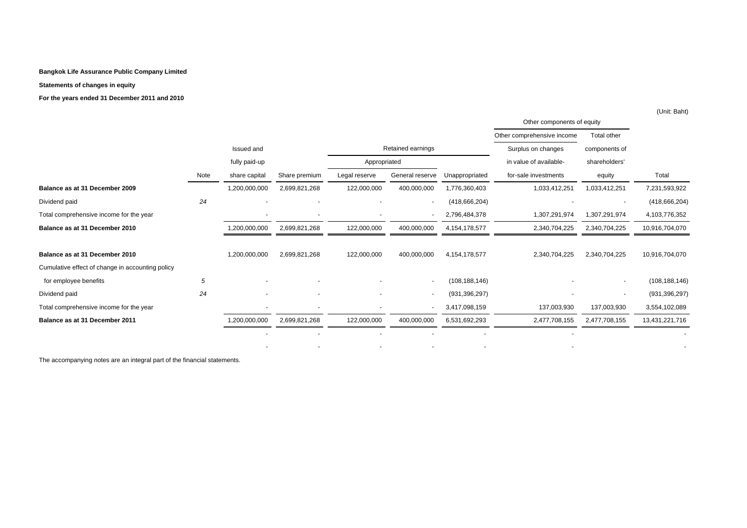**Bangkok Life Assurance Public Company Limited**

**Statements of changes in equity**

**For the years ended 31 December 2011 and 2010**

(Unit: Baht)

| | | | | | | | Other components of equity | | |
|---|---|---|---|---|---|---|---|---|---|
| | | | | | | | Other comprehensive income | Total other | |
| | | Issued and | | Retained earnings | | | Surplus on changes | components of | |
| | | fully paid-up | | Appropriated | | | in value of available- | shareholders' | |
| | Note | share capital | Share premium | Legal reserve | General reserve | Unappropriated | for-sale investments | equity | Total |
| **Balance as at 31 December 2009** | | 1,200,000,000 | 2,699,821,268 | 122,000,000 | 400,000,000 | 1,776,360,403 | 1,033,412,251 | 1,033,412,251 | 7,231,593,922 |
| Dividend paid | 24 | - | - | - | - | (418,666,204) | - | - | (418,666,204) |
| Total comprehensive income for the year | | - | - | - | - | 2,796,484,378 | 1,307,291,974 | 1,307,291,974 | 4,103,776,352 |
| **Balance as at 31 December 2010** | | 1,200,000,000 | 2,699,821,268 | 122,000,000 | 400,000,000 | 4,154,178,577 | 2,340,704,225 | 2,340,704,225 | 10,916,704,070 |
| | | | | | | | | | |
| **Balance as at 31 December 2010** | | 1,200,000,000 | 2,699,821,268 | 122,000,000 | 400,000,000 | 4,154,178,577 | 2,340,704,225 | 2,340,704,225 | 10,916,704,070 |
| Cumulative effect of change in accounting policy | | | | | | | | | |
| for employee benefits | 5 | - | - | - | - | (108,188,146) | - | - | (108,188,146) |
| Dividend paid | 24 | - | - | - | - | (931,396,297) | - | - | (931,396,297) |
| Total comprehensive income for the year | | - | - | - | - | 3,417,098,159 | 137,003,930 | 137,003,930 | 3,554,102,089 |
| **Balance as at 31 December 2011** | | 1,200,000,000 | 2,699,821,268 | 122,000,000 | 400,000,000 | 6,531,692,293 | 2,477,708,155 | 2,477,708,155 | 13,431,221,716 |
| | | - | - | - | - | - | - | | - |
| | | - | - | - | - | - | - | | - |

The accompanying notes are an integral part of the financial statements.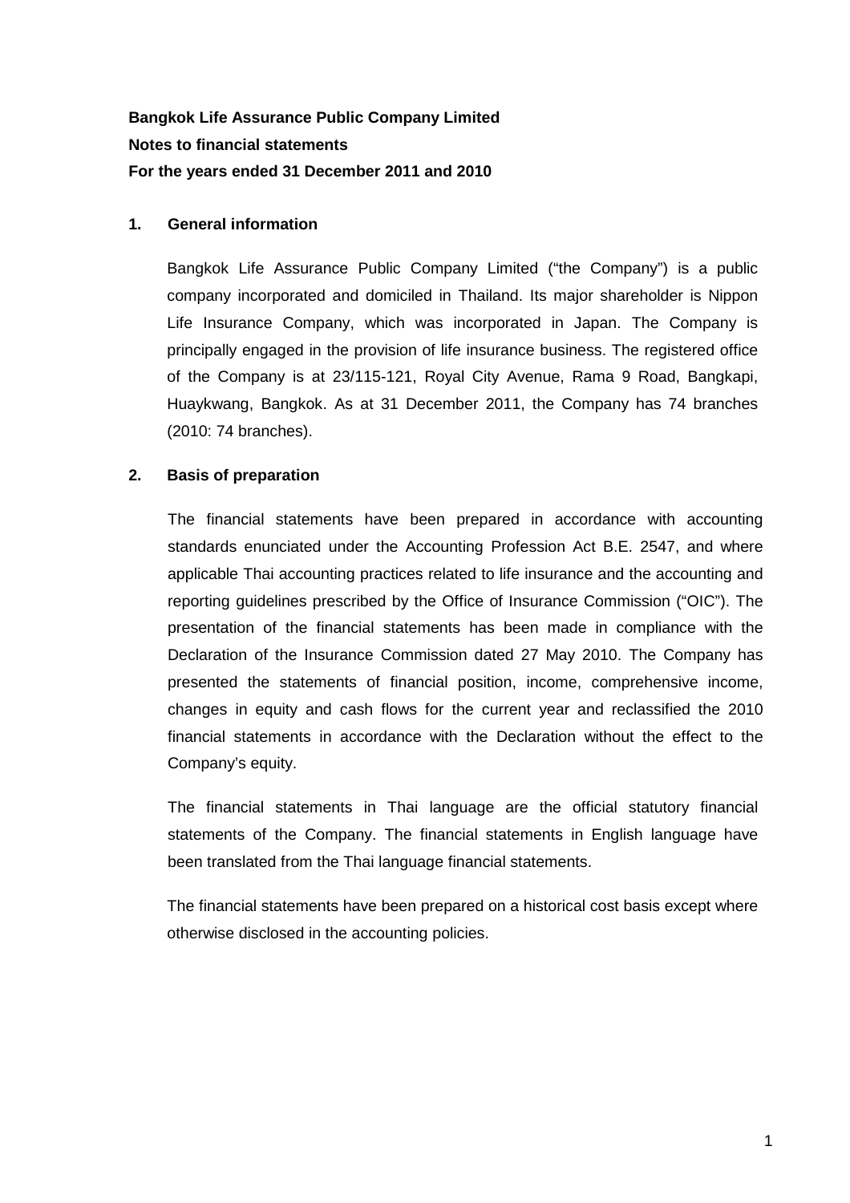**Bangkok Life Assurance Public Company Limited**

**Notes to financial statements**

**For the years ended 31 December 2011 and 2010**

## 1. General information

Bangkok Life Assurance Public Company Limited ("the Company") is a public company incorporated and domiciled in Thailand. Its major shareholder is Nippon Life Insurance Company, which was incorporated in Japan. The Company is principally engaged in the provision of life insurance business. The registered office of the Company is at 23/115-121, Royal City Avenue, Rama 9 Road, Bangkapi, Huaykwang, Bangkok. As at 31 December 2011, the Company has 74 branches (2010: 74 branches).

## 2. Basis of preparation

The financial statements have been prepared in accordance with accounting standards enunciated under the Accounting Profession Act B.E. 2547, and where applicable Thai accounting practices related to life insurance and the accounting and reporting guidelines prescribed by the Office of Insurance Commission ("OIC"). The presentation of the financial statements has been made in compliance with the Declaration of the Insurance Commission dated 27 May 2010. The Company has presented the statements of financial position, income, comprehensive income, changes in equity and cash flows for the current year and reclassified the 2010 financial statements in accordance with the Declaration without the effect to the Company's equity.

The financial statements in Thai language are the official statutory financial statements of the Company. The financial statements in English language have been translated from the Thai language financial statements.

The financial statements have been prepared on a historical cost basis except where otherwise disclosed in the accounting policies.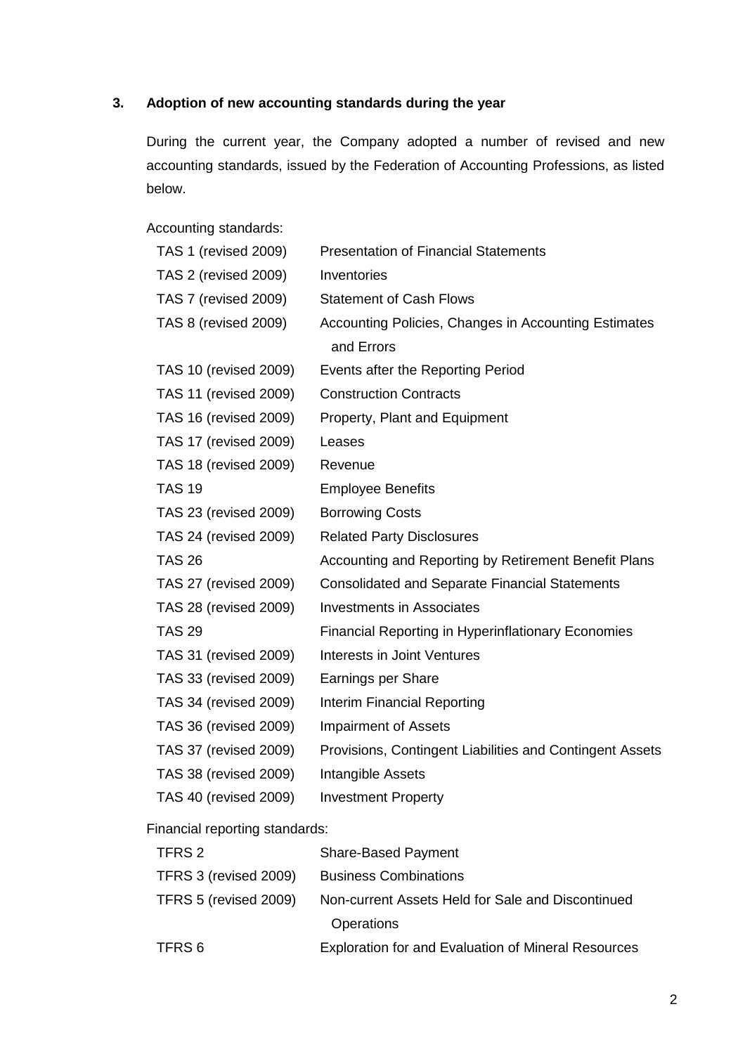### 3. Adoption of new accounting standards during the year

During the current year, the Company adopted a number of revised and new accounting standards, issued by the Federation of Accounting Professions, as listed below.

Accounting standards:

| | |
|---|---|
| TAS 1 (revised 2009) | Presentation of Financial Statements |
| TAS 2 (revised 2009) | Inventories |
| TAS 7 (revised 2009) | Statement of Cash Flows |
| TAS 8 (revised 2009) | Accounting Policies, Changes in Accounting Estimates and Errors |
| TAS 10 (revised 2009) | Events after the Reporting Period |
| TAS 11 (revised 2009) | Construction Contracts |
| TAS 16 (revised 2009) | Property, Plant and Equipment |
| TAS 17 (revised 2009) | Leases |
| TAS 18 (revised 2009) | Revenue |
| TAS 19 | Employee Benefits |
| TAS 23 (revised 2009) | Borrowing Costs |
| TAS 24 (revised 2009) | Related Party Disclosures |
| TAS 26 | Accounting and Reporting by Retirement Benefit Plans |
| TAS 27 (revised 2009) | Consolidated and Separate Financial Statements |
| TAS 28 (revised 2009) | Investments in Associates |
| TAS 29 | Financial Reporting in Hyperinflationary Economies |
| TAS 31 (revised 2009) | Interests in Joint Ventures |
| TAS 33 (revised 2009) | Earnings per Share |
| TAS 34 (revised 2009) | Interim Financial Reporting |
| TAS 36 (revised 2009) | Impairment of Assets |
| TAS 37 (revised 2009) | Provisions, Contingent Liabilities and Contingent Assets |
| TAS 38 (revised 2009) | Intangible Assets |
| TAS 40 (revised 2009) | Investment Property |

Financial reporting standards:

| | |
|---|---|
| TFRS 2 | Share-Based Payment |
| TFRS 3 (revised 2009) | Business Combinations |
| TFRS 5 (revised 2009) | Non-current Assets Held for Sale and Discontinued Operations |
| TFRS 6 | Exploration for and Evaluation of Mineral Resources |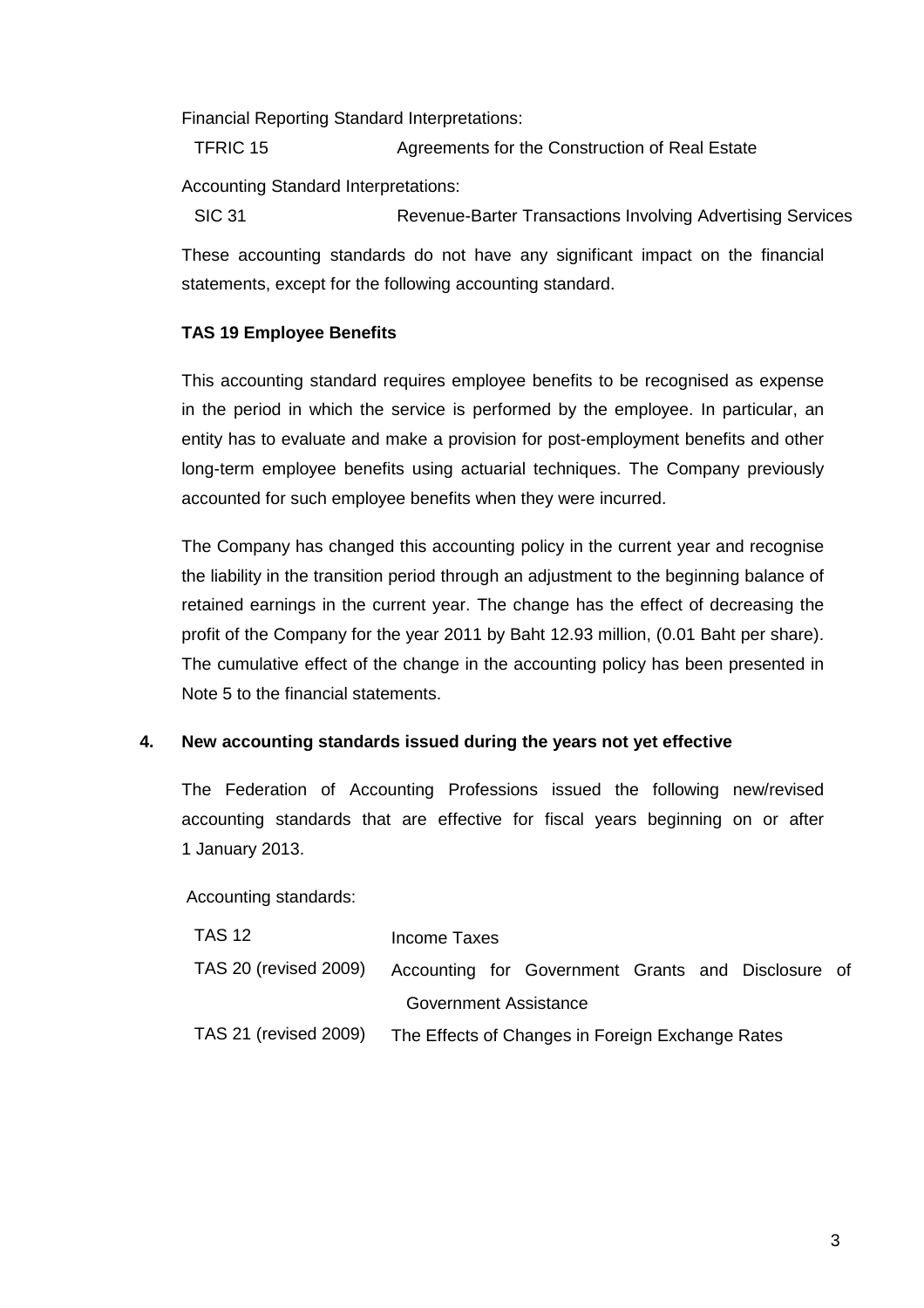Financial Reporting Standard Interpretations:

| | |
|---|---|
| TFRIC 15 | Agreements for the Construction of Real Estate |

Accounting Standard Interpretations:

| | |
|---|---|
| SIC 31 | Revenue-Barter Transactions Involving Advertising Services |

These accounting standards do not have any significant impact on the financial statements, except for the following accounting standard.

**TAS 19 Employee Benefits**

This accounting standard requires employee benefits to be recognised as expense in the period in which the service is performed by the employee. In particular, an entity has to evaluate and make a provision for post-employment benefits and other long-term employee benefits using actuarial techniques. The Company previously accounted for such employee benefits when they were incurred.

The Company has changed this accounting policy in the current year and recognise the liability in the transition period through an adjustment to the beginning balance of retained earnings in the current year. The change has the effect of decreasing the profit of the Company for the year 2011 by Baht 12.93 million, (0.01 Baht per share). The cumulative effect of the change in the accounting policy has been presented in Note 5 to the financial statements.

## 4. New accounting standards issued during the years not yet effective

The Federation of Accounting Professions issued the following new/revised accounting standards that are effective for fiscal years beginning on or after 1 January 2013.

Accounting standards:

| | |
|---|---|
| TAS 12 | Income Taxes |
| TAS 20 (revised 2009) | Accounting for Government Grants and Disclosure of Government Assistance |
| TAS 21 (revised 2009) | The Effects of Changes in Foreign Exchange Rates |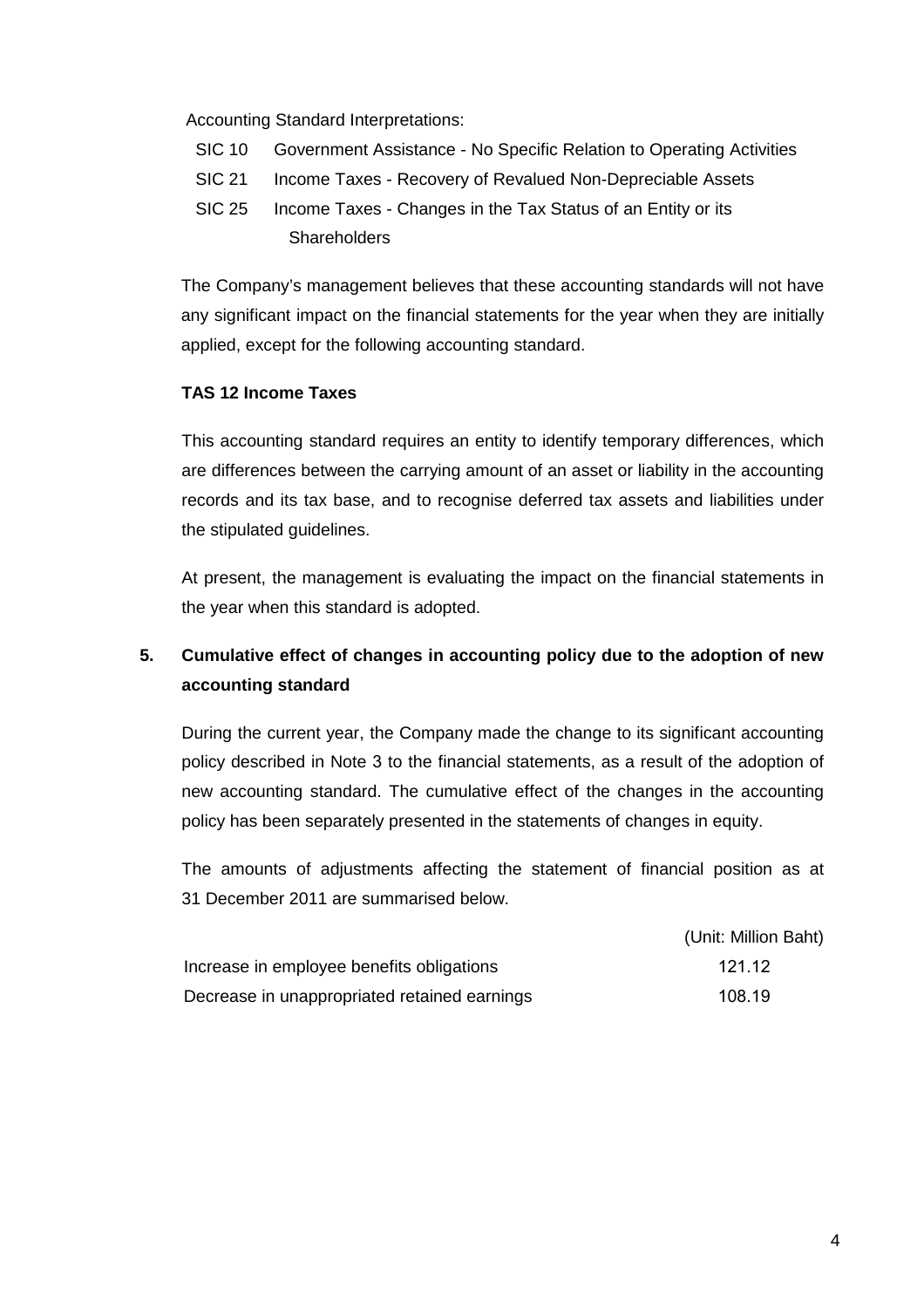Accounting Standard Interpretations:

- SIC 10 Government Assistance - No Specific Relation to Operating Activities
- SIC 21 Income Taxes - Recovery of Revalued Non-Depreciable Assets
- SIC 25 Income Taxes - Changes in the Tax Status of an Entity or its Shareholders

The Company's management believes that these accounting standards will not have any significant impact on the financial statements for the year when they are initially applied, except for the following accounting standard.

**TAS 12 Income Taxes**

This accounting standard requires an entity to identify temporary differences, which are differences between the carrying amount of an asset or liability in the accounting records and its tax base, and to recognise deferred tax assets and liabilities under the stipulated guidelines.

At present, the management is evaluating the impact on the financial statements in the year when this standard is adopted.

## 5. Cumulative effect of changes in accounting policy due to the adoption of new accounting standard

During the current year, the Company made the change to its significant accounting policy described in Note 3 to the financial statements, as a result of the adoption of new accounting standard. The cumulative effect of the changes in the accounting policy has been separately presented in the statements of changes in equity.

The amounts of adjustments affecting the statement of financial position as at 31 December 2011 are summarised below.

| | (Unit: Million Baht) |
|---|---|
| Increase in employee benefits obligations | 121.12 |
| Decrease in unappropriated retained earnings | 108.19 |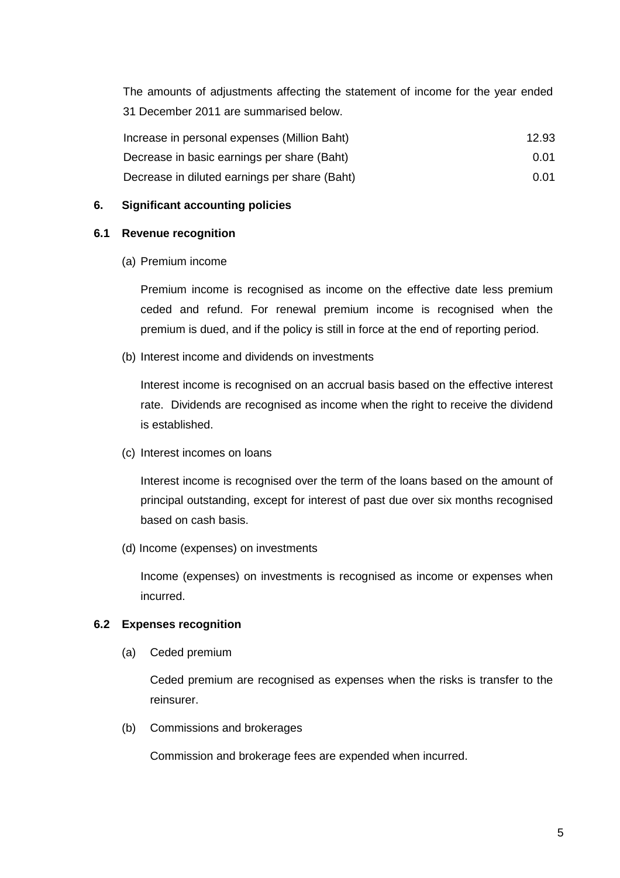The amounts of adjustments affecting the statement of income for the year ended 31 December 2011 are summarised below.

| | |
|---|---|
| Increase in personal expenses (Million Baht) | 12.93 |
| Decrease in basic earnings per share (Baht) | 0.01 |
| Decrease in diluted earnings per share (Baht) | 0.01 |

## 6. Significant accounting policies

### 6.1 Revenue recognition

(a) Premium income

Premium income is recognised as income on the effective date less premium ceded and refund. For renewal premium income is recognised when the premium is dued, and if the policy is still in force at the end of reporting period.

(b) Interest income and dividends on investments

Interest income is recognised on an accrual basis based on the effective interest rate. Dividends are recognised as income when the right to receive the dividend is established.

(c) Interest incomes on loans

Interest income is recognised over the term of the loans based on the amount of principal outstanding, except for interest of past due over six months recognised based on cash basis.

(d) Income (expenses) on investments

Income (expenses) on investments is recognised as income or expenses when incurred.

### 6.2 Expenses recognition

(a) Ceded premium

Ceded premium are recognised as expenses when the risks is transfer to the reinsurer.

(b) Commissions and brokerages

Commission and brokerage fees are expended when incurred.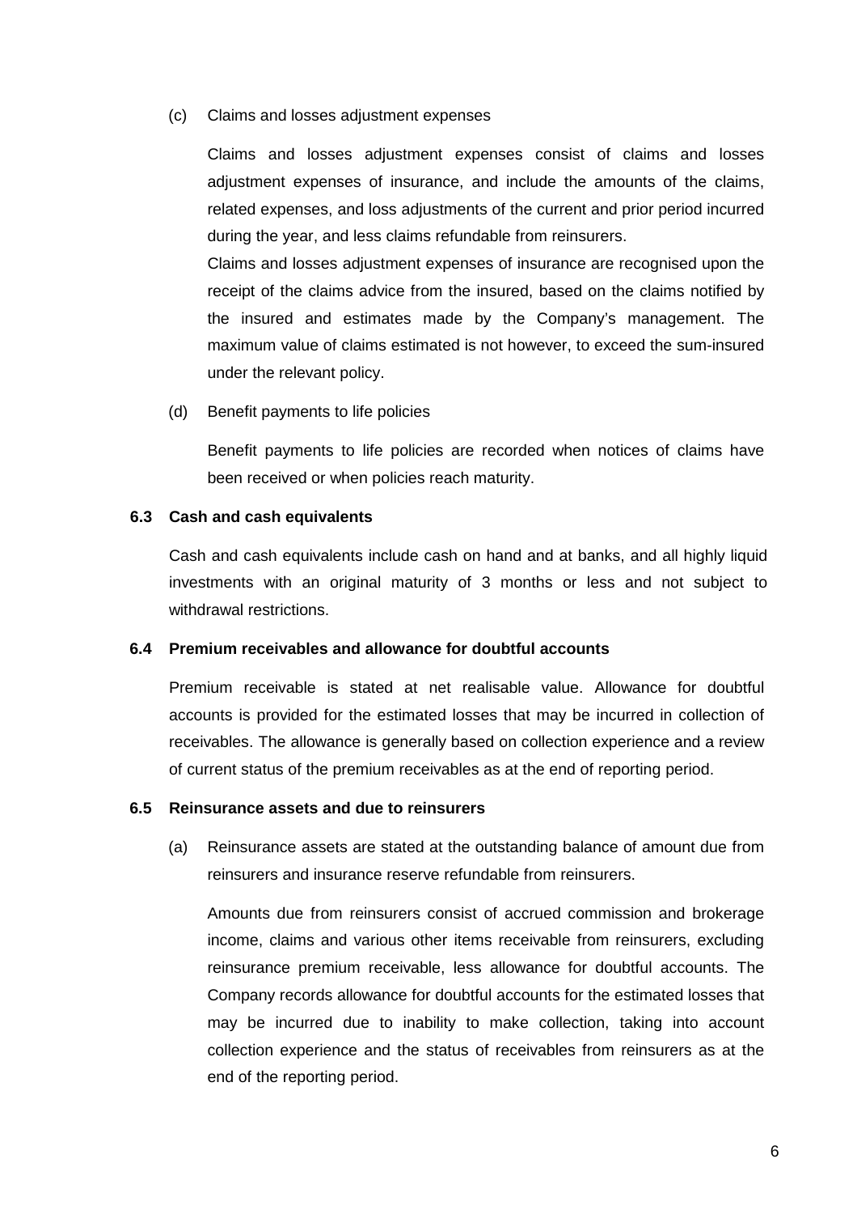(c) Claims and losses adjustment expenses

Claims and losses adjustment expenses consist of claims and losses adjustment expenses of insurance, and include the amounts of the claims, related expenses, and loss adjustments of the current and prior period incurred during the year, and less claims refundable from reinsurers.

Claims and losses adjustment expenses of insurance are recognised upon the receipt of the claims advice from the insured, based on the claims notified by the insured and estimates made by the Company's management. The maximum value of claims estimated is not however, to exceed the sum-insured under the relevant policy.

(d) Benefit payments to life policies

Benefit payments to life policies are recorded when notices of claims have been received or when policies reach maturity.

### 6.3 Cash and cash equivalents

Cash and cash equivalents include cash on hand and at banks, and all highly liquid investments with an original maturity of 3 months or less and not subject to withdrawal restrictions.

### 6.4 Premium receivables and allowance for doubtful accounts

Premium receivable is stated at net realisable value. Allowance for doubtful accounts is provided for the estimated losses that may be incurred in collection of receivables. The allowance is generally based on collection experience and a review of current status of the premium receivables as at the end of reporting period.

### 6.5 Reinsurance assets and due to reinsurers

(a) Reinsurance assets are stated at the outstanding balance of amount due from reinsurers and insurance reserve refundable from reinsurers.

Amounts due from reinsurers consist of accrued commission and brokerage income, claims and various other items receivable from reinsurers, excluding reinsurance premium receivable, less allowance for doubtful accounts. The Company records allowance for doubtful accounts for the estimated losses that may be incurred due to inability to make collection, taking into account collection experience and the status of receivables from reinsurers as at the end of the reporting period.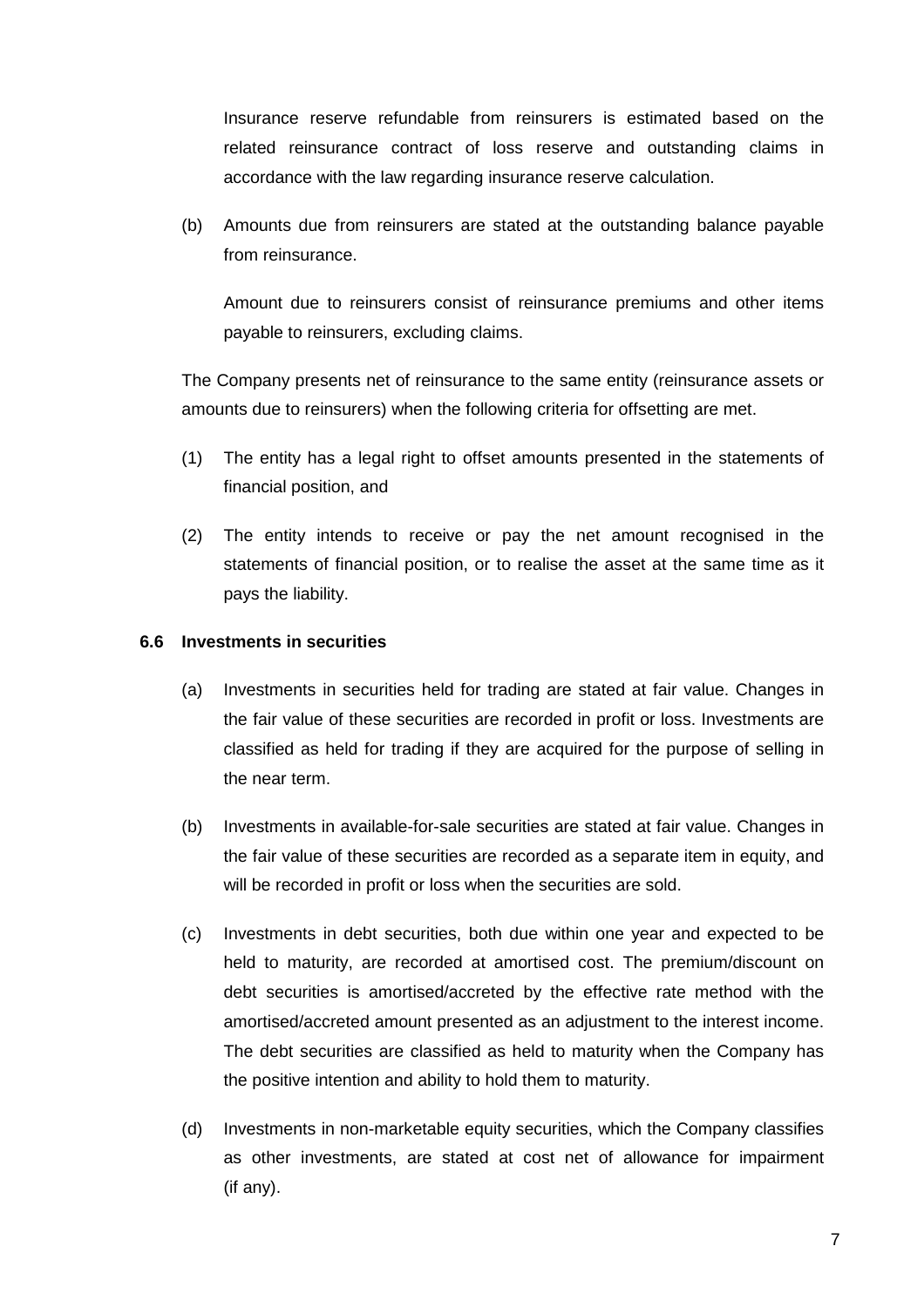Insurance reserve refundable from reinsurers is estimated based on the related reinsurance contract of loss reserve and outstanding claims in accordance with the law regarding insurance reserve calculation.

(b) Amounts due from reinsurers are stated at the outstanding balance payable from reinsurance.

Amount due to reinsurers consist of reinsurance premiums and other items payable to reinsurers, excluding claims.

The Company presents net of reinsurance to the same entity (reinsurance assets or amounts due to reinsurers) when the following criteria for offsetting are met.

(1) The entity has a legal right to offset amounts presented in the statements of financial position, and

(2) The entity intends to receive or pay the net amount recognised in the statements of financial position, or to realise the asset at the same time as it pays the liability.

**6.6 Investments in securities**

(a) Investments in securities held for trading are stated at fair value. Changes in the fair value of these securities are recorded in profit or loss. Investments are classified as held for trading if they are acquired for the purpose of selling in the near term.

(b) Investments in available-for-sale securities are stated at fair value. Changes in the fair value of these securities are recorded as a separate item in equity, and will be recorded in profit or loss when the securities are sold.

(c) Investments in debt securities, both due within one year and expected to be held to maturity, are recorded at amortised cost. The premium/discount on debt securities is amortised/accreted by the effective rate method with the amortised/accreted amount presented as an adjustment to the interest income. The debt securities are classified as held to maturity when the Company has the positive intention and ability to hold them to maturity.

(d) Investments in non-marketable equity securities, which the Company classifies as other investments, are stated at cost net of allowance for impairment (if any).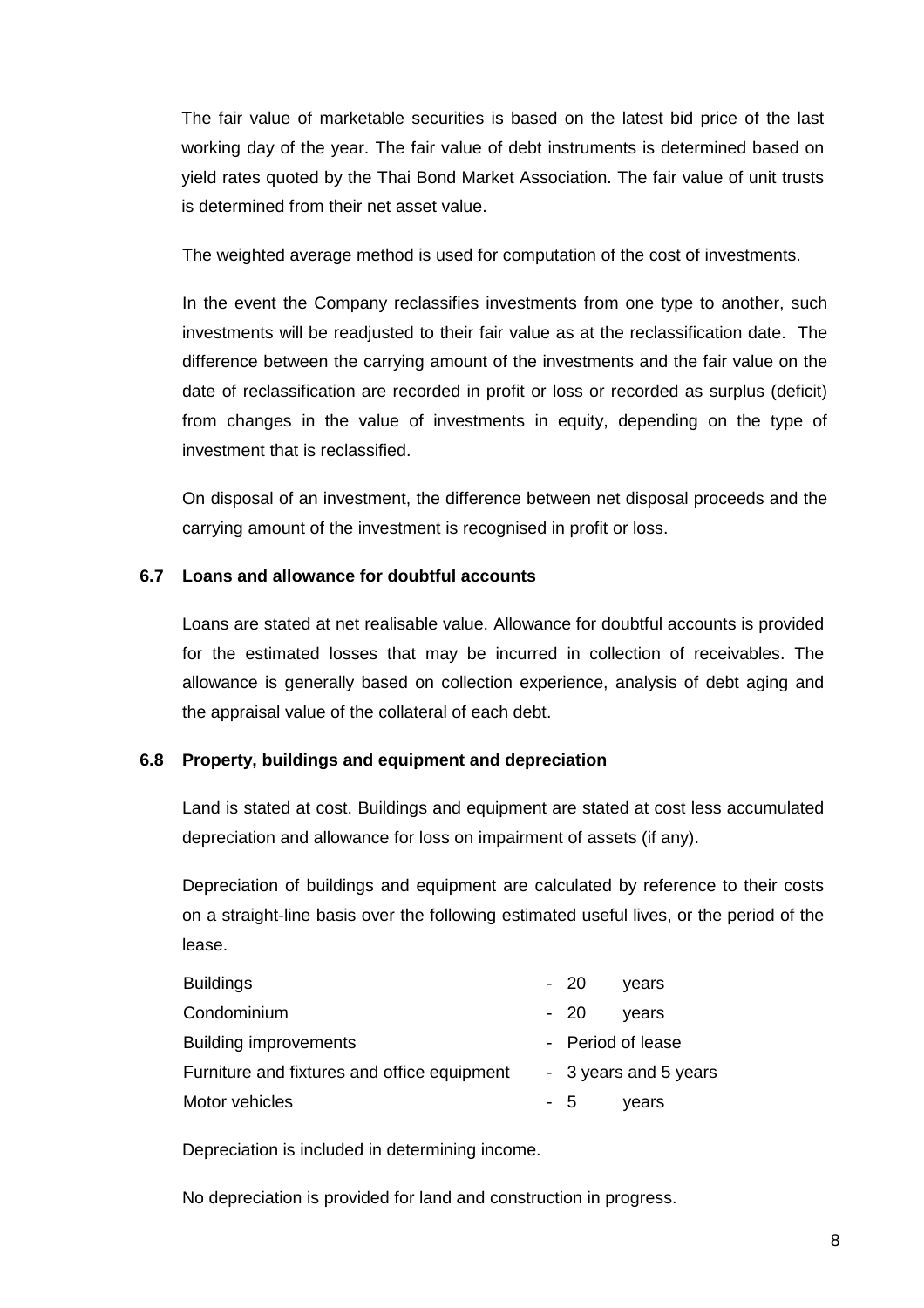The fair value of marketable securities is based on the latest bid price of the last working day of the year. The fair value of debt instruments is determined based on yield rates quoted by the Thai Bond Market Association. The fair value of unit trusts is determined from their net asset value.

The weighted average method is used for computation of the cost of investments.

In the event the Company reclassifies investments from one type to another, such investments will be readjusted to their fair value as at the reclassification date. The difference between the carrying amount of the investments and the fair value on the date of reclassification are recorded in profit or loss or recorded as surplus (deficit) from changes in the value of investments in equity, depending on the type of investment that is reclassified.

On disposal of an investment, the difference between net disposal proceeds and the carrying amount of the investment is recognised in profit or loss.

### 6.7 Loans and allowance for doubtful accounts

Loans are stated at net realisable value. Allowance for doubtful accounts is provided for the estimated losses that may be incurred in collection of receivables. The allowance is generally based on collection experience, analysis of debt aging and the appraisal value of the collateral of each debt.

### 6.8 Property, buildings and equipment and depreciation

Land is stated at cost. Buildings and equipment are stated at cost less accumulated depreciation and allowance for loss on impairment of assets (if any).

Depreciation of buildings and equipment are calculated by reference to their costs on a straight-line basis over the following estimated useful lives, or the period of the lease.

| | |
|---|---|
| Buildings | - 20 years |
| Condominium | - 20 years |
| Building improvements | - Period of lease |
| Furniture and fixtures and office equipment | - 3 years and 5 years |
| Motor vehicles | - 5 years |

Depreciation is included in determining income.

No depreciation is provided for land and construction in progress.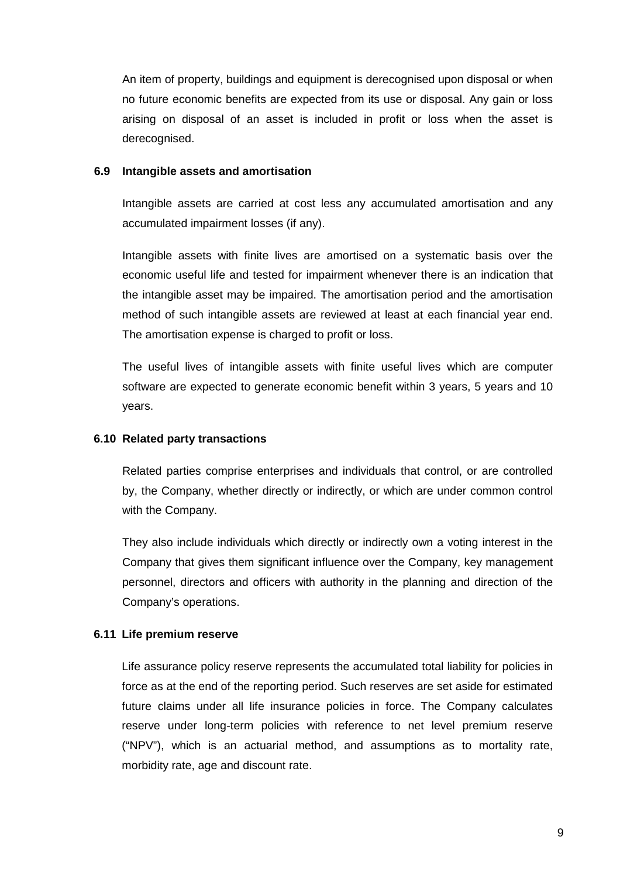An item of property, buildings and equipment is derecognised upon disposal or when no future economic benefits are expected from its use or disposal. Any gain or loss arising on disposal of an asset is included in profit or loss when the asset is derecognised.

### 6.9 Intangible assets and amortisation

Intangible assets are carried at cost less any accumulated amortisation and any accumulated impairment losses (if any).

Intangible assets with finite lives are amortised on a systematic basis over the economic useful life and tested for impairment whenever there is an indication that the intangible asset may be impaired. The amortisation period and the amortisation method of such intangible assets are reviewed at least at each financial year end. The amortisation expense is charged to profit or loss.

The useful lives of intangible assets with finite useful lives which are computer software are expected to generate economic benefit within 3 years, 5 years and 10 years.

### 6.10 Related party transactions

Related parties comprise enterprises and individuals that control, or are controlled by, the Company, whether directly or indirectly, or which are under common control with the Company.

They also include individuals which directly or indirectly own a voting interest in the Company that gives them significant influence over the Company, key management personnel, directors and officers with authority in the planning and direction of the Company's operations.

### 6.11 Life premium reserve

Life assurance policy reserve represents the accumulated total liability for policies in force as at the end of the reporting period. Such reserves are set aside for estimated future claims under all life insurance policies in force. The Company calculates reserve under long-term policies with reference to net level premium reserve ("NPV"), which is an actuarial method, and assumptions as to mortality rate, morbidity rate, age and discount rate.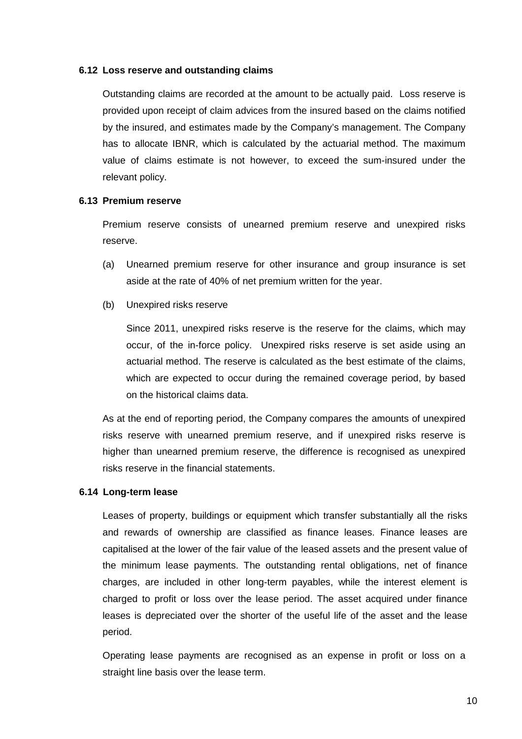### 6.12 Loss reserve and outstanding claims

Outstanding claims are recorded at the amount to be actually paid. Loss reserve is provided upon receipt of claim advices from the insured based on the claims notified by the insured, and estimates made by the Company's management. The Company has to allocate IBNR, which is calculated by the actuarial method. The maximum value of claims estimate is not however, to exceed the sum-insured under the relevant policy.

### 6.13 Premium reserve

Premium reserve consists of unearned premium reserve and unexpired risks reserve.

(a) Unearned premium reserve for other insurance and group insurance is set aside at the rate of 40% of net premium written for the year.

(b) Unexpired risks reserve

Since 2011, unexpired risks reserve is the reserve for the claims, which may occur, of the in-force policy. Unexpired risks reserve is set aside using an actuarial method. The reserve is calculated as the best estimate of the claims, which are expected to occur during the remained coverage period, by based on the historical claims data.

As at the end of reporting period, the Company compares the amounts of unexpired risks reserve with unearned premium reserve, and if unexpired risks reserve is higher than unearned premium reserve, the difference is recognised as unexpired risks reserve in the financial statements.

### 6.14 Long-term lease

Leases of property, buildings or equipment which transfer substantially all the risks and rewards of ownership are classified as finance leases. Finance leases are capitalised at the lower of the fair value of the leased assets and the present value of the minimum lease payments. The outstanding rental obligations, net of finance charges, are included in other long-term payables, while the interest element is charged to profit or loss over the lease period. The asset acquired under finance leases is depreciated over the shorter of the useful life of the asset and the lease period.

Operating lease payments are recognised as an expense in profit or loss on a straight line basis over the lease term.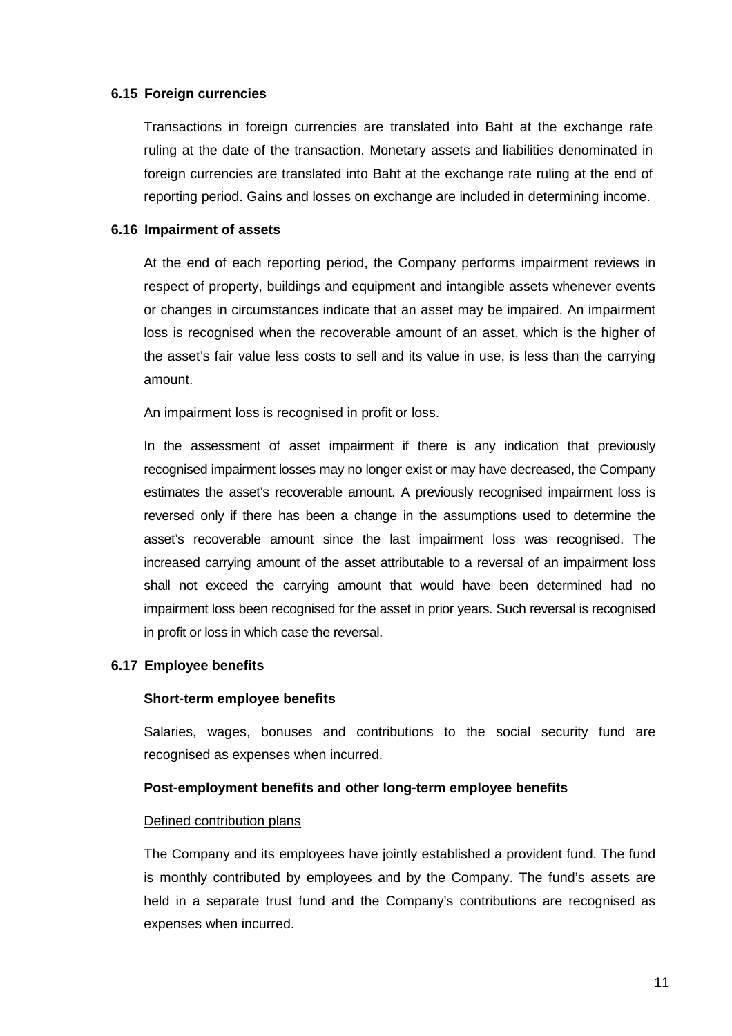### 6.15 Foreign currencies

Transactions in foreign currencies are translated into Baht at the exchange rate ruling at the date of the transaction. Monetary assets and liabilities denominated in foreign currencies are translated into Baht at the exchange rate ruling at the end of reporting period. Gains and losses on exchange are included in determining income.

### 6.16 Impairment of assets

At the end of each reporting period, the Company performs impairment reviews in respect of property, buildings and equipment and intangible assets whenever events or changes in circumstances indicate that an asset may be impaired. An impairment loss is recognised when the recoverable amount of an asset, which is the higher of the asset's fair value less costs to sell and its value in use, is less than the carrying amount.

An impairment loss is recognised in profit or loss.

In the assessment of asset impairment if there is any indication that previously recognised impairment losses may no longer exist or may have decreased, the Company estimates the asset's recoverable amount. A previously recognised impairment loss is reversed only if there has been a change in the assumptions used to determine the asset's recoverable amount since the last impairment loss was recognised. The increased carrying amount of the asset attributable to a reversal of an impairment loss shall not exceed the carrying amount that would have been determined had no impairment loss been recognised for the asset in prior years. Such reversal is recognised in profit or loss in which case the reversal.

### 6.17 Employee benefits

**Short-term employee benefits**

Salaries, wages, bonuses and contributions to the social security fund are recognised as expenses when incurred.

**Post-employment benefits and other long-term employee benefits**

Defined contribution plans

The Company and its employees have jointly established a provident fund. The fund is monthly contributed by employees and by the Company. The fund's assets are held in a separate trust fund and the Company's contributions are recognised as expenses when incurred.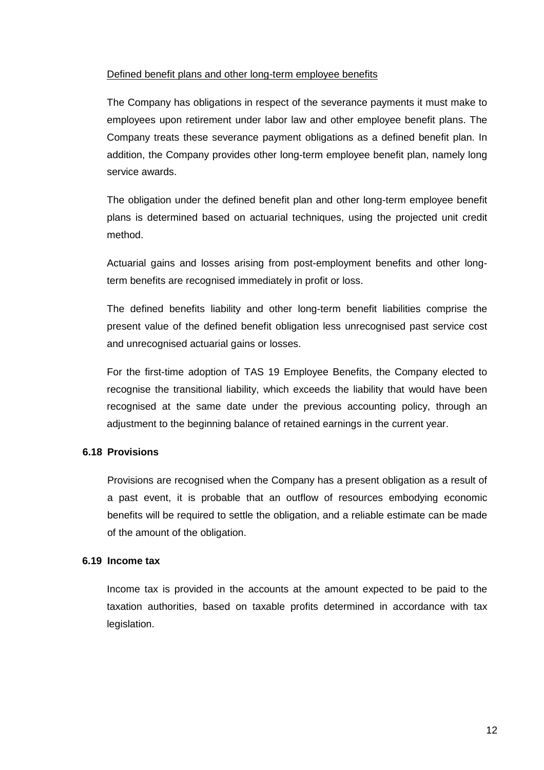Defined benefit plans and other long-term employee benefits

The Company has obligations in respect of the severance payments it must make to employees upon retirement under labor law and other employee benefit plans. The Company treats these severance payment obligations as a defined benefit plan. In addition, the Company provides other long-term employee benefit plan, namely long service awards.

The obligation under the defined benefit plan and other long-term employee benefit plans is determined based on actuarial techniques, using the projected unit credit method.

Actuarial gains and losses arising from post-employment benefits and other long-term benefits are recognised immediately in profit or loss.

The defined benefits liability and other long-term benefit liabilities comprise the present value of the defined benefit obligation less unrecognised past service cost and unrecognised actuarial gains or losses.

For the first-time adoption of TAS 19 Employee Benefits, the Company elected to recognise the transitional liability, which exceeds the liability that would have been recognised at the same date under the previous accounting policy, through an adjustment to the beginning balance of retained earnings in the current year.

## 6.18 Provisions

Provisions are recognised when the Company has a present obligation as a result of a past event, it is probable that an outflow of resources embodying economic benefits will be required to settle the obligation, and a reliable estimate can be made of the amount of the obligation.

## 6.19 Income tax

Income tax is provided in the accounts at the amount expected to be paid to the taxation authorities, based on taxable profits determined in accordance with tax legislation.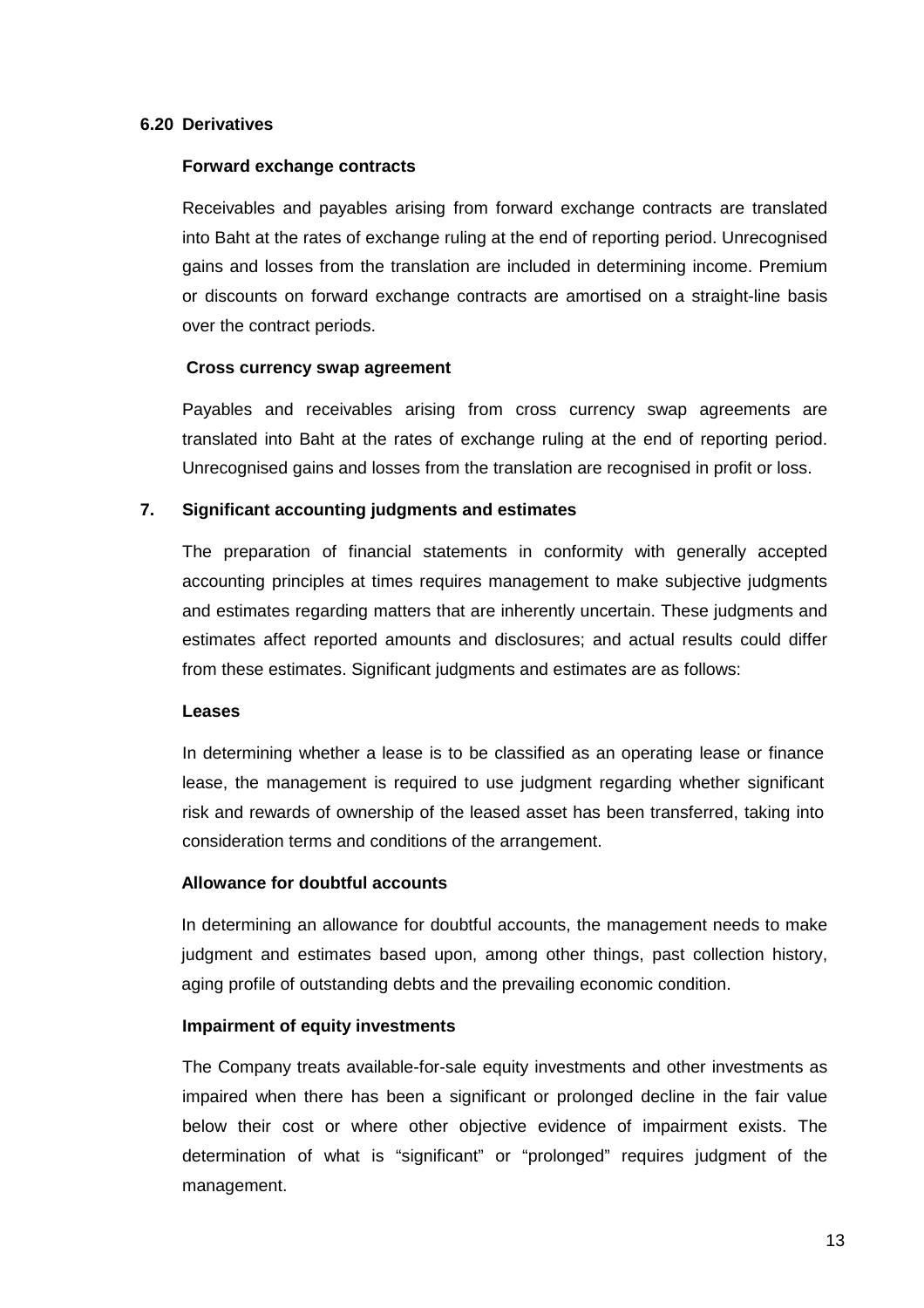### 6.20 Derivatives

**Forward exchange contracts**

Receivables and payables arising from forward exchange contracts are translated into Baht at the rates of exchange ruling at the end of reporting period. Unrecognised gains and losses from the translation are included in determining income. Premium or discounts on forward exchange contracts are amortised on a straight-line basis over the contract periods.

**Cross currency swap agreement**

Payables and receivables arising from cross currency swap agreements are translated into Baht at the rates of exchange ruling at the end of reporting period. Unrecognised gains and losses from the translation are recognised in profit or loss.

## 7. Significant accounting judgments and estimates

The preparation of financial statements in conformity with generally accepted accounting principles at times requires management to make subjective judgments and estimates regarding matters that are inherently uncertain. These judgments and estimates affect reported amounts and disclosures; and actual results could differ from these estimates. Significant judgments and estimates are as follows:

**Leases**

In determining whether a lease is to be classified as an operating lease or finance lease, the management is required to use judgment regarding whether significant risk and rewards of ownership of the leased asset has been transferred, taking into consideration terms and conditions of the arrangement.

**Allowance for doubtful accounts**

In determining an allowance for doubtful accounts, the management needs to make judgment and estimates based upon, among other things, past collection history, aging profile of outstanding debts and the prevailing economic condition.

**Impairment of equity investments**

The Company treats available-for-sale equity investments and other investments as impaired when there has been a significant or prolonged decline in the fair value below their cost or where other objective evidence of impairment exists. The determination of what is "significant" or "prolonged" requires judgment of the management.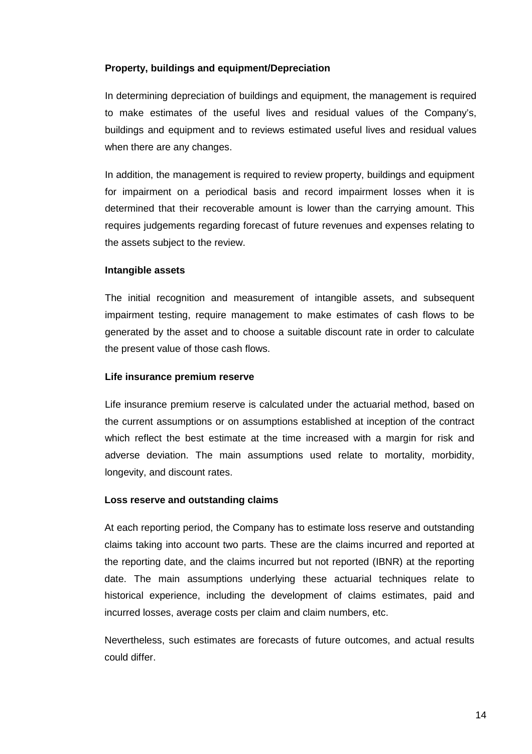**Property, buildings and equipment/Depreciation**

In determining depreciation of buildings and equipment, the management is required to make estimates of the useful lives and residual values of the Company's, buildings and equipment and to reviews estimated useful lives and residual values when there are any changes.

In addition, the management is required to review property, buildings and equipment for impairment on a periodical basis and record impairment losses when it is determined that their recoverable amount is lower than the carrying amount. This requires judgements regarding forecast of future revenues and expenses relating to the assets subject to the review.

**Intangible assets**

The initial recognition and measurement of intangible assets, and subsequent impairment testing, require management to make estimates of cash flows to be generated by the asset and to choose a suitable discount rate in order to calculate the present value of those cash flows.

**Life insurance premium reserve**

Life insurance premium reserve is calculated under the actuarial method, based on the current assumptions or on assumptions established at inception of the contract which reflect the best estimate at the time increased with a margin for risk and adverse deviation. The main assumptions used relate to mortality, morbidity, longevity, and discount rates.

**Loss reserve and outstanding claims**

At each reporting period, the Company has to estimate loss reserve and outstanding claims taking into account two parts. These are the claims incurred and reported at the reporting date, and the claims incurred but not reported (IBNR) at the reporting date. The main assumptions underlying these actuarial techniques relate to historical experience, including the development of claims estimates, paid and incurred losses, average costs per claim and claim numbers, etc.

Nevertheless, such estimates are forecasts of future outcomes, and actual results could differ.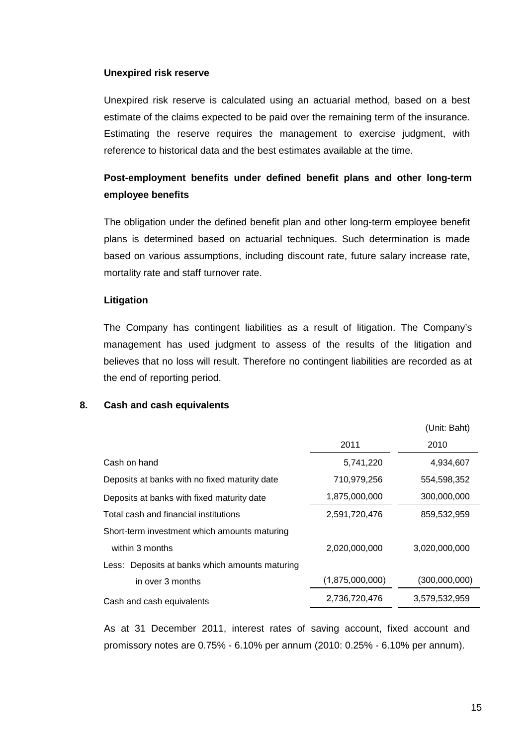**Unexpired risk reserve**

Unexpired risk reserve is calculated using an actuarial method, based on a best estimate of the claims expected to be paid over the remaining term of the insurance. Estimating the reserve requires the management to exercise judgment, with reference to historical data and the best estimates available at the time.

**Post-employment benefits under defined benefit plans and other long-term employee benefits**

The obligation under the defined benefit plan and other long-term employee benefit plans is determined based on actuarial techniques. Such determination is made based on various assumptions, including discount rate, future salary increase rate, mortality rate and staff turnover rate.

**Litigation**

The Company has contingent liabilities as a result of litigation. The Company's management has used judgment to assess of the results of the litigation and believes that no loss will result. Therefore no contingent liabilities are recorded as at the end of reporting period.

## 8. Cash and cash equivalents

(Unit: Baht)

| | 2011 | 2010 |
|---|---|---|
| Cash on hand | 5,741,220 | 4,934,607 |
| Deposits at banks with no fixed maturity date | 710,979,256 | 554,598,352 |
| Deposits at banks with fixed maturity date | 1,875,000,000 | 300,000,000 |
| Total cash and financial institutions | 2,591,720,476 | 859,532,959 |
| Short-term investment which amounts maturing within 3 months | 2,020,000,000 | 3,020,000,000 |
| Less: Deposits at banks which amounts maturing in over 3 months | (1,875,000,000) | (300,000,000) |
| Cash and cash equivalents | 2,736,720,476 | 3,579,532,959 |

As at 31 December 2011, interest rates of saving account, fixed account and promissory notes are 0.75% - 6.10% per annum (2010: 0.25% - 6.10% per annum).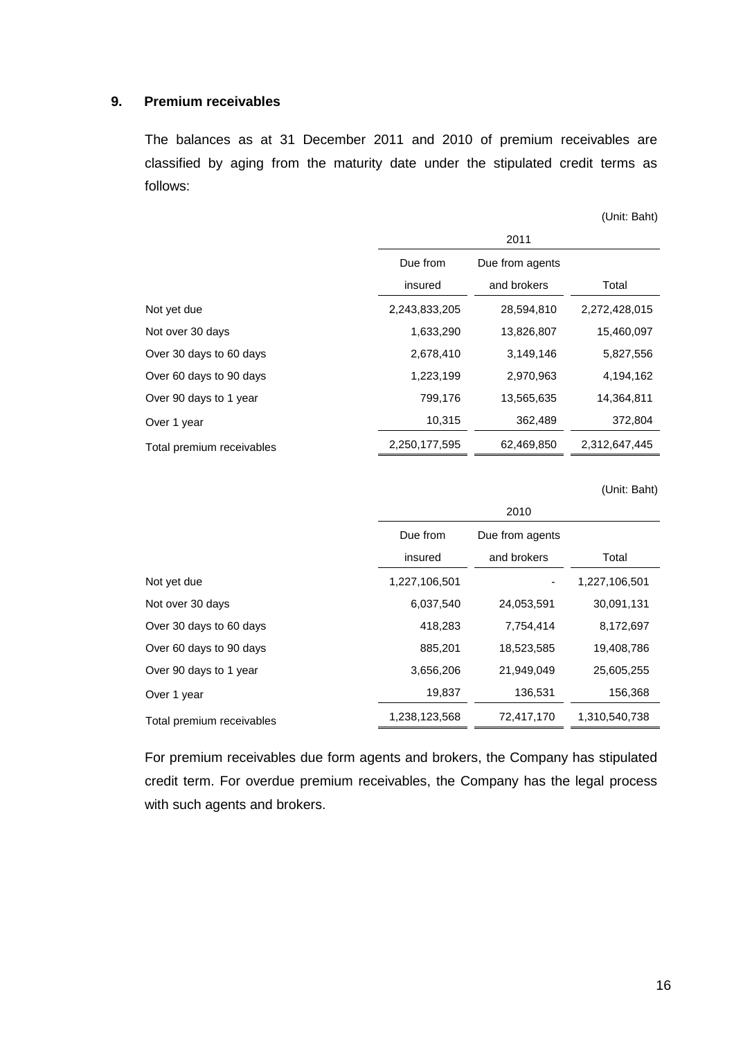## 9. Premium receivables

The balances as at 31 December 2011 and 2010 of premium receivables are classified by aging from the maturity date under the stipulated credit terms as follows:

(Unit: Baht)

| | 2011 | | |
|---|---|---|---|
| | Due from insured | Due from agents and brokers | Total |
| Not yet due | 2,243,833,205 | 28,594,810 | 2,272,428,015 |
| Not over 30 days | 1,633,290 | 13,826,807 | 15,460,097 |
| Over 30 days to 60 days | 2,678,410 | 3,149,146 | 5,827,556 |
| Over 60 days to 90 days | 1,223,199 | 2,970,963 | 4,194,162 |
| Over 90 days to 1 year | 799,176 | 13,565,635 | 14,364,811 |
| Over 1 year | 10,315 | 362,489 | 372,804 |
| Total premium receivables | 2,250,177,595 | 62,469,850 | 2,312,647,445 |

(Unit: Baht)

| | 2010 | | |
|---|---|---|---|
| | Due from insured | Due from agents and brokers | Total |
| Not yet due | 1,227,106,501 | - | 1,227,106,501 |
| Not over 30 days | 6,037,540 | 24,053,591 | 30,091,131 |
| Over 30 days to 60 days | 418,283 | 7,754,414 | 8,172,697 |
| Over 60 days to 90 days | 885,201 | 18,523,585 | 19,408,786 |
| Over 90 days to 1 year | 3,656,206 | 21,949,049 | 25,605,255 |
| Over 1 year | 19,837 | 136,531 | 156,368 |
| Total premium receivables | 1,238,123,568 | 72,417,170 | 1,310,540,738 |

For premium receivables due form agents and brokers, the Company has stipulated credit term. For overdue premium receivables, the Company has the legal process with such agents and brokers.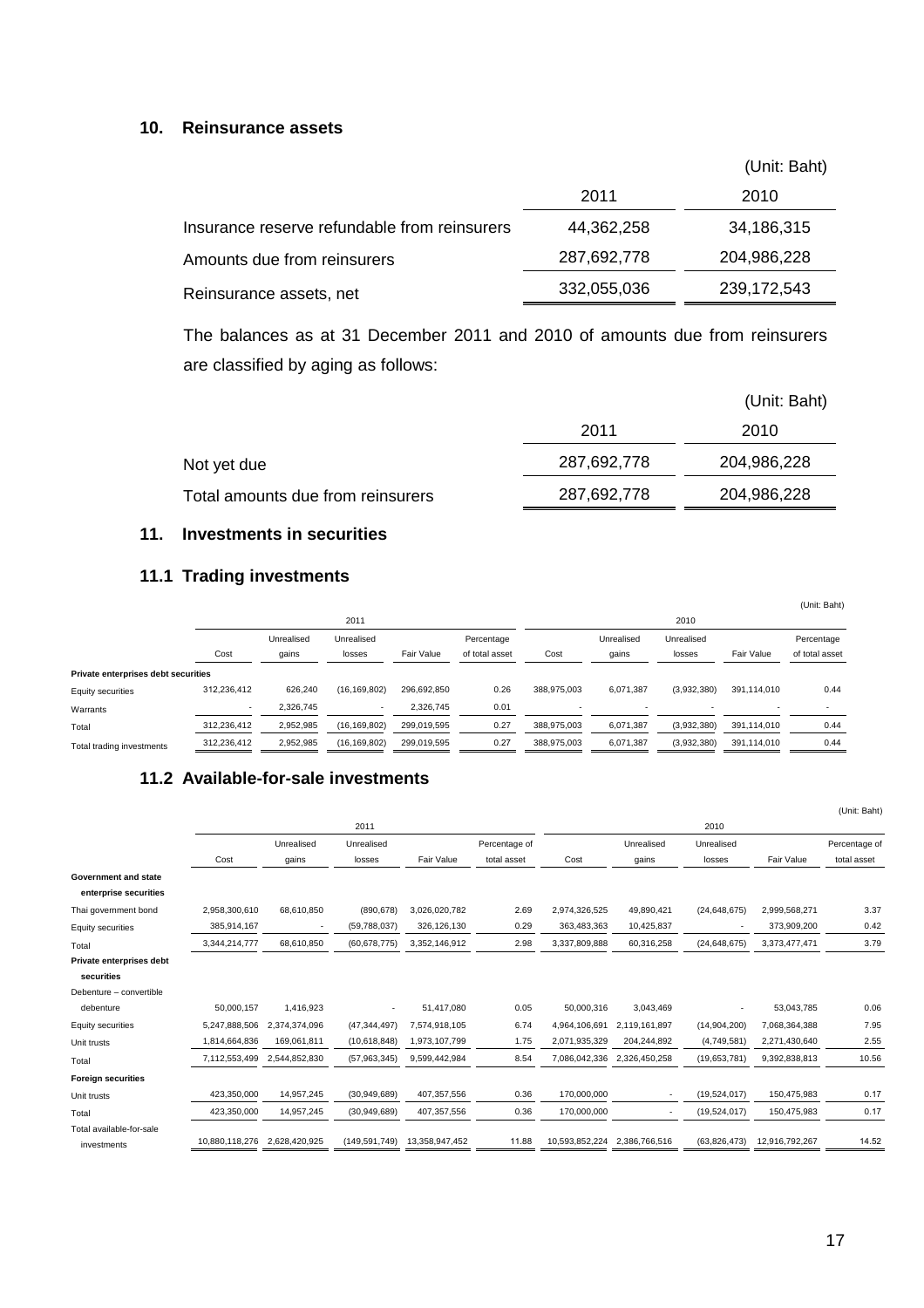## 10. Reinsurance assets

(Unit: Baht)

| | 2011 | 2010 |
|---|---|---|
| Insurance reserve refundable from reinsurers | 44,362,258 | 34,186,315 |
| Amounts due from reinsurers | 287,692,778 | 204,986,228 |
| Reinsurance assets, net | 332,055,036 | 239,172,543 |

The balances as at 31 December 2011 and 2010 of amounts due from reinsurers are classified by aging as follows:

(Unit: Baht)

| | 2011 | 2010 |
|---|---|---|
| Not yet due | 287,692,778 | 204,986,228 |
| Total amounts due from reinsurers | 287,692,778 | 204,986,228 |

## 11. Investments in securities

### 11.1 Trading investments

(Unit: Baht)

| | 2011 | | | | | 2010 | | | | |
|---|---|---|---|---|---|---|---|---|---|---|
| | Cost | Unrealised gains | Unrealised losses | Fair Value | Percentage of total asset | Cost | Unrealised gains | Unrealised losses | Fair Value | Percentage of total asset |
| **Private enterprises debt securities** | | | | | | | | | | |
| Equity securities | 312,236,412 | 626,240 | (16,169,802) | 296,692,850 | 0.26 | 388,975,003 | 6,071,387 | (3,932,380) | 391,114,010 | 0.44 |
| Warrants | - | 2,326,745 | - | 2,326,745 | 0.01 | - | - | - | - | - |
| Total | 312,236,412 | 2,952,985 | (16,169,802) | 299,019,595 | 0.27 | 388,975,003 | 6,071,387 | (3,932,380) | 391,114,010 | 0.44 |
| Total trading investments | 312,236,412 | 2,952,985 | (16,169,802) | 299,019,595 | 0.27 | 388,975,003 | 6,071,387 | (3,932,380) | 391,114,010 | 0.44 |

### 11.2 Available-for-sale investments

(Unit: Baht)

| | 2011 | | | | | 2010 | | | | |
|---|---|---|---|---|---|---|---|---|---|---|
| | Cost | Unrealised gains | Unrealised losses | Fair Value | Percentage of total asset | Cost | Unrealised gains | Unrealised losses | Fair Value | Percentage of total asset |
| **Government and state enterprise securities** | | | | | | | | | | |
| Thai government bond | 2,958,300,610 | 68,610,850 | (890,678) | 3,026,020,782 | 2.69 | 2,974,326,525 | 49,890,421 | (24,648,675) | 2,999,568,271 | 3.37 |
| Equity securities | 385,914,167 | - | (59,788,037) | 326,126,130 | 0.29 | 363,483,363 | 10,425,837 | - | 373,909,200 | 0.42 |
| Total | 3,344,214,777 | 68,610,850 | (60,678,715) | 3,352,146,912 | 2.98 | 3,337,809,888 | 60,316,258 | (24,648,675) | 3,373,477,471 | 3.79 |
| **Private enterprises debt securities** | | | | | | | | | | |
| Debenture – convertible debenture | 50,000,157 | 1,416,923 | - | 51,417,080 | 0.05 | 50,000,316 | 3,043,469 | - | 53,043,785 | 0.06 |
| Equity securities | 5,247,888,506 | 2,374,374,096 | (47,344,497) | 7,574,918,105 | 6.74 | 4,964,106,691 | 2,119,161,897 | (14,904,200) | 7,068,364,388 | 7.95 |
| Unit trusts | 1,814,664,836 | 169,061,811 | (10,618,848) | 1,973,107,799 | 1.75 | 2,071,935,329 | 204,244,892 | (4,749,581) | 2,271,430,640 | 2.55 |
| Total | 7,112,553,499 | 2,544,852,830 | (57,963,345) | 9,599,442,984 | 8.54 | 7,086,042,336 | 2,326,450,258 | (19,653,781) | 9,392,838,813 | 10.56 |
| **Foreign securities** | | | | | | | | | | |
| Unit trusts | 423,350,000 | 14,957,245 | (30,949,689) | 407,357,556 | 0.36 | 170,000,000 | - | (19,524,017) | 150,475,983 | 0.17 |
| Total | 423,350,000 | 14,957,245 | (30,949,689) | 407,357,556 | 0.36 | 170,000,000 | - | (19,524,017) | 150,475,983 | 0.17 |
| Total available-for-sale investments | 10,880,118,276 | 2,628,420,925 | (149,591,749) | 13,358,947,452 | 11.88 | 10,593,852,224 | 2,386,766,516 | (63,826,473) | 12,916,792,267 | 14.52 |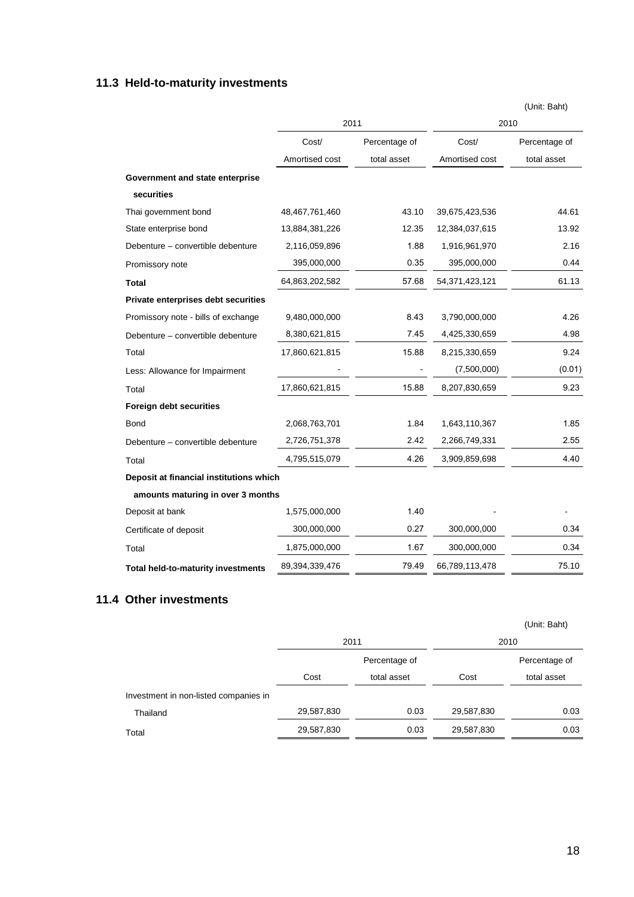## 11.3 Held-to-maturity investments

(Unit: Baht)

| | 2011 | | 2010 | |
|---|---|---|---|---|
| | Cost/ Amortised cost | Percentage of total asset | Cost/ Amortised cost | Percentage of total asset |
| **Government and state enterprise securities** | | | | |
| Thai government bond | 48,467,761,460 | 43.10 | 39,675,423,536 | 44.61 |
| State enterprise bond | 13,884,381,226 | 12.35 | 12,384,037,615 | 13.92 |
| Debenture – convertible debenture | 2,116,059,896 | 1.88 | 1,916,961,970 | 2.16 |
| Promissory note | 395,000,000 | 0.35 | 395,000,000 | 0.44 |
| **Total** | 64,863,202,582 | 57.68 | 54,371,423,121 | 61.13 |
| **Private enterprises debt securities** | | | | |
| Promissory note - bills of exchange | 9,480,000,000 | 8.43 | 3,790,000,000 | 4.26 |
| Debenture – convertible debenture | 8,380,621,815 | 7.45 | 4,425,330,659 | 4.98 |
| Total | 17,860,621,815 | 15.88 | 8,215,330,659 | 9.24 |
| Less: Allowance for Impairment | - | - | (7,500,000) | (0.01) |
| Total | 17,860,621,815 | 15.88 | 8,207,830,659 | 9.23 |
| **Foreign debt securities** | | | | |
| Bond | 2,068,763,701 | 1.84 | 1,643,110,367 | 1.85 |
| Debenture – convertible debenture | 2,726,751,378 | 2.42 | 2,266,749,331 | 2.55 |
| Total | 4,795,515,079 | 4.26 | 3,909,859,698 | 4.40 |
| **Deposit at financial institutions which amounts maturing in over 3 months** | | | | |
| Deposit at bank | 1,575,000,000 | 1.40 | - | - |
| Certificate of deposit | 300,000,000 | 0.27 | 300,000,000 | 0.34 |
| Total | 1,875,000,000 | 1.67 | 300,000,000 | 0.34 |
| **Total held-to-maturity investments** | 89,394,339,476 | 79.49 | 66,789,113,478 | 75.10 |

## 11.4 Other investments

(Unit: Baht)

| | 2011 | | 2010 | |
|---|---|---|---|---|
| | Cost | Percentage of total asset | Cost | Percentage of total asset |
| Investment in non-listed companies in Thailand | 29,587,830 | 0.03 | 29,587,830 | 0.03 |
| Total | 29,587,830 | 0.03 | 29,587,830 | 0.03 |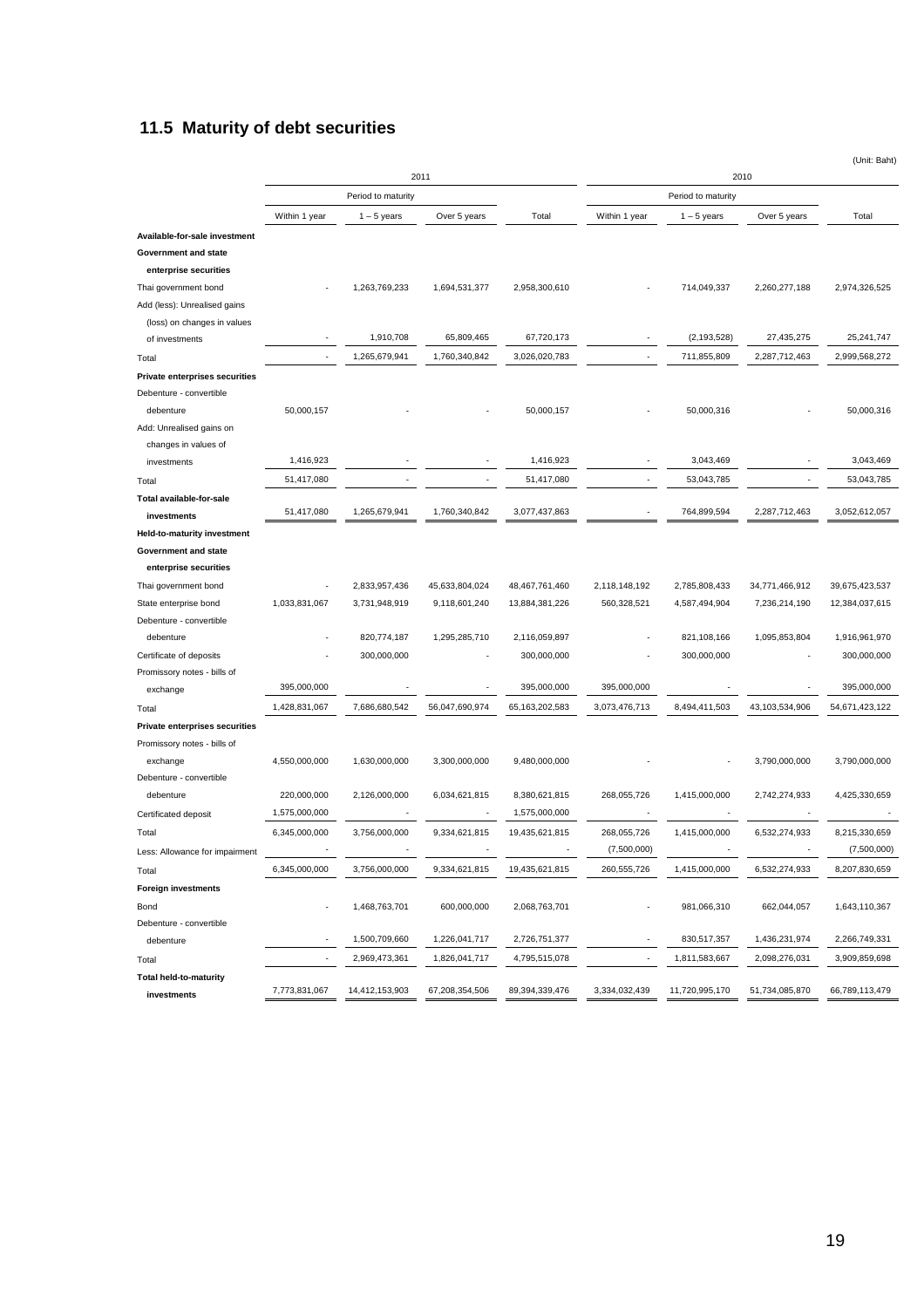## 11.5 Maturity of debt securities

(Unit: Baht)

| | 2011 | | | | 2010 | | | |
|---|---|---|---|---|---|---|---|---|
| | Period to maturity | | | | Period to maturity | | | |
| | Within 1 year | 1 – 5 years | Over 5 years | Total | Within 1 year | 1 – 5 years | Over 5 years | Total |
| **Available-for-sale investment** | | | | | | | | |
| **Government and state enterprise securities** | | | | | | | | |
| Thai government bond | - | 1,263,769,233 | 1,694,531,377 | 2,958,300,610 | - | 714,049,337 | 2,260,277,188 | 2,974,326,525 |
| Add (less): Unrealised gains (loss) on changes in values of investments | - | 1,910,708 | 65,809,465 | 67,720,173 | - | (2,193,528) | 27,435,275 | 25,241,747 |
| Total | - | 1,265,679,941 | 1,760,340,842 | 3,026,020,783 | - | 711,855,809 | 2,287,712,463 | 2,999,568,272 |
| **Private enterprises securities** | | | | | | | | |
| Debenture - convertible debenture | 50,000,157 | - | - | 50,000,157 | - | 50,000,316 | - | 50,000,316 |
| Add: Unrealised gains on changes in values of investments | 1,416,923 | - | - | 1,416,923 | - | 3,043,469 | - | 3,043,469 |
| Total | 51,417,080 | - | - | 51,417,080 | - | 53,043,785 | - | 53,043,785 |
| **Total available-for-sale investments** | 51,417,080 | 1,265,679,941 | 1,760,340,842 | 3,077,437,863 | - | 764,899,594 | 2,287,712,463 | 3,052,612,057 |
| **Held-to-maturity investment** | | | | | | | | |
| **Government and state enterprise securities** | | | | | | | | |
| Thai government bond | - | 2,833,957,436 | 45,633,804,024 | 48,467,761,460 | 2,118,148,192 | 2,785,808,433 | 34,771,466,912 | 39,675,423,537 |
| State enterprise bond | 1,033,831,067 | 3,731,948,919 | 9,118,601,240 | 13,884,381,226 | 560,328,521 | 4,587,494,904 | 7,236,214,190 | 12,384,037,615 |
| Debenture - convertible debenture | - | 820,774,187 | 1,295,285,710 | 2,116,059,897 | - | 821,108,166 | 1,095,853,804 | 1,916,961,970 |
| Certificate of deposits | - | 300,000,000 | - | 300,000,000 | - | 300,000,000 | - | 300,000,000 |
| Promissory notes - bills of exchange | 395,000,000 | - | - | 395,000,000 | 395,000,000 | - | - | 395,000,000 |
| Total | 1,428,831,067 | 7,686,680,542 | 56,047,690,974 | 65,163,202,583 | 3,073,476,713 | 8,494,411,503 | 43,103,534,906 | 54,671,423,122 |
| **Private enterprises securities** | | | | | | | | |
| Promissory notes - bills of exchange | 4,550,000,000 | 1,630,000,000 | 3,300,000,000 | 9,480,000,000 | - | - | 3,790,000,000 | 3,790,000,000 |
| Debenture - convertible debenture | 220,000,000 | 2,126,000,000 | 6,034,621,815 | 8,380,621,815 | 268,055,726 | 1,415,000,000 | 2,742,274,933 | 4,425,330,659 |
| Certificated deposit | 1,575,000,000 | - | - | 1,575,000,000 | - | - | - | - |
| Total | 6,345,000,000 | 3,756,000,000 | 9,334,621,815 | 19,435,621,815 | 268,055,726 | 1,415,000,000 | 6,532,274,933 | 8,215,330,659 |
| Less: Allowance for impairment | - | - | - | - | (7,500,000) | - | - | (7,500,000) |
| Total | 6,345,000,000 | 3,756,000,000 | 9,334,621,815 | 19,435,621,815 | 260,555,726 | 1,415,000,000 | 6,532,274,933 | 8,207,830,659 |
| **Foreign investments** | | | | | | | | |
| Bond | - | 1,468,763,701 | 600,000,000 | 2,068,763,701 | - | 981,066,310 | 662,044,057 | 1,643,110,367 |
| Debenture - convertible debenture | - | 1,500,709,660 | 1,226,041,717 | 2,726,751,377 | - | 830,517,357 | 1,436,231,974 | 2,266,749,331 |
| Total | - | 2,969,473,361 | 1,826,041,717 | 4,795,515,078 | - | 1,811,583,667 | 2,098,276,031 | 3,909,859,698 |
| **Total held-to-maturity investments** | 7,773,831,067 | 14,412,153,903 | 67,208,354,506 | 89,394,339,476 | 3,334,032,439 | 11,720,995,170 | 51,734,085,870 | 66,789,113,479 |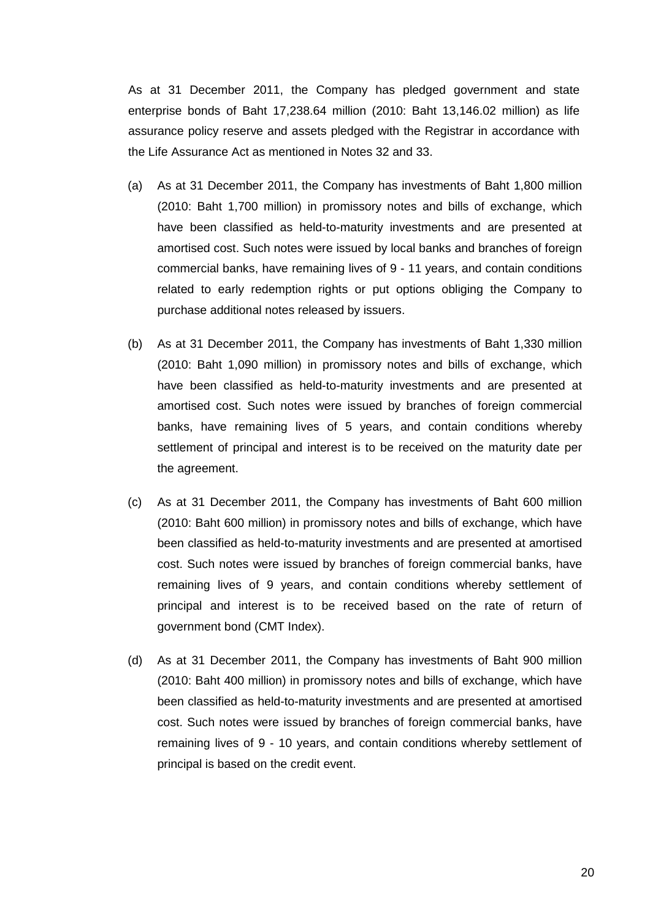As at 31 December 2011, the Company has pledged government and state enterprise bonds of Baht 17,238.64 million (2010: Baht 13,146.02 million) as life assurance policy reserve and assets pledged with the Registrar in accordance with the Life Assurance Act as mentioned in Notes 32 and 33.

(a) As at 31 December 2011, the Company has investments of Baht 1,800 million (2010: Baht 1,700 million) in promissory notes and bills of exchange, which have been classified as held-to-maturity investments and are presented at amortised cost. Such notes were issued by local banks and branches of foreign commercial banks, have remaining lives of 9 - 11 years, and contain conditions related to early redemption rights or put options obliging the Company to purchase additional notes released by issuers.

(b) As at 31 December 2011, the Company has investments of Baht 1,330 million (2010: Baht 1,090 million) in promissory notes and bills of exchange, which have been classified as held-to-maturity investments and are presented at amortised cost. Such notes were issued by branches of foreign commercial banks, have remaining lives of 5 years, and contain conditions whereby settlement of principal and interest is to be received on the maturity date per the agreement.

(c) As at 31 December 2011, the Company has investments of Baht 600 million (2010: Baht 600 million) in promissory notes and bills of exchange, which have been classified as held-to-maturity investments and are presented at amortised cost. Such notes were issued by branches of foreign commercial banks, have remaining lives of 9 years, and contain conditions whereby settlement of principal and interest is to be received based on the rate of return of government bond (CMT Index).

(d) As at 31 December 2011, the Company has investments of Baht 900 million (2010: Baht 400 million) in promissory notes and bills of exchange, which have been classified as held-to-maturity investments and are presented at amortised cost. Such notes were issued by branches of foreign commercial banks, have remaining lives of 9 - 10 years, and contain conditions whereby settlement of principal is based on the credit event.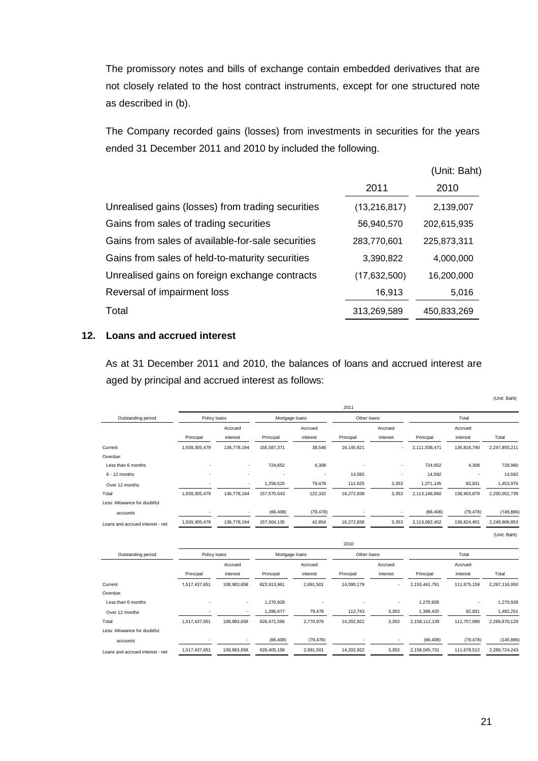The promissory notes and bills of exchange contain embedded derivatives that are not closely related to the host contract instruments, except for one structured note as described in (b).

The Company recorded gains (losses) from investments in securities for the years ended 31 December 2011 and 2010 by included the following.

(Unit: Baht)

| | 2011 | 2010 |
|---|---|---|
| Unrealised gains (losses) from trading securities | (13,216,817) | 2,139,007 |
| Gains from sales of trading securities | 56,940,570 | 202,615,935 |
| Gains from sales of available-for-sale securities | 283,770,601 | 225,873,311 |
| Gains from sales of held-to-maturity securities | 3,390,822 | 4,000,000 |
| Unrealised gains on foreign exchange contracts | (17,632,500) | 16,200,000 |
| Reversal of impairment loss | 16,913 | 5,016 |
| Total | 313,269,589 | 450,833,269 |

## 12. Loans and accrued interest

As at 31 December 2011 and 2010, the balances of loans and accrued interest are aged by principal and accrued interest as follows:

(Unit: Baht)

| | 2011 | | | | | | | | |
|---|---|---|---|---|---|---|---|---|---|
| Outstanding period | Policy loans | | Mortgage loans | | Other loans | | Total | | |
| | Principal | Accrued interest | Principal | Accrued interest | Principal | Accrued interest | Principal | Accrued interest | Total |
| Current | 1,939,305,479 | 136,778,194 | 155,587,371 | 38,546 | 16,145,621 | - | 2,111,038,471 | 136,816,740 | 2,247,855,211 |
| Overdue: | | | | | | | | | |
| Less than 6 months | - | - | 724,652 | 4,308 | - | - | 724,652 | 4,308 | 728,960 |
| 6 - 12 months | - | - | - | - | 14,592 | - | 14,592 | - | 14,592 |
| Over 12 months | - | - | 1,258,520 | 79,478 | 112,625 | 3,353 | 1,371,145 | 82,831 | 1,453,976 |
| Total | 1,939,305,479 | 136,778,194 | 157,570,543 | 122,332 | 16,272,838 | 3,353 | 2,113,148,860 | 136,903,879 | 2,250,052,739 |
| Less: Allowance for doubtful accounts | - | - | (66,408) | (79,478) | - | - | (66,408) | (79,478) | (145,886) |
| Loans and accrued interest - net | 1,939,305,479 | 136,778,194 | 157,504,135 | 42,854 | 16,272,838 | 3,353 | 2,113,082,452 | 136,824,401 | 2,249,906,853 |

(Unit: Baht)

| | 2010 | | | | | | | | |
|---|---|---|---|---|---|---|---|---|---|
| Outstanding period | Policy loans | | Mortgage loans | | Other loans | | Total | | |
| | Principal | Accrued interest | Principal | Accrued interest | Principal | Accrued interest | Principal | Accrued interest | Total |
| Current | 1,517,437,651 | 108,983,658 | 623,913,961 | 2,691,501 | 14,090,179 | - | 2,155,441,791 | 111,675,159 | 2,267,116,950 |
| Overdue: | | | | | | | | | |
| Less than 6 months | - | - | 1,270,928 | - | - | - | 1,270,928 | - | 1,270,928 |
| Over 12 months | - | - | 1,286,677 | 79,478 | 112,743 | 3,353 | 1,399,420 | 82,831 | 1,482,251 |
| Total | 1,517,437,651 | 108,983,658 | 626,471,566 | 2,770,979 | 14,202,922 | 3,353 | 2,158,112,139 | 111,757,990 | 2,269,870,129 |
| Less: Allowance for doubtful accounts | - | - | (66,408) | (79,478) | - | - | (66,408) | (79,478) | (145,886) |
| Loans and accrued interest - net | 1,517,437,651 | 108,983,658 | 626,405,158 | 2,691,501 | 14,202,922 | 3,353 | 2,158,045,731 | 111,678,512 | 2,269,724,243 |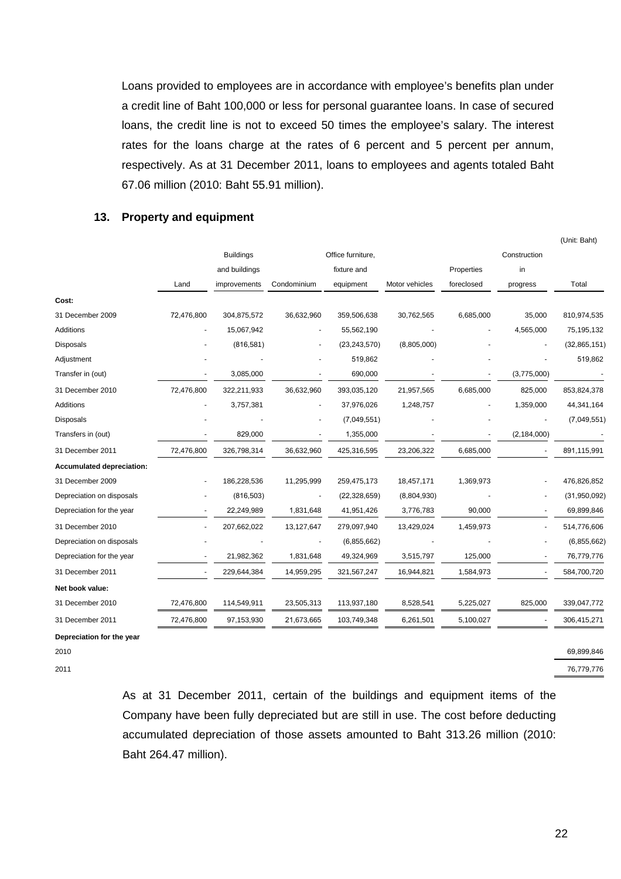Loans provided to employees are in accordance with employee's benefits plan under a credit line of Baht 100,000 or less for personal guarantee loans. In case of secured loans, the credit line is not to exceed 50 times the employee's salary. The interest rates for the loans charge at the rates of 6 percent and 5 percent per annum, respectively. As at 31 December 2011, loans to employees and agents totaled Baht 67.06 million (2010: Baht 55.91 million).

## 13. Property and equipment

(Unit: Baht)

| | Land | Buildings and buildings improvements | Condominium | Office furniture, fixture and equipment | Motor vehicles | Properties foreclosed | Construction in progress | Total |
|---|---|---|---|---|---|---|---|---|
| **Cost:** | | | | | | | | |
| 31 December 2009 | 72,476,800 | 304,875,572 | 36,632,960 | 359,506,638 | 30,762,565 | 6,685,000 | 35,000 | 810,974,535 |
| Additions | - | 15,067,942 | - | 55,562,190 | - | - | 4,565,000 | 75,195,132 |
| Disposals | - | (816,581) | - | (23,243,570) | (8,805,000) | - | - | (32,865,151) |
| Adjustment | - | - | - | 519,862 | - | - | - | 519,862 |
| Transfer in (out) | - | 3,085,000 | - | 690,000 | - | - | (3,775,000) | - |
| 31 December 2010 | 72,476,800 | 322,211,933 | 36,632,960 | 393,035,120 | 21,957,565 | 6,685,000 | 825,000 | 853,824,378 |
| Additions | - | 3,757,381 | - | 37,976,026 | 1,248,757 | - | 1,359,000 | 44,341,164 |
| Disposals | - | - | - | (7,049,551) | - | - | - | (7,049,551) |
| Transfers in (out) | - | 829,000 | - | 1,355,000 | - | - | (2,184,000) | - |
| 31 December 2011 | 72,476,800 | 326,798,314 | 36,632,960 | 425,316,595 | 23,206,322 | 6,685,000 | - | 891,115,991 |
| **Accumulated depreciation:** | | | | | | | | |
| 31 December 2009 | - | 186,228,536 | 11,295,999 | 259,475,173 | 18,457,171 | 1,369,973 | - | 476,826,852 |
| Depreciation on disposals | - | (816,503) | - | (22,328,659) | (8,804,930) | - | - | (31,950,092) |
| Depreciation for the year | - | 22,249,989 | 1,831,648 | 41,951,426 | 3,776,783 | 90,000 | - | 69,899,846 |
| 31 December 2010 | - | 207,662,022 | 13,127,647 | 279,097,940 | 13,429,024 | 1,459,973 | - | 514,776,606 |
| Depreciation on disposals | - | - | - | (6,855,662) | - | - | - | (6,855,662) |
| Depreciation for the year | - | 21,982,362 | 1,831,648 | 49,324,969 | 3,515,797 | 125,000 | - | 76,779,776 |
| 31 December 2011 | - | 229,644,384 | 14,959,295 | 321,567,247 | 16,944,821 | 1,584,973 | - | 584,700,720 |
| **Net book value:** | | | | | | | | |
| 31 December 2010 | 72,476,800 | 114,549,911 | 23,505,313 | 113,937,180 | 8,528,541 | 5,225,027 | 825,000 | 339,047,772 |
| 31 December 2011 | 72,476,800 | 97,153,930 | 21,673,665 | 103,749,348 | 6,261,501 | 5,100,027 | - | 306,415,271 |
| **Depreciation for the year** | | | | | | | | |
| 2010 | | | | | | | | 69,899,846 |
| 2011 | | | | | | | | 76,779,776 |

As at 31 December 2011, certain of the buildings and equipment items of the Company have been fully depreciated but are still in use. The cost before deducting accumulated depreciation of those assets amounted to Baht 313.26 million (2010: Baht 264.47 million).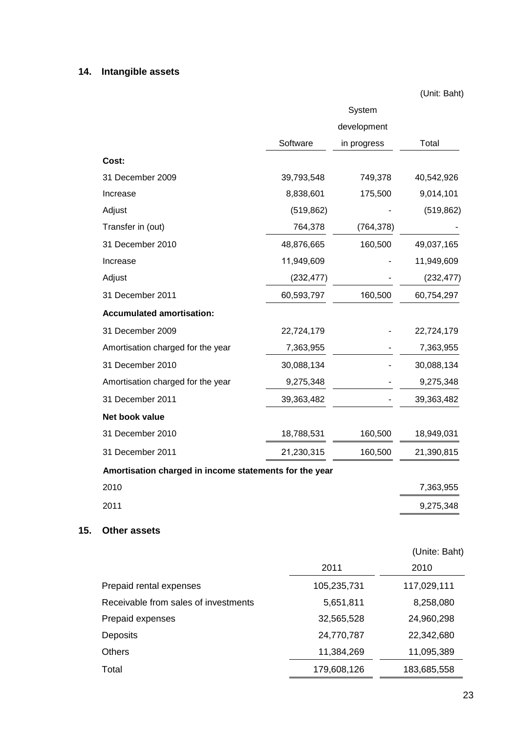## 14. Intangible assets

(Unit: Baht)

| | Software | System development in progress | Total |
|---|---|---|---|
| **Cost:** | | | |
| 31 December 2009 | 39,793,548 | 749,378 | 40,542,926 |
| Increase | 8,838,601 | 175,500 | 9,014,101 |
| Adjust | (519,862) | - | (519,862) |
| Transfer in (out) | 764,378 | (764,378) | - |
| 31 December 2010 | 48,876,665 | 160,500 | 49,037,165 |
| Increase | 11,949,609 | - | 11,949,609 |
| Adjust | (232,477) | - | (232,477) |
| 31 December 2011 | 60,593,797 | 160,500 | 60,754,297 |
| **Accumulated amortisation:** | | | |
| 31 December 2009 | 22,724,179 | - | 22,724,179 |
| Amortisation charged for the year | 7,363,955 | - | 7,363,955 |
| 31 December 2010 | 30,088,134 | - | 30,088,134 |
| Amortisation charged for the year | 9,275,348 | - | 9,275,348 |
| 31 December 2011 | 39,363,482 | - | 39,363,482 |
| **Net book value** | | | |
| 31 December 2010 | 18,788,531 | 160,500 | 18,949,031 |
| 31 December 2011 | 21,230,315 | 160,500 | 21,390,815 |
| **Amortisation charged in income statements for the year** | | | |
| 2010 | | | 7,363,955 |
| 2011 | | | 9,275,348 |

## 15. Other assets

(Unite: Baht)

| | 2011 | 2010 |
|---|---|---|
| Prepaid rental expenses | 105,235,731 | 117,029,111 |
| Receivable from sales of investments | 5,651,811 | 8,258,080 |
| Prepaid expenses | 32,565,528 | 24,960,298 |
| Deposits | 24,770,787 | 22,342,680 |
| Others | 11,384,269 | 11,095,389 |
| Total | 179,608,126 | 183,685,558 |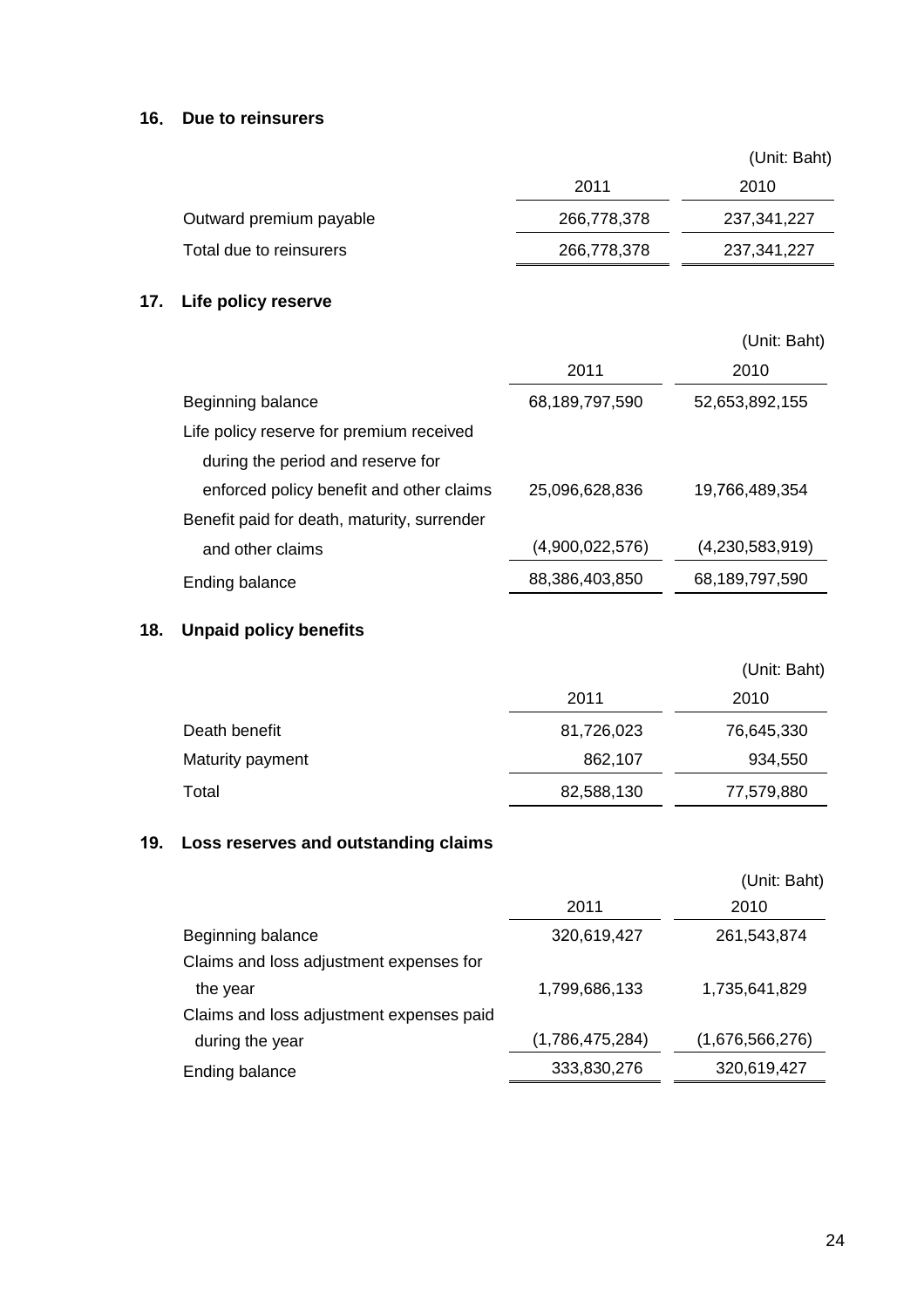## 16. Due to reinsurers

(Unit: Baht)

| | 2011 | 2010 |
|---|---|---|
| Outward premium payable | 266,778,378 | 237,341,227 |
| Total due to reinsurers | 266,778,378 | 237,341,227 |

## 17. Life policy reserve

(Unit: Baht)

| | 2011 | 2010 |
|---|---|---|
| Beginning balance | 68,189,797,590 | 52,653,892,155 |
| Life policy reserve for premium received during the period and reserve for enforced policy benefit and other claims | 25,096,628,836 | 19,766,489,354 |
| Benefit paid for death, maturity, surrender and other claims | (4,900,022,576) | (4,230,583,919) |
| Ending balance | 88,386,403,850 | 68,189,797,590 |

## 18. Unpaid policy benefits

(Unit: Baht)

| | 2011 | 2010 |
|---|---|---|
| Death benefit | 81,726,023 | 76,645,330 |
| Maturity payment | 862,107 | 934,550 |
| Total | 82,588,130 | 77,579,880 |

## 19. Loss reserves and outstanding claims

(Unit: Baht)

| | 2011 | 2010 |
|---|---|---|
| Beginning balance | 320,619,427 | 261,543,874 |
| Claims and loss adjustment expenses for the year | 1,799,686,133 | 1,735,641,829 |
| Claims and loss adjustment expenses paid during the year | (1,786,475,284) | (1,676,566,276) |
| Ending balance | 333,830,276 | 320,619,427 |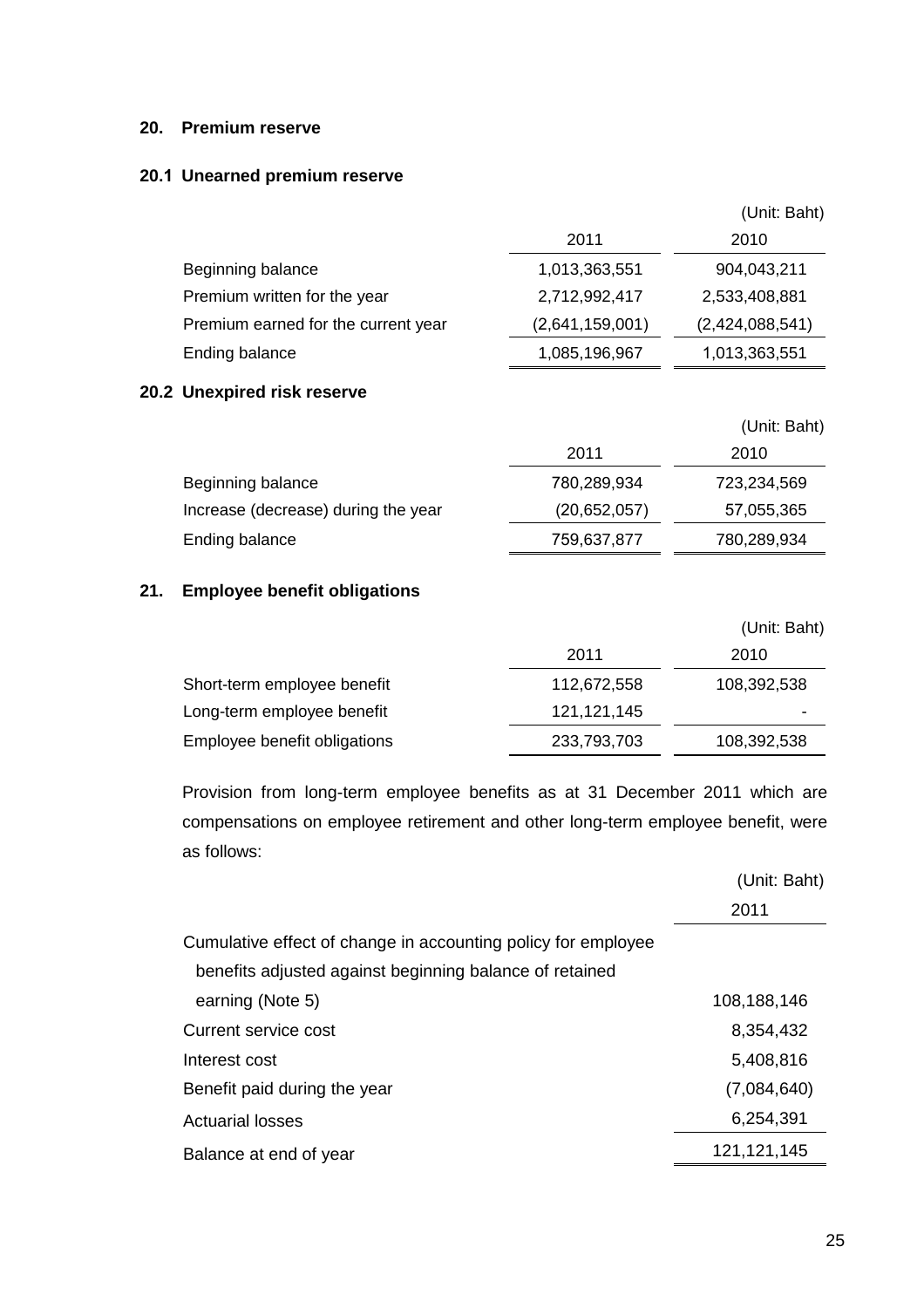## 20. Premium reserve

### 20.1 Unearned premium reserve

(Unit: Baht)

| | 2011 | 2010 |
|---|---|---|
| Beginning balance | 1,013,363,551 | 904,043,211 |
| Premium written for the year | 2,712,992,417 | 2,533,408,881 |
| Premium earned for the current year | (2,641,159,001) | (2,424,088,541) |
| Ending balance | 1,085,196,967 | 1,013,363,551 |

### 20.2 Unexpired risk reserve

(Unit: Baht)

| | 2011 | 2010 |
|---|---|---|
| Beginning balance | 780,289,934 | 723,234,569 |
| Increase (decrease) during the year | (20,652,057) | 57,055,365 |
| Ending balance | 759,637,877 | 780,289,934 |

## 21. Employee benefit obligations

(Unit: Baht)

| | 2011 | 2010 |
|---|---|---|
| Short-term employee benefit | 112,672,558 | 108,392,538 |
| Long-term employee benefit | 121,121,145 | - |
| Employee benefit obligations | 233,793,703 | 108,392,538 |

Provision from long-term employee benefits as at 31 December 2011 which are compensations on employee retirement and other long-term employee benefit, were as follows:

(Unit: Baht)

| | 2011 |
|---|---|
| Cumulative effect of change in accounting policy for employee benefits adjusted against beginning balance of retained earning (Note 5) | 108,188,146 |
| Current service cost | 8,354,432 |
| Interest cost | 5,408,816 |
| Benefit paid during the year | (7,084,640) |
| Actuarial losses | 6,254,391 |
| Balance at end of year | 121,121,145 |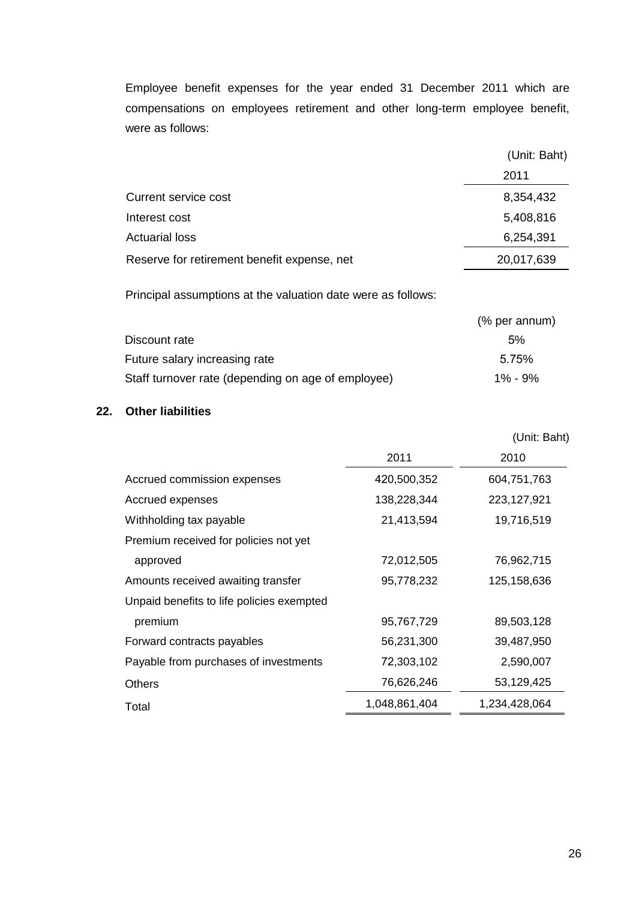Employee benefit expenses for the year ended 31 December 2011 which are compensations on employees retirement and other long-term employee benefit, were as follows:

| | (Unit: Baht) |
|---|---|
| | 2011 |
| Current service cost | 8,354,432 |
| Interest cost | 5,408,816 |
| Actuarial loss | 6,254,391 |
| Reserve for retirement benefit expense, net | 20,017,639 |

Principal assumptions at the valuation date were as follows:

| | (% per annum) |
|---|---|
| Discount rate | 5% |
| Future salary increasing rate | 5.75% |
| Staff turnover rate (depending on age of employee) | 1% - 9% |

## 22. Other liabilities

| | | (Unit: Baht) |
|---|---|---|
| | 2011 | 2010 |
| Accrued commission expenses | 420,500,352 | 604,751,763 |
| Accrued expenses | 138,228,344 | 223,127,921 |
| Withholding tax payable | 21,413,594 | 19,716,519 |
| Premium received for policies not yet approved | 72,012,505 | 76,962,715 |
| Amounts received awaiting transfer | 95,778,232 | 125,158,636 |
| Unpaid benefits to life policies exempted premium | 95,767,729 | 89,503,128 |
| Forward contracts payables | 56,231,300 | 39,487,950 |
| Payable from purchases of investments | 72,303,102 | 2,590,007 |
| Others | 76,626,246 | 53,129,425 |
| Total | 1,048,861,404 | 1,234,428,064 |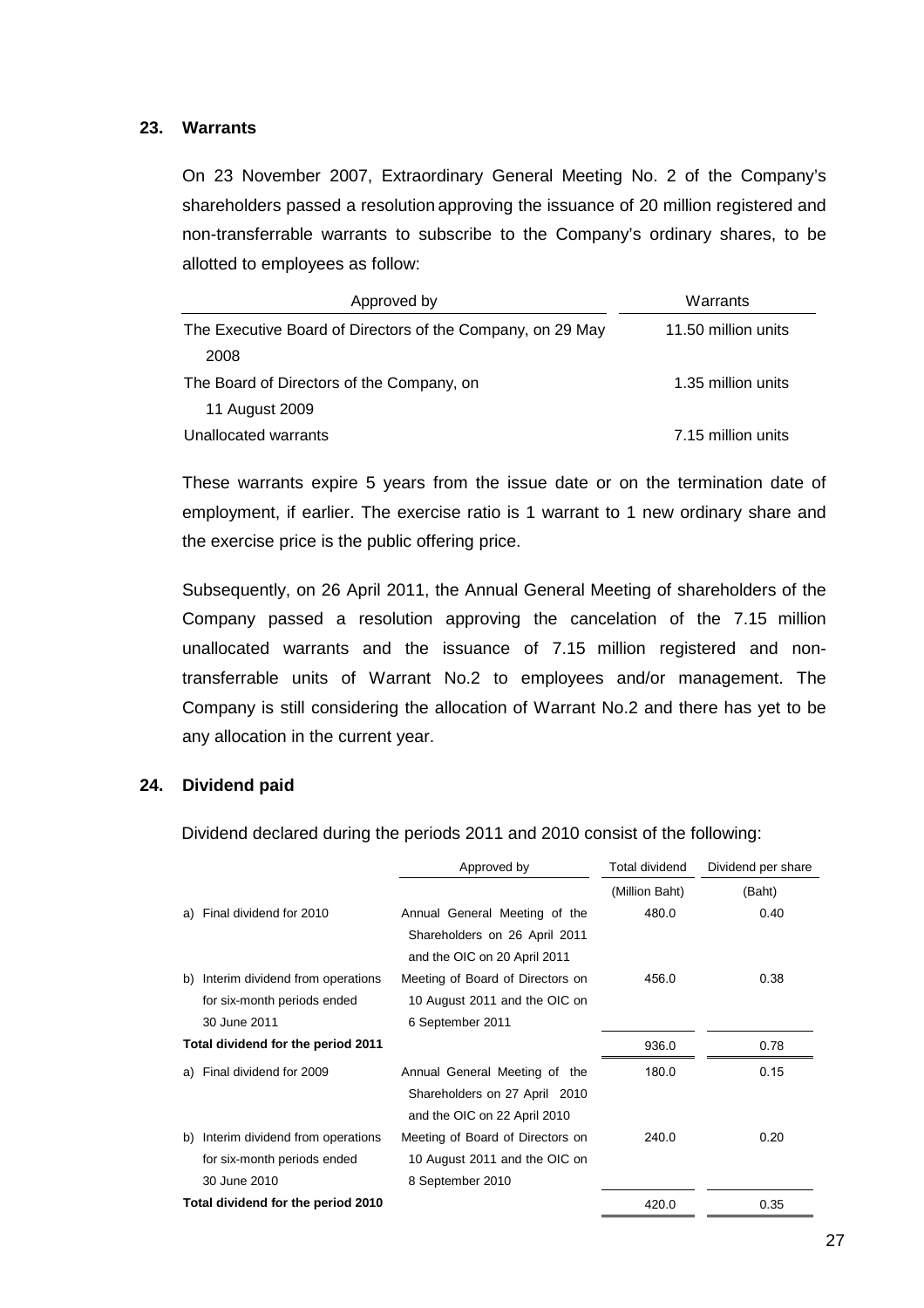## 23. Warrants

On 23 November 2007, Extraordinary General Meeting No. 2 of the Company's shareholders passed a resolution approving the issuance of 20 million registered and non-transferrable warrants to subscribe to the Company's ordinary shares, to be allotted to employees as follow:

| Approved by | Warrants |
|---|---|
| The Executive Board of Directors of the Company, on 29 May 2008 | 11.50 million units |
| The Board of Directors of the Company, on 11 August 2009 | 1.35 million units |
| Unallocated warrants | 7.15 million units |

These warrants expire 5 years from the issue date or on the termination date of employment, if earlier. The exercise ratio is 1 warrant to 1 new ordinary share and the exercise price is the public offering price.

Subsequently, on 26 April 2011, the Annual General Meeting of shareholders of the Company passed a resolution approving the cancelation of the 7.15 million unallocated warrants and the issuance of 7.15 million registered and non-transferrable units of Warrant No.2 to employees and/or management. The Company is still considering the allocation of Warrant No.2 and there has yet to be any allocation in the current year.

## 24. Dividend paid

Dividend declared during the periods 2011 and 2010 consist of the following:

| | Approved by | Total dividend | Dividend per share |
|---|---|---|---|
| | | (Million Baht) | (Baht) |
| a) Final dividend for 2010 | Annual General Meeting of the Shareholders on 26 April 2011 and the OIC on 20 April 2011 | 480.0 | 0.40 |
| b) Interim dividend from operations for six-month periods ended 30 June 2011 | Meeting of Board of Directors on 10 August 2011 and the OIC on 6 September 2011 | 456.0 | 0.38 |
| **Total dividend for the period 2011** | | 936.0 | 0.78 |
| a) Final dividend for 2009 | Annual General Meeting of the Shareholders on 27 April 2010 and the OIC on 22 April 2010 | 180.0 | 0.15 |
| b) Interim dividend from operations for six-month periods ended 30 June 2010 | Meeting of Board of Directors on 10 August 2011 and the OIC on 8 September 2010 | 240.0 | 0.20 |
| **Total dividend for the period 2010** | | 420.0 | 0.35 |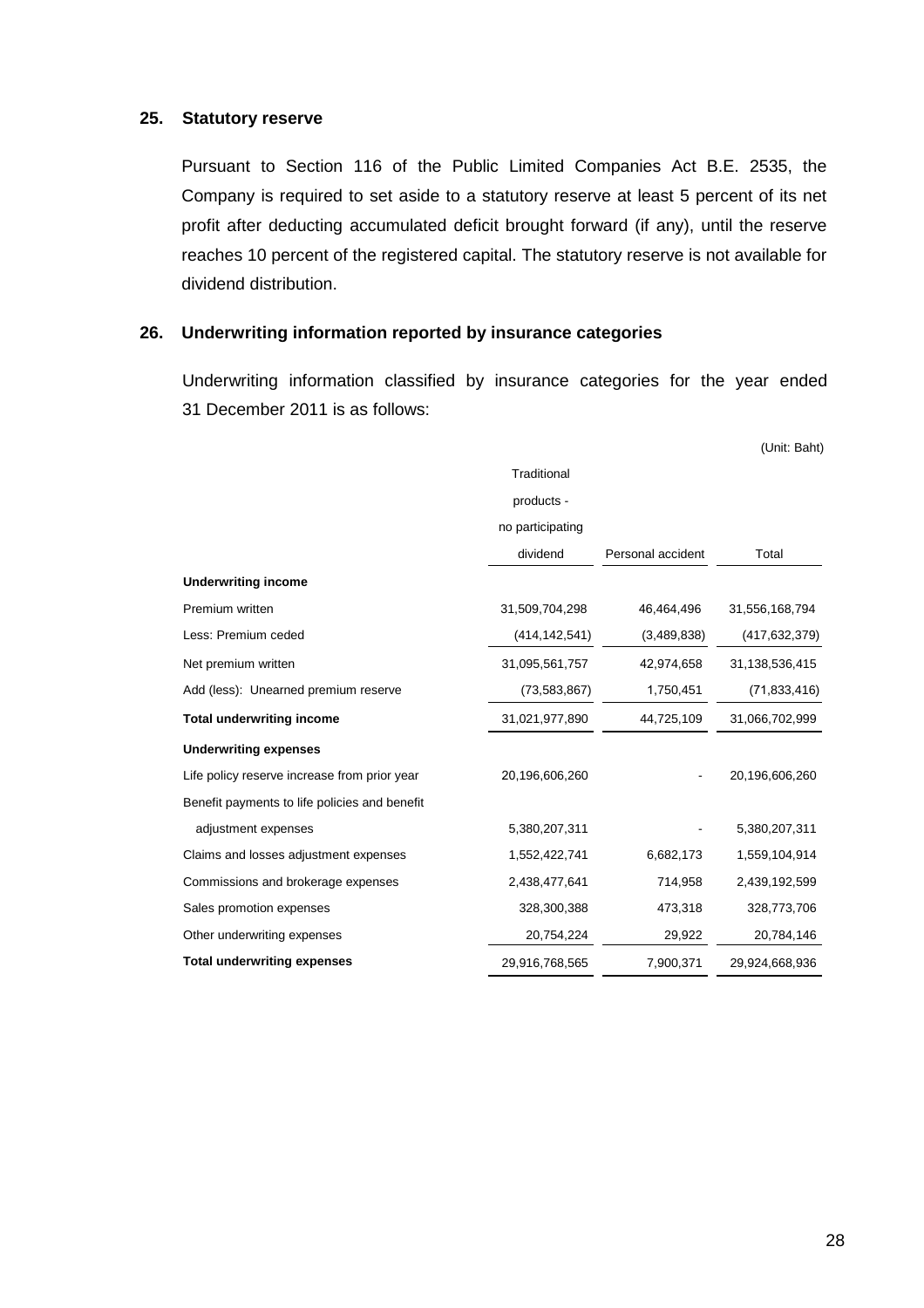## 25. Statutory reserve

Pursuant to Section 116 of the Public Limited Companies Act B.E. 2535, the Company is required to set aside to a statutory reserve at least 5 percent of its net profit after deducting accumulated deficit brought forward (if any), until the reserve reaches 10 percent of the registered capital. The statutory reserve is not available for dividend distribution.

## 26. Underwriting information reported by insurance categories

Underwriting information classified by insurance categories for the year ended 31 December 2011 is as follows:

(Unit: Baht)

| | Traditional products - no participating dividend | Personal accident | Total |
|---|---|---|---|
| **Underwriting income** | | | |
| Premium written | 31,509,704,298 | 46,464,496 | 31,556,168,794 |
| Less: Premium ceded | (414,142,541) | (3,489,838) | (417,632,379) |
| Net premium written | 31,095,561,757 | 42,974,658 | 31,138,536,415 |
| Add (less): Unearned premium reserve | (73,583,867) | 1,750,451 | (71,833,416) |
| **Total underwriting income** | 31,021,977,890 | 44,725,109 | 31,066,702,999 |
| **Underwriting expenses** | | | |
| Life policy reserve increase from prior year | 20,196,606,260 | - | 20,196,606,260 |
| Benefit payments to life policies and benefit adjustment expenses | 5,380,207,311 | - | 5,380,207,311 |
| Claims and losses adjustment expenses | 1,552,422,741 | 6,682,173 | 1,559,104,914 |
| Commissions and brokerage expenses | 2,438,477,641 | 714,958 | 2,439,192,599 |
| Sales promotion expenses | 328,300,388 | 473,318 | 328,773,706 |
| Other underwriting expenses | 20,754,224 | 29,922 | 20,784,146 |
| **Total underwriting expenses** | 29,916,768,565 | 7,900,371 | 29,924,668,936 |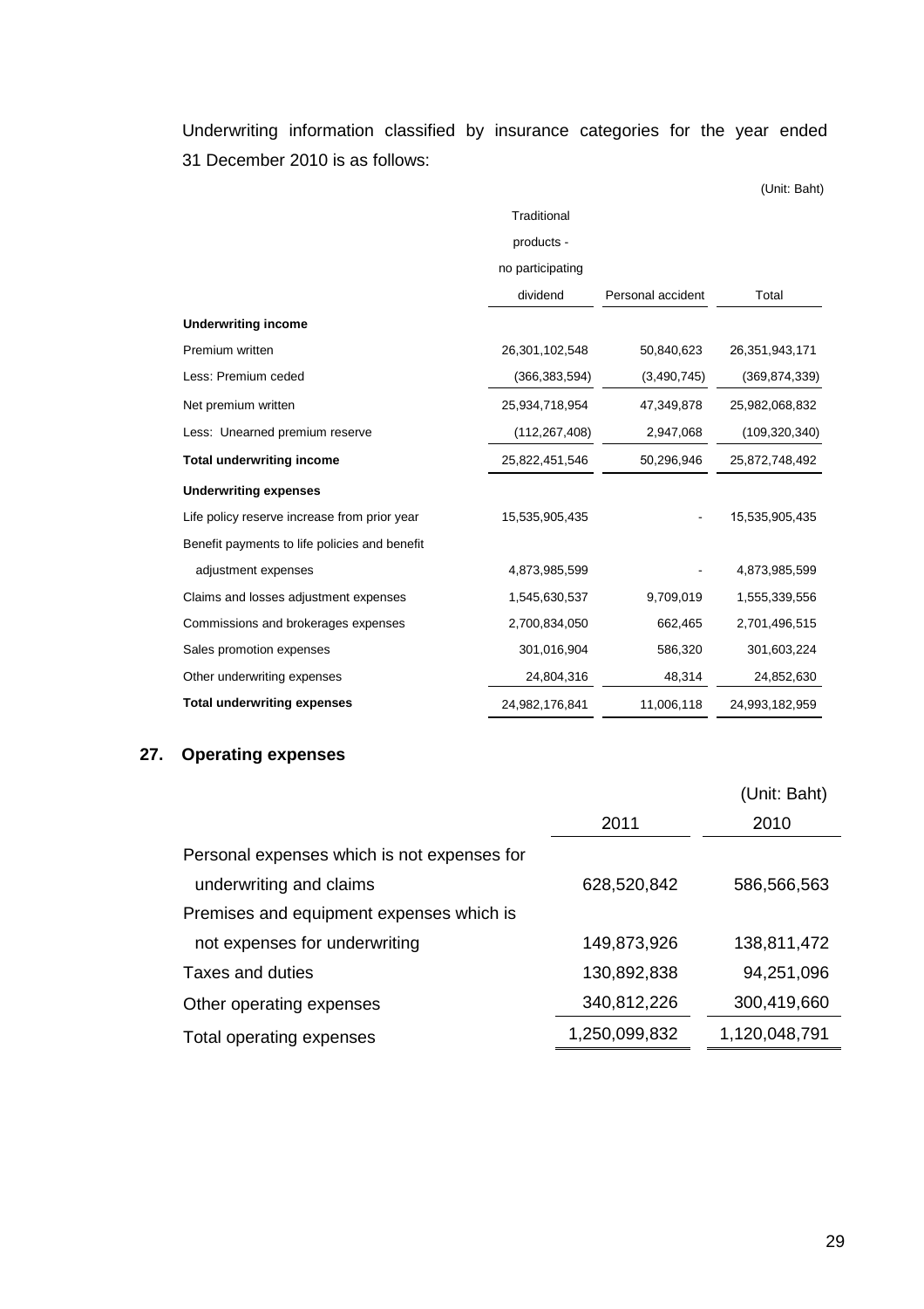Underwriting information classified by insurance categories for the year ended 31 December 2010 is as follows:

(Unit: Baht)

| | Traditional products - no participating dividend | Personal accident | Total |
|---|---|---|---|
| **Underwriting income** | | | |
| Premium written | 26,301,102,548 | 50,840,623 | 26,351,943,171 |
| Less: Premium ceded | (366,383,594) | (3,490,745) | (369,874,339) |
| Net premium written | 25,934,718,954 | 47,349,878 | 25,982,068,832 |
| Less: Unearned premium reserve | (112,267,408) | 2,947,068 | (109,320,340) |
| **Total underwriting income** | 25,822,451,546 | 50,296,946 | 25,872,748,492 |
| **Underwriting expenses** | | | |
| Life policy reserve increase from prior year | 15,535,905,435 | - | 15,535,905,435 |
| Benefit payments to life policies and benefit adjustment expenses | 4,873,985,599 | - | 4,873,985,599 |
| Claims and losses adjustment expenses | 1,545,630,537 | 9,709,019 | 1,555,339,556 |
| Commissions and brokerages expenses | 2,700,834,050 | 662,465 | 2,701,496,515 |
| Sales promotion expenses | 301,016,904 | 586,320 | 301,603,224 |
| Other underwriting expenses | 24,804,316 | 48,314 | 24,852,630 |
| **Total underwriting expenses** | 24,982,176,841 | 11,006,118 | 24,993,182,959 |

## 27. Operating expenses

(Unit: Baht)

| | 2011 | 2010 |
|---|---|---|
| Personal expenses which is not expenses for underwriting and claims | 628,520,842 | 586,566,563 |
| Premises and equipment expenses which is not expenses for underwriting | 149,873,926 | 138,811,472 |
| Taxes and duties | 130,892,838 | 94,251,096 |
| Other operating expenses | 340,812,226 | 300,419,660 |
| Total operating expenses | 1,250,099,832 | 1,120,048,791 |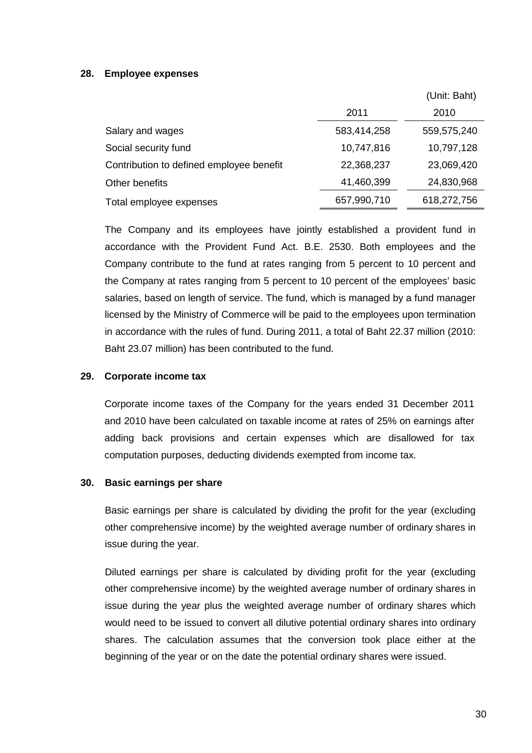## 28. Employee expenses

(Unit: Baht)

| | 2011 | 2010 |
|---|---|---|
| Salary and wages | 583,414,258 | 559,575,240 |
| Social security fund | 10,747,816 | 10,797,128 |
| Contribution to defined employee benefit | 22,368,237 | 23,069,420 |
| Other benefits | 41,460,399 | 24,830,968 |
| Total employee expenses | 657,990,710 | 618,272,756 |

The Company and its employees have jointly established a provident fund in accordance with the Provident Fund Act. B.E. 2530. Both employees and the Company contribute to the fund at rates ranging from 5 percent to 10 percent and the Company at rates ranging from 5 percent to 10 percent of the employees' basic salaries, based on length of service. The fund, which is managed by a fund manager licensed by the Ministry of Commerce will be paid to the employees upon termination in accordance with the rules of fund. During 2011, a total of Baht 22.37 million (2010: Baht 23.07 million) has been contributed to the fund.

## 29. Corporate income tax

Corporate income taxes of the Company for the years ended 31 December 2011 and 2010 have been calculated on taxable income at rates of 25% on earnings after adding back provisions and certain expenses which are disallowed for tax computation purposes, deducting dividends exempted from income tax.

## 30. Basic earnings per share

Basic earnings per share is calculated by dividing the profit for the year (excluding other comprehensive income) by the weighted average number of ordinary shares in issue during the year.

Diluted earnings per share is calculated by dividing profit for the year (excluding other comprehensive income) by the weighted average number of ordinary shares in issue during the year plus the weighted average number of ordinary shares which would need to be issued to convert all dilutive potential ordinary shares into ordinary shares. The calculation assumes that the conversion took place either at the beginning of the year or on the date the potential ordinary shares were issued.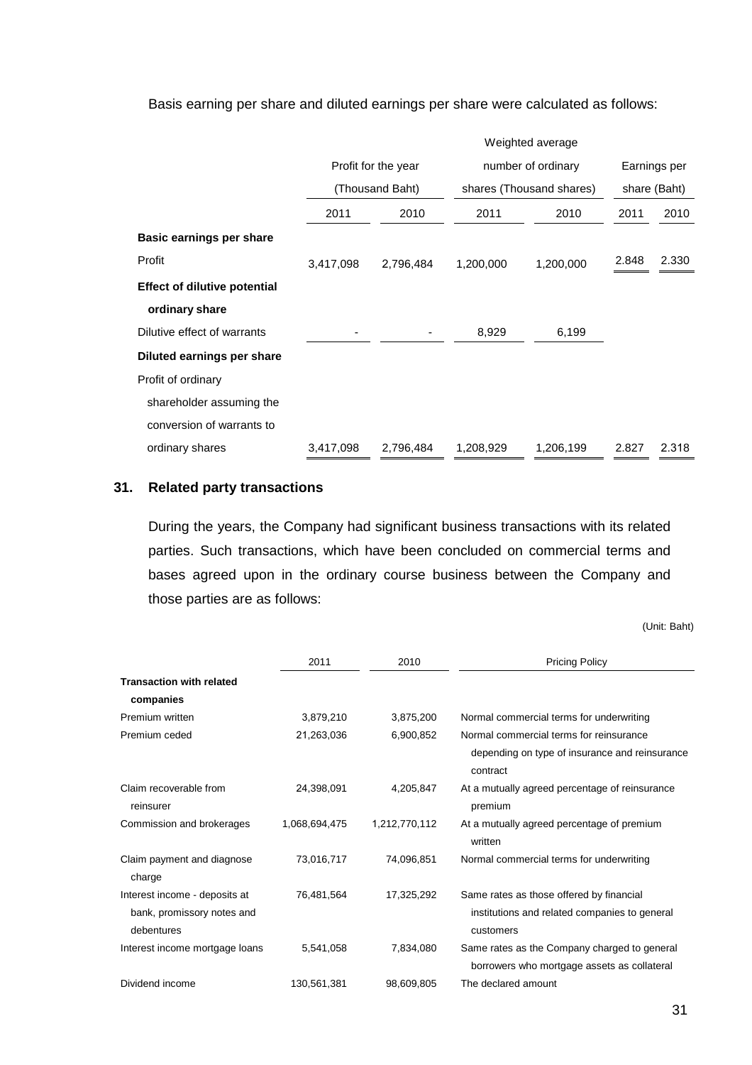Basis earning per share and diluted earnings per share were calculated as follows:

| | Profit for the year (Thousand Baht) | | Weighted average number of ordinary shares (Thousand shares) | | Earnings per share (Baht) | |
|---|---|---|---|---|---|---|
| | 2011 | 2010 | 2011 | 2010 | 2011 | 2010 |
| **Basic earnings per share** | | | | | | |
| Profit | 3,417,098 | 2,796,484 | 1,200,000 | 1,200,000 | 2.848 | 2.330 |
| **Effect of dilutive potential ordinary share** | | | | | | |
| Dilutive effect of warrants | - | - | 8,929 | 6,199 | | |
| **Diluted earnings per share** | | | | | | |
| Profit of ordinary shareholder assuming the conversion of warrants to ordinary shares | 3,417,098 | 2,796,484 | 1,208,929 | 1,206,199 | 2.827 | 2.318 |

## 31. Related party transactions

During the years, the Company had significant business transactions with its related parties. Such transactions, which have been concluded on commercial terms and bases agreed upon in the ordinary course business between the Company and those parties are as follows:

(Unit: Baht)

| | 2011 | 2010 | Pricing Policy |
|---|---|---|---|
| **Transaction with related companies** | | | |
| Premium written | 3,879,210 | 3,875,200 | Normal commercial terms for underwriting |
| Premium ceded | 21,263,036 | 6,900,852 | Normal commercial terms for reinsurance depending on type of insurance and reinsurance contract |
| Claim recoverable from reinsurer | 24,398,091 | 4,205,847 | At a mutually agreed percentage of reinsurance premium |
| Commission and brokerages | 1,068,694,475 | 1,212,770,112 | At a mutually agreed percentage of premium written |
| Claim payment and diagnose charge | 73,016,717 | 74,096,851 | Normal commercial terms for underwriting |
| Interest income - deposits at bank, promissory notes and debentures | 76,481,564 | 17,325,292 | Same rates as those offered by financial institutions and related companies to general customers |
| Interest income mortgage loans | 5,541,058 | 7,834,080 | Same rates as the Company charged to general borrowers who mortgage assets as collateral |
| Dividend income | 130,561,381 | 98,609,805 | The declared amount |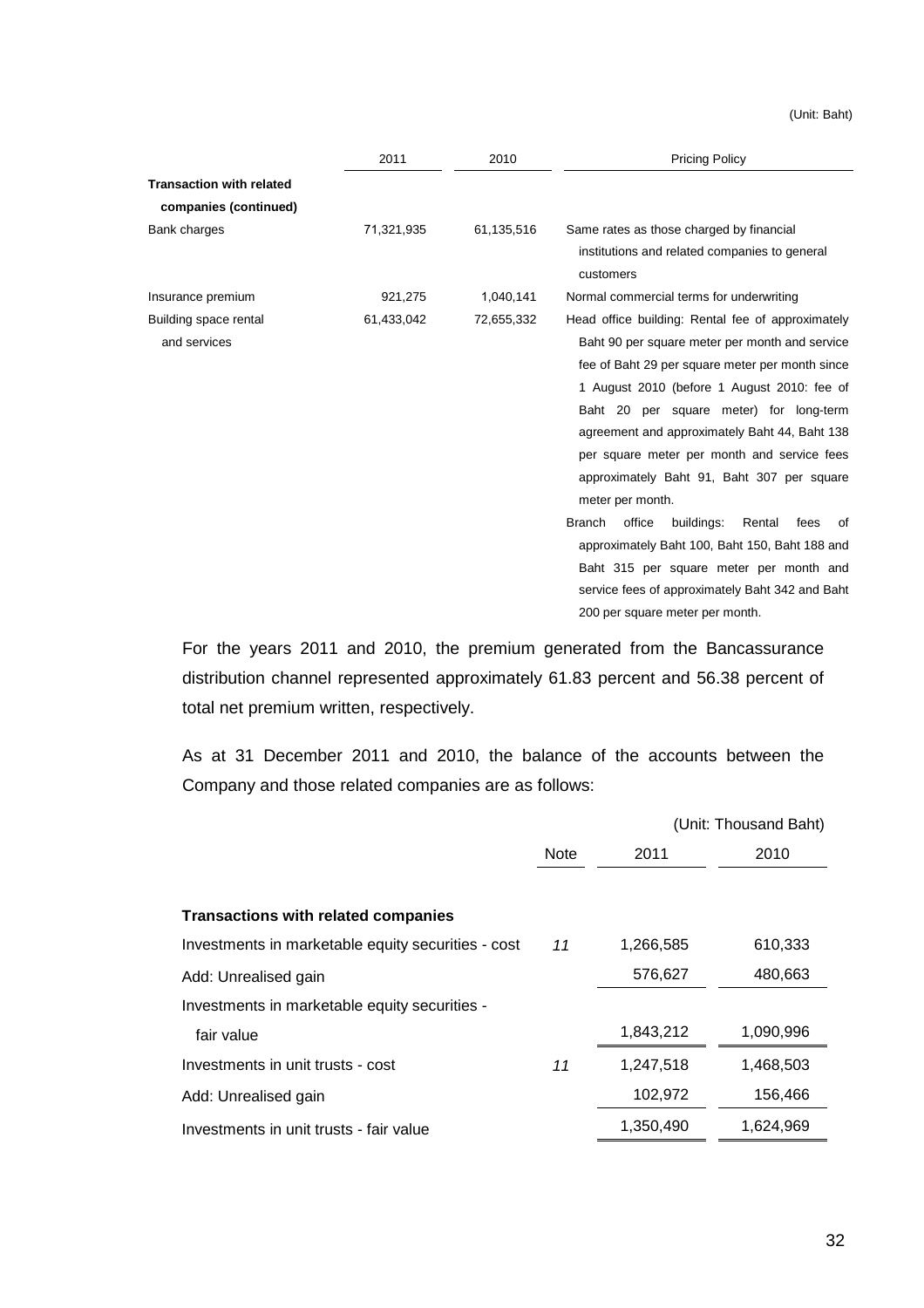(Unit: Baht)

| | 2011 | 2010 | Pricing Policy |
|---|---|---|---|
| **Transaction with related companies (continued)** | | | |
| Bank charges | 71,321,935 | 61,135,516 | Same rates as those charged by financial institutions and related companies to general customers |
| Insurance premium | 921,275 | 1,040,141 | Normal commercial terms for underwriting |
| Building space rental and services | 61,433,042 | 72,655,332 | Head office building: Rental fee of approximately Baht 90 per square meter per month and service fee of Baht 29 per square meter per month since 1 August 2010 (before 1 August 2010: fee of Baht 20 per square meter) for long-term agreement and approximately Baht 44, Baht 138 per square meter per month and service fees approximately Baht 91, Baht 307 per square meter per month. Branch office buildings: Rental fees of approximately Baht 100, Baht 150, Baht 188 and Baht 315 per square meter per month and service fees of approximately Baht 342 and Baht 200 per square meter per month. |

For the years 2011 and 2010, the premium generated from the Bancassurance distribution channel represented approximately 61.83 percent and 56.38 percent of total net premium written, respectively.

As at 31 December 2011 and 2010, the balance of the accounts between the Company and those related companies are as follows:

(Unit: Thousand Baht)

| | Note | 2011 | 2010 |
|---|---|---|---|
| **Transactions with related companies** | | | |
| Investments in marketable equity securities - cost | *11* | 1,266,585 | 610,333 |
| Add: Unrealised gain | | 576,627 | 480,663 |
| Investments in marketable equity securities - fair value | | 1,843,212 | 1,090,996 |
| Investments in unit trusts - cost | *11* | 1,247,518 | 1,468,503 |
| Add: Unrealised gain | | 102,972 | 156,466 |
| Investments in unit trusts - fair value | | 1,350,490 | 1,624,969 |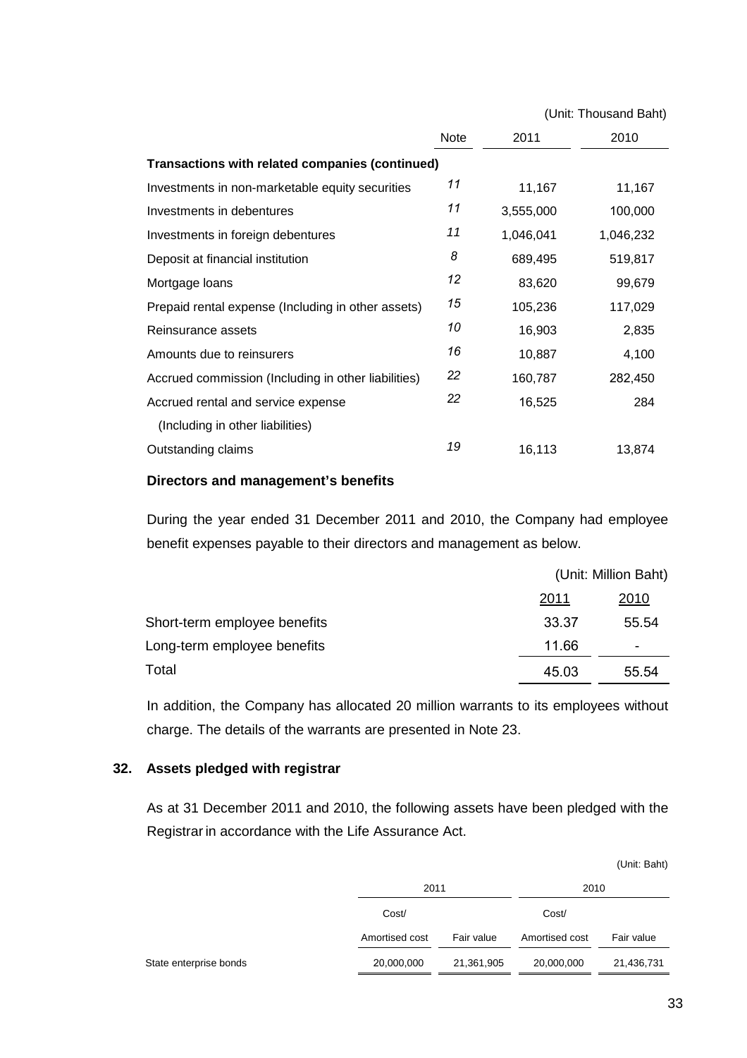(Unit: Thousand Baht)

| | Note | 2011 | 2010 |
|---|---|---|---|
| **Transactions with related companies (continued)** | | | |
| Investments in non-marketable equity securities | *11* | 11,167 | 11,167 |
| Investments in debentures | *11* | 3,555,000 | 100,000 |
| Investments in foreign debentures | *11* | 1,046,041 | 1,046,232 |
| Deposit at financial institution | *8* | 689,495 | 519,817 |
| Mortgage loans | *12* | 83,620 | 99,679 |
| Prepaid rental expense (Including in other assets) | *15* | 105,236 | 117,029 |
| Reinsurance assets | *10* | 16,903 | 2,835 |
| Amounts due to reinsurers | *16* | 10,887 | 4,100 |
| Accrued commission (Including in other liabilities) | *22* | 160,787 | 282,450 |
| Accrued rental and service expense (Including in other liabilities) | *22* | 16,525 | 284 |
| Outstanding claims | *19* | 16,113 | 13,874 |

**Directors and management's benefits**

During the year ended 31 December 2011 and 2010, the Company had employee benefit expenses payable to their directors and management as below.

(Unit: Million Baht)

| | 2011 | 2010 |
|---|---|---|
| Short-term employee benefits | 33.37 | 55.54 |
| Long-term employee benefits | 11.66 | - |
| Total | 45.03 | 55.54 |

In addition, the Company has allocated 20 million warrants to its employees without charge. The details of the warrants are presented in Note 23.

## 32. Assets pledged with registrar

As at 31 December 2011 and 2010, the following assets have been pledged with the Registrar in accordance with the Life Assurance Act.

(Unit: Baht)

| | 2011 | | 2010 | |
|---|---|---|---|---|
| | Cost/ Amortised cost | Fair value | Cost/ Amortised cost | Fair value |
| State enterprise bonds | 20,000,000 | 21,361,905 | 20,000,000 | 21,436,731 |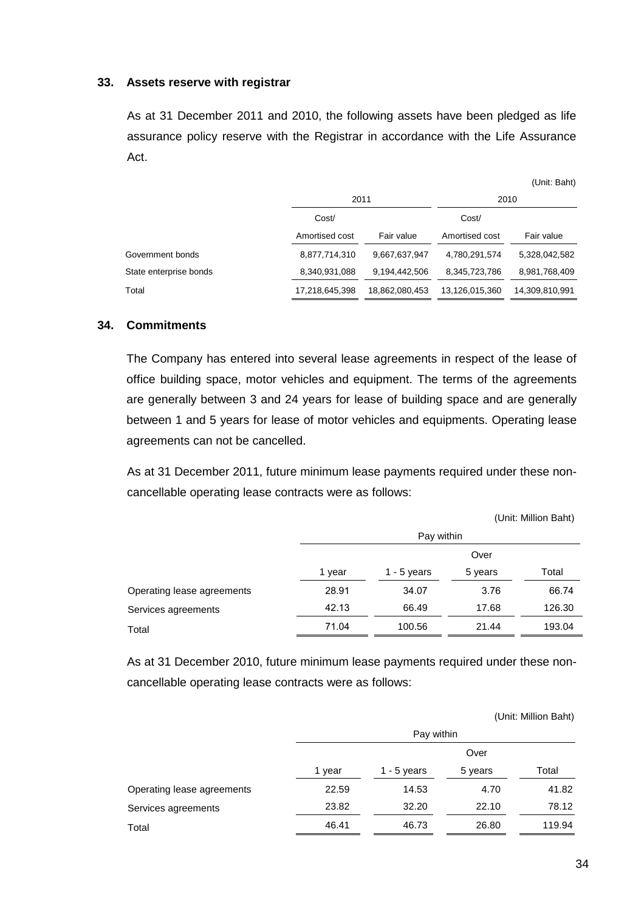## 33. Assets reserve with registrar

As at 31 December 2011 and 2010, the following assets have been pledged as life assurance policy reserve with the Registrar in accordance with the Life Assurance Act.

(Unit: Baht)

| | 2011 | | 2010 | |
|---|---|---|---|---|
| | Cost/ Amortised cost | Fair value | Cost/ Amortised cost | Fair value |
| Government bonds | 8,877,714,310 | 9,667,637,947 | 4,780,291,574 | 5,328,042,582 |
| State enterprise bonds | 8,340,931,088 | 9,194,442,506 | 8,345,723,786 | 8,981,768,409 |
| Total | 17,218,645,398 | 18,862,080,453 | 13,126,015,360 | 14,309,810,991 |

## 34. Commitments

The Company has entered into several lease agreements in respect of the lease of office building space, motor vehicles and equipment. The terms of the agreements are generally between 3 and 24 years for lease of building space and are generally between 1 and 5 years for lease of motor vehicles and equipments. Operating lease agreements can not be cancelled.

As at 31 December 2011, future minimum lease payments required under these non-cancellable operating lease contracts were as follows:

(Unit: Million Baht)

| | Pay within | | | |
|---|---|---|---|---|
| | 1 year | 1 - 5 years | Over 5 years | Total |
| Operating lease agreements | 28.91 | 34.07 | 3.76 | 66.74 |
| Services agreements | 42.13 | 66.49 | 17.68 | 126.30 |
| Total | 71.04 | 100.56 | 21.44 | 193.04 |

As at 31 December 2010, future minimum lease payments required under these non-cancellable operating lease contracts were as follows:

(Unit: Million Baht)

| | Pay within | | | |
|---|---|---|---|---|
| | 1 year | 1 - 5 years | Over 5 years | Total |
| Operating lease agreements | 22.59 | 14.53 | 4.70 | 41.82 |
| Services agreements | 23.82 | 32.20 | 22.10 | 78.12 |
| Total | 46.41 | 46.73 | 26.80 | 119.94 |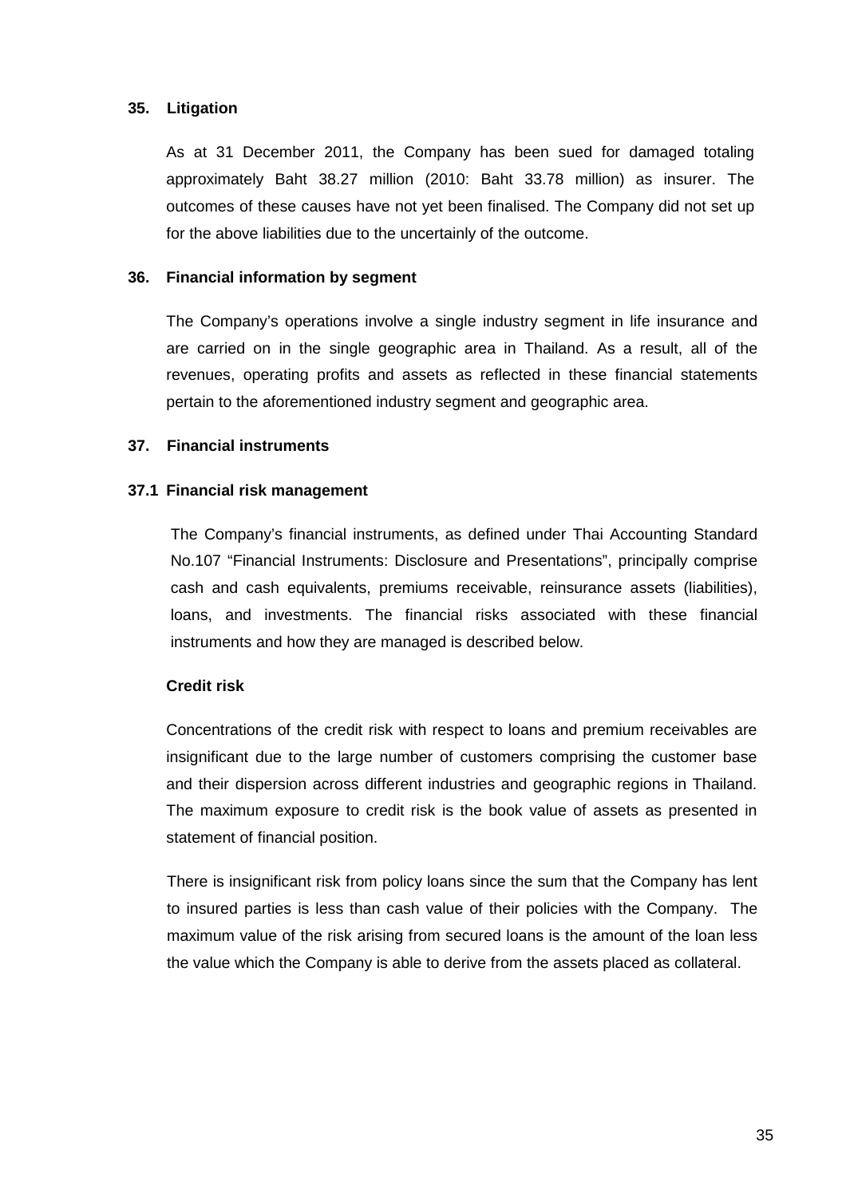## 35. Litigation

As at 31 December 2011, the Company has been sued for damaged totaling approximately Baht 38.27 million (2010: Baht 33.78 million) as insurer. The outcomes of these causes have not yet been finalised. The Company did not set up for the above liabilities due to the uncertainly of the outcome.

## 36. Financial information by segment

The Company's operations involve a single industry segment in life insurance and are carried on in the single geographic area in Thailand. As a result, all of the revenues, operating profits and assets as reflected in these financial statements pertain to the aforementioned industry segment and geographic area.

## 37. Financial instruments

### 37.1 Financial risk management

The Company's financial instruments, as defined under Thai Accounting Standard No.107 "Financial Instruments: Disclosure and Presentations", principally comprise cash and cash equivalents, premiums receivable, reinsurance assets (liabilities), loans, and investments. The financial risks associated with these financial instruments and how they are managed is described below.

**Credit risk**

Concentrations of the credit risk with respect to loans and premium receivables are insignificant due to the large number of customers comprising the customer base and their dispersion across different industries and geographic regions in Thailand. The maximum exposure to credit risk is the book value of assets as presented in statement of financial position.

There is insignificant risk from policy loans since the sum that the Company has lent to insured parties is less than cash value of their policies with the Company. The maximum value of the risk arising from secured loans is the amount of the loan less the value which the Company is able to derive from the assets placed as collateral.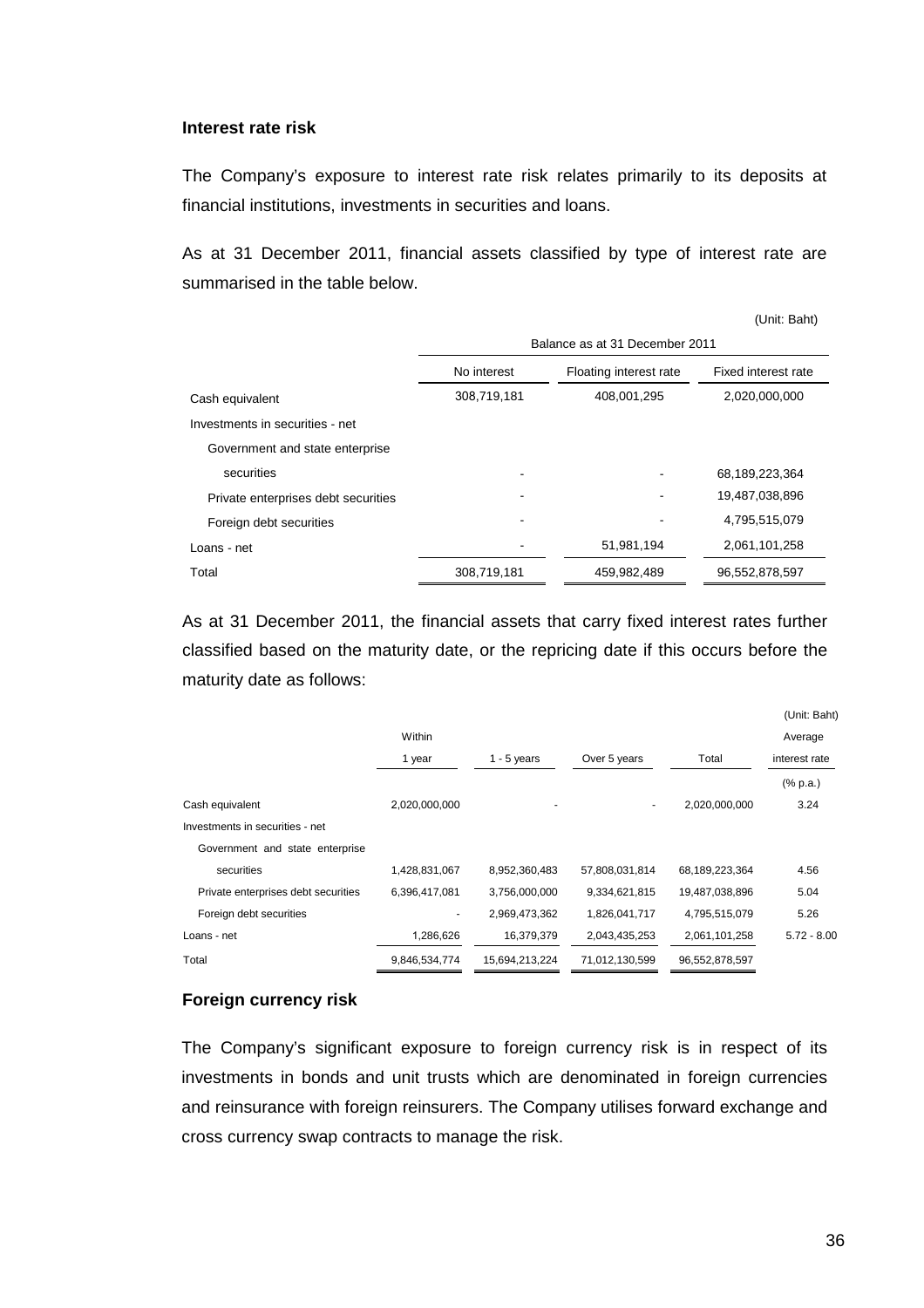### Interest rate risk

The Company's exposure to interest rate risk relates primarily to its deposits at financial institutions, investments in securities and loans.

As at 31 December 2011, financial assets classified by type of interest rate are summarised in the table below.

(Unit: Baht)

| | Balance as at 31 December 2011 | | |
|---|---|---|---|
| | No interest | Floating interest rate | Fixed interest rate |
| Cash equivalent | 308,719,181 | 408,001,295 | 2,020,000,000 |
| Investments in securities - net | | | |
| Government and state enterprise securities | - | - | 68,189,223,364 |
| Private enterprises debt securities | - | - | 19,487,038,896 |
| Foreign debt securities | - | - | 4,795,515,079 |
| Loans - net | - | 51,981,194 | 2,061,101,258 |
| Total | 308,719,181 | 459,982,489 | 96,552,878,597 |

As at 31 December 2011, the financial assets that carry fixed interest rates further classified based on the maturity date, or the repricing date if this occurs before the maturity date as follows:

(Unit: Baht)

| | Within 1 year | 1 - 5 years | Over 5 years | Total | Average interest rate |
|---|---|---|---|---|---|
| | | | | | (% p.a.) |
| Cash equivalent | 2,020,000,000 | - | - | 2,020,000,000 | 3.24 |
| Investments in securities - net | | | | | |
| Government and state enterprise securities | 1,428,831,067 | 8,952,360,483 | 57,808,031,814 | 68,189,223,364 | 4.56 |
| Private enterprises debt securities | 6,396,417,081 | 3,756,000,000 | 9,334,621,815 | 19,487,038,896 | 5.04 |
| Foreign debt securities | - | 2,969,473,362 | 1,826,041,717 | 4,795,515,079 | 5.26 |
| Loans - net | 1,286,626 | 16,379,379 | 2,043,435,253 | 2,061,101,258 | 5.72 - 8.00 |
| Total | 9,846,534,774 | 15,694,213,224 | 71,012,130,599 | 96,552,878,597 | |

### Foreign currency risk

The Company's significant exposure to foreign currency risk is in respect of its investments in bonds and unit trusts which are denominated in foreign currencies and reinsurance with foreign reinsurers. The Company utilises forward exchange and cross currency swap contracts to manage the risk.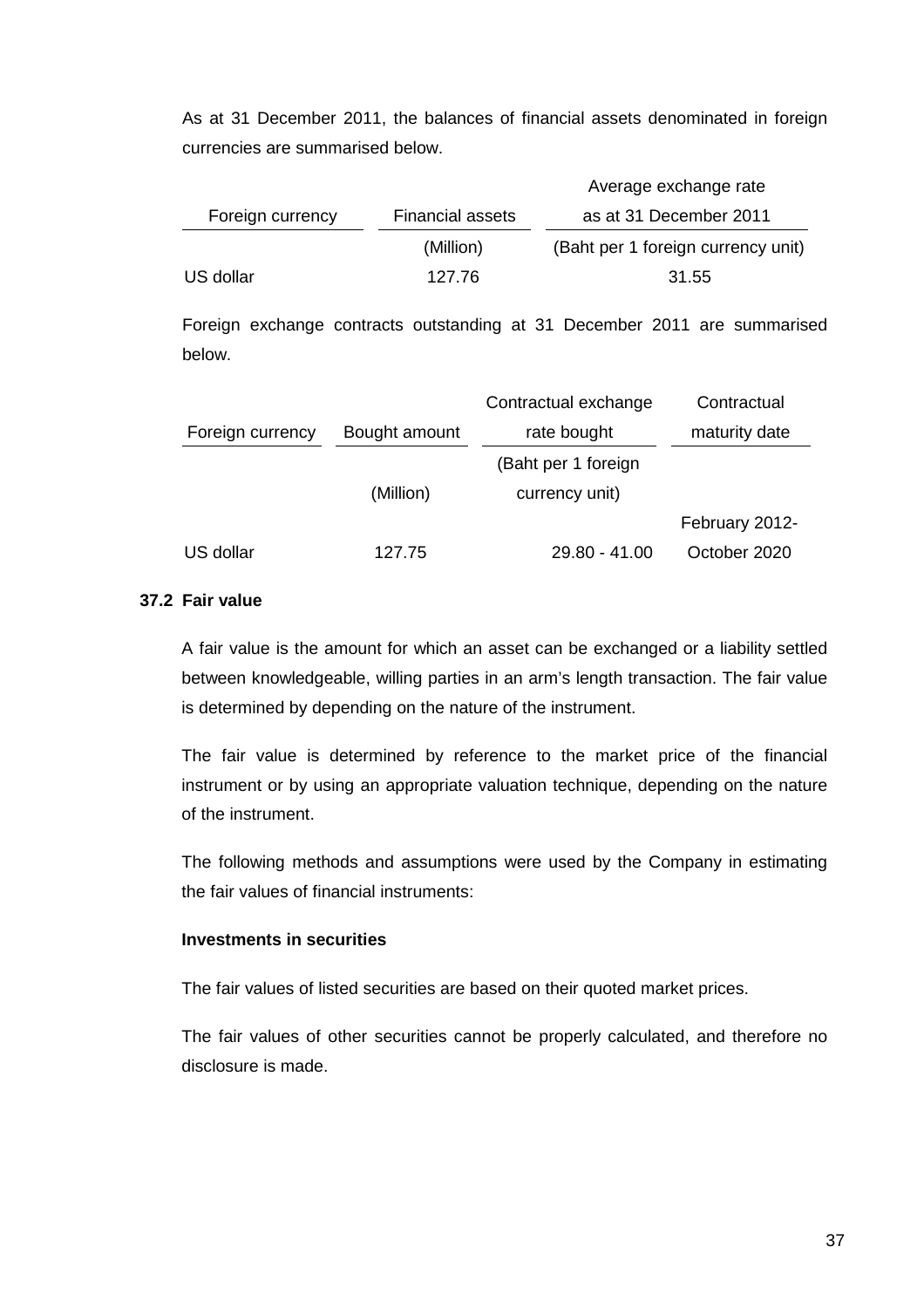As at 31 December 2011, the balances of financial assets denominated in foreign currencies are summarised below.

| Foreign currency | Financial assets | Average exchange rate as at 31 December 2011 |
|---|---|---|
| | (Million) | (Baht per 1 foreign currency unit) |
| US dollar | 127.76 | 31.55 |

Foreign exchange contracts outstanding at 31 December 2011 are summarised below.

| Foreign currency | Bought amount | Contractual exchange rate bought | Contractual maturity date |
|---|---|---|---|
| | (Million) | (Baht per 1 foreign currency unit) | |
| US dollar | 127.75 | 29.80 - 41.00 | February 2012- October 2020 |

### 37.2 Fair value

A fair value is the amount for which an asset can be exchanged or a liability settled between knowledgeable, willing parties in an arm's length transaction. The fair value is determined by depending on the nature of the instrument.

The fair value is determined by reference to the market price of the financial instrument or by using an appropriate valuation technique, depending on the nature of the instrument.

The following methods and assumptions were used by the Company in estimating the fair values of financial instruments:

**Investments in securities**

The fair values of listed securities are based on their quoted market prices.

The fair values of other securities cannot be properly calculated, and therefore no disclosure is made.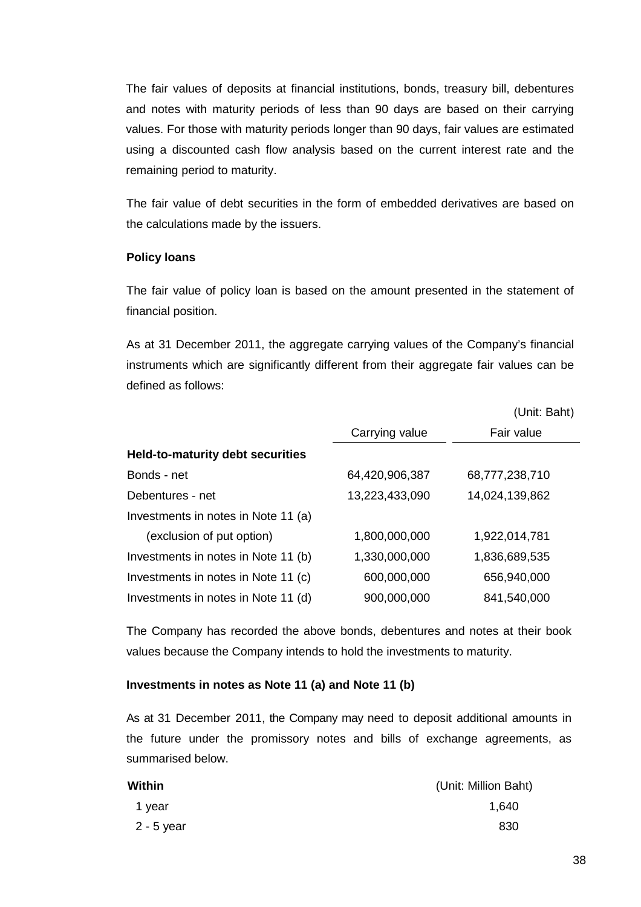The fair values of deposits at financial institutions, bonds, treasury bill, debentures and notes with maturity periods of less than 90 days are based on their carrying values. For those with maturity periods longer than 90 days, fair values are estimated using a discounted cash flow analysis based on the current interest rate and the remaining period to maturity.

The fair value of debt securities in the form of embedded derivatives are based on the calculations made by the issuers.

**Policy loans**

The fair value of policy loan is based on the amount presented in the statement of financial position.

As at 31 December 2011, the aggregate carrying values of the Company's financial instruments which are significantly different from their aggregate fair values can be defined as follows:

(Unit: Baht)

| | Carrying value | Fair value |
|---|---|---|
| **Held-to-maturity debt securities** | | |
| Bonds - net | 64,420,906,387 | 68,777,238,710 |
| Debentures - net | 13,223,433,090 | 14,024,139,862 |
| Investments in notes in Note 11 (a) (exclusion of put option) | 1,800,000,000 | 1,922,014,781 |
| Investments in notes in Note 11 (b) | 1,330,000,000 | 1,836,689,535 |
| Investments in notes in Note 11 (c) | 600,000,000 | 656,940,000 |
| Investments in notes in Note 11 (d) | 900,000,000 | 841,540,000 |

The Company has recorded the above bonds, debentures and notes at their book values because the Company intends to hold the investments to maturity.

**Investments in notes as Note 11 (a) and Note 11 (b)**

As at 31 December 2011, the Company may need to deposit additional amounts in the future under the promissory notes and bills of exchange agreements, as summarised below.

| **Within** | (Unit: Million Baht) |
|---|---|
| 1 year | 1,640 |
| 2 - 5 year | 830 |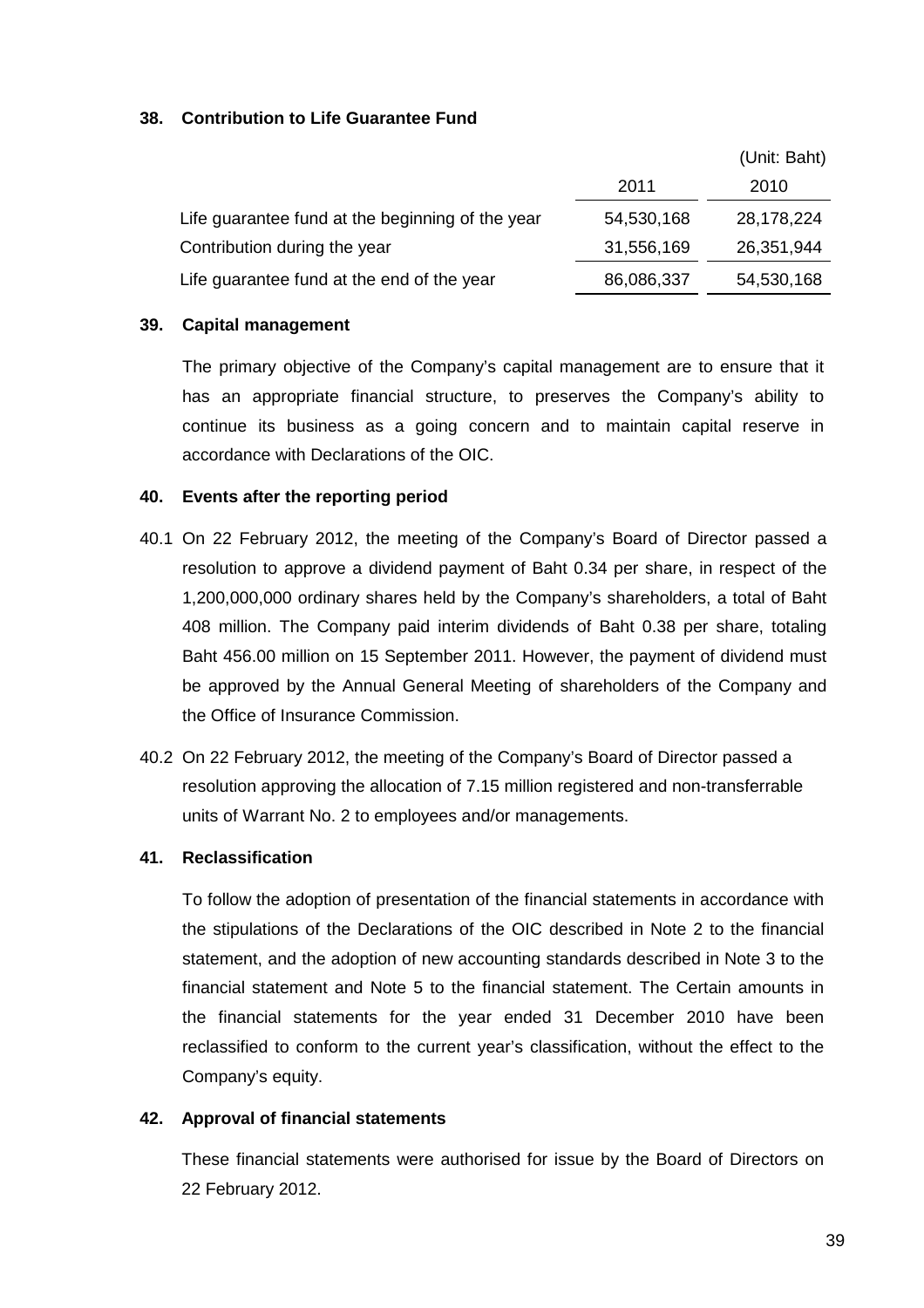## 38. Contribution to Life Guarantee Fund

| | | (Unit: Baht) |
|---|---|---|
| | 2011 | 2010 |
| Life guarantee fund at the beginning of the year | 54,530,168 | 28,178,224 |
| Contribution during the year | 31,556,169 | 26,351,944 |
| Life guarantee fund at the end of the year | 86,086,337 | 54,530,168 |

## 39. Capital management

The primary objective of the Company's capital management are to ensure that it has an appropriate financial structure, to preserves the Company's ability to continue its business as a going concern and to maintain capital reserve in accordance with Declarations of the OIC.

## 40. Events after the reporting period

40.1 On 22 February 2012, the meeting of the Company's Board of Director passed a resolution to approve a dividend payment of Baht 0.34 per share, in respect of the 1,200,000,000 ordinary shares held by the Company's shareholders, a total of Baht 408 million. The Company paid interim dividends of Baht 0.38 per share, totaling Baht 456.00 million on 15 September 2011. However, the payment of dividend must be approved by the Annual General Meeting of shareholders of the Company and the Office of Insurance Commission.

40.2 On 22 February 2012, the meeting of the Company's Board of Director passed a resolution approving the allocation of 7.15 million registered and non-transferrable units of Warrant No. 2 to employees and/or managements.

## 41. Reclassification

To follow the adoption of presentation of the financial statements in accordance with the stipulations of the Declarations of the OIC described in Note 2 to the financial statement, and the adoption of new accounting standards described in Note 3 to the financial statement and Note 5 to the financial statement. The Certain amounts in the financial statements for the year ended 31 December 2010 have been reclassified to conform to the current year's classification, without the effect to the Company's equity.

## 42. Approval of financial statements

These financial statements were authorised for issue by the Board of Directors on 22 February 2012.